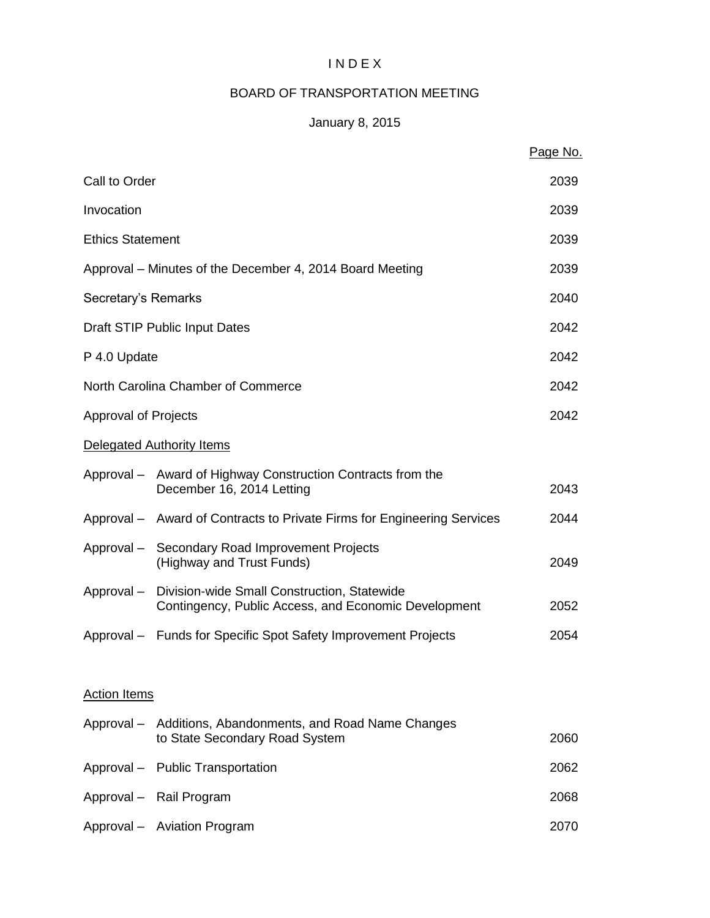# I N D E X

## BOARD OF TRANSPORTATION MEETING

### January 8, 2015

| | Page No. |
|---|---|
| Call to Order | 2039 |
| Invocation | 2039 |
| Ethics Statement | 2039 |
| Approval – Minutes of the December 4, 2014 Board Meeting | 2039 |
| Secretary's Remarks | 2040 |
| Draft STIP Public Input Dates | 2042 |
| P 4.0 Update | 2042 |
| North Carolina Chamber of Commerce | 2042 |
| Approval of Projects | 2042 |

**Delegated Authority Items**

| | | |
|---|---|---|
| Approval – | Award of Highway Construction Contracts from the December 16, 2014 Letting | 2043 |
| Approval – | Award of Contracts to Private Firms for Engineering Services | 2044 |
| Approval – | Secondary Road Improvement Projects (Highway and Trust Funds) | 2049 |
| Approval – | Division-wide Small Construction, Statewide Contingency, Public Access, and Economic Development | 2052 |
| Approval – | Funds for Specific Spot Safety Improvement Projects | 2054 |

**Action Items**

| | | |
|---|---|---|
| Approval – | Additions, Abandonments, and Road Name Changes to State Secondary Road System | 2060 |
| Approval – | Public Transportation | 2062 |
| Approval – | Rail Program | 2068 |
| Approval – | Aviation Program | 2070 |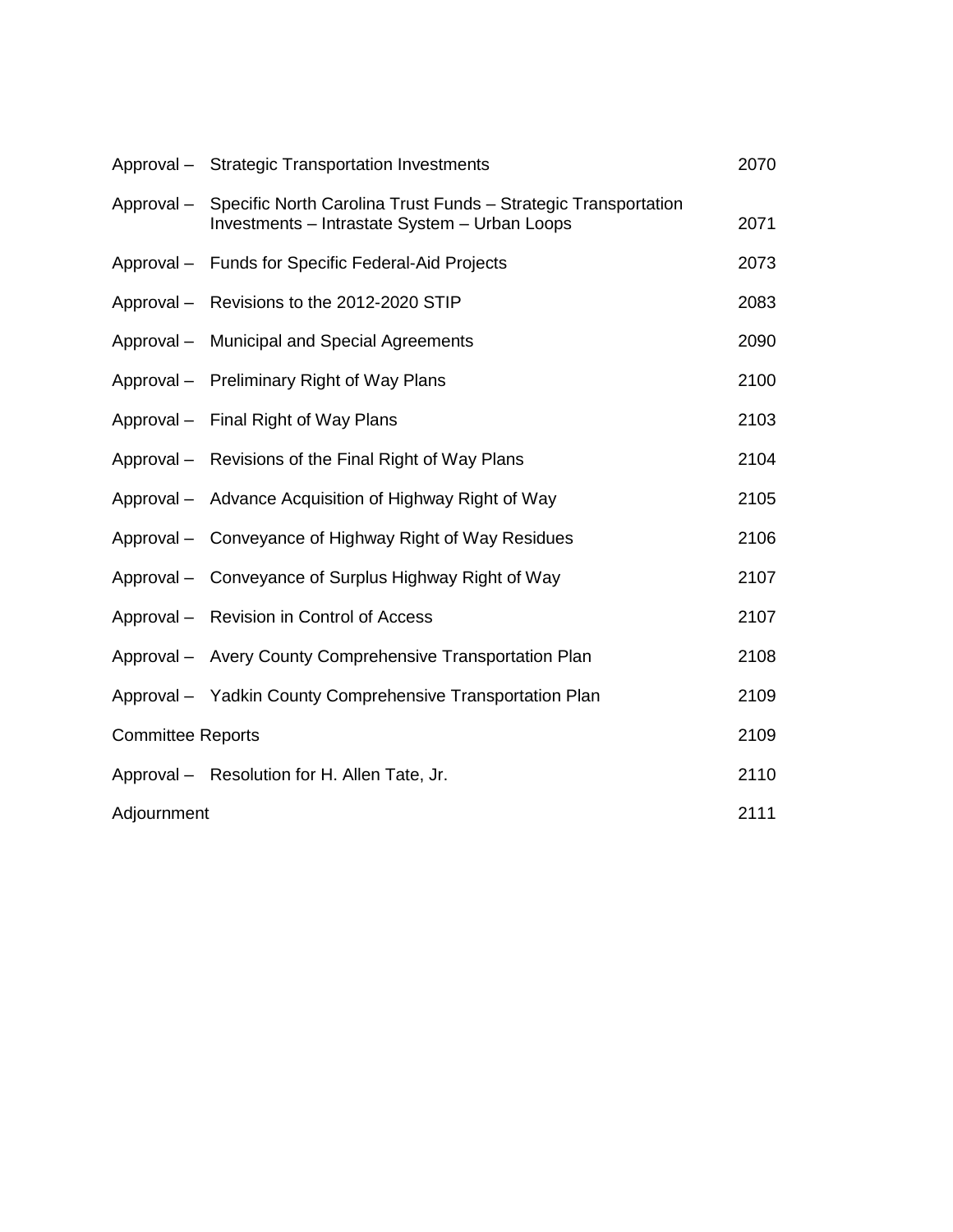| | | |
|---|---|---|
| Approval – | Strategic Transportation Investments | 2070 |
| Approval – | Specific North Carolina Trust Funds – Strategic Transportation Investments – Intrastate System – Urban Loops | 2071 |
| Approval – | Funds for Specific Federal-Aid Projects | 2073 |
| Approval – | Revisions to the 2012-2020 STIP | 2083 |
| Approval – | Municipal and Special Agreements | 2090 |
| Approval – | Preliminary Right of Way Plans | 2100 |
| Approval – | Final Right of Way Plans | 2103 |
| Approval – | Revisions of the Final Right of Way Plans | 2104 |
| Approval – | Advance Acquisition of Highway Right of Way | 2105 |
| Approval – | Conveyance of Highway Right of Way Residues | 2106 |
| Approval – | Conveyance of Surplus Highway Right of Way | 2107 |
| Approval – | Revision in Control of Access | 2107 |
| Approval – | Avery County Comprehensive Transportation Plan | 2108 |
| Approval – | Yadkin County Comprehensive Transportation Plan | 2109 |
| Committee Reports | | 2109 |
| Approval – | Resolution for H. Allen Tate, Jr. | 2110 |
| Adjournment | | 2111 |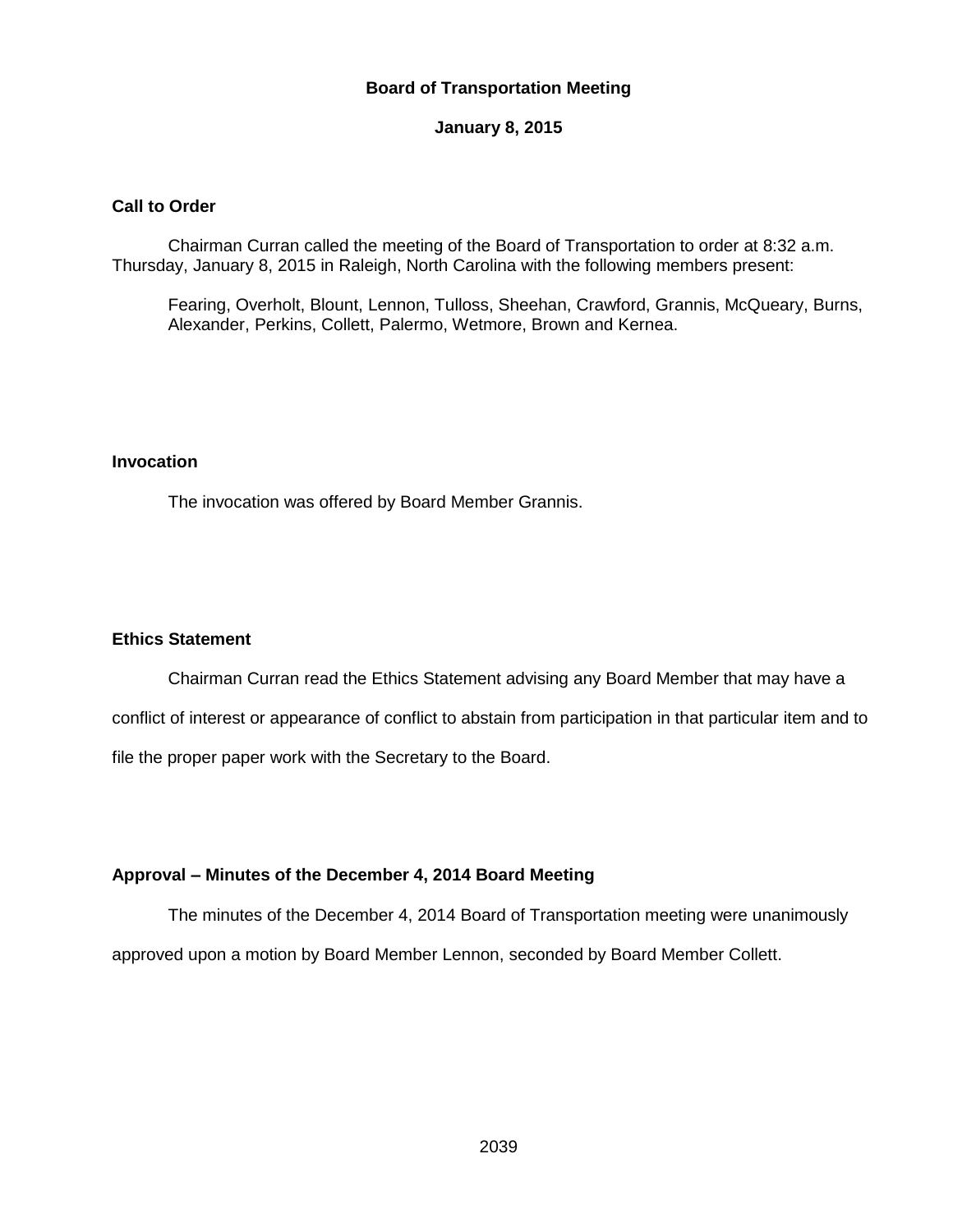**Board of Transportation Meeting**

**January 8, 2015**

**Call to Order**

Chairman Curran called the meeting of the Board of Transportation to order at 8:32 a.m. Thursday, January 8, 2015 in Raleigh, North Carolina with the following members present:

Fearing, Overholt, Blount, Lennon, Tulloss, Sheehan, Crawford, Grannis, McQueary, Burns, Alexander, Perkins, Collett, Palermo, Wetmore, Brown and Kernea.

**Invocation**

The invocation was offered by Board Member Grannis.

**Ethics Statement**

Chairman Curran read the Ethics Statement advising any Board Member that may have a conflict of interest or appearance of conflict to abstain from participation in that particular item and to file the proper paper work with the Secretary to the Board.

**Approval – Minutes of the December 4, 2014 Board Meeting**

The minutes of the December 4, 2014 Board of Transportation meeting were unanimously approved upon a motion by Board Member Lennon, seconded by Board Member Collett.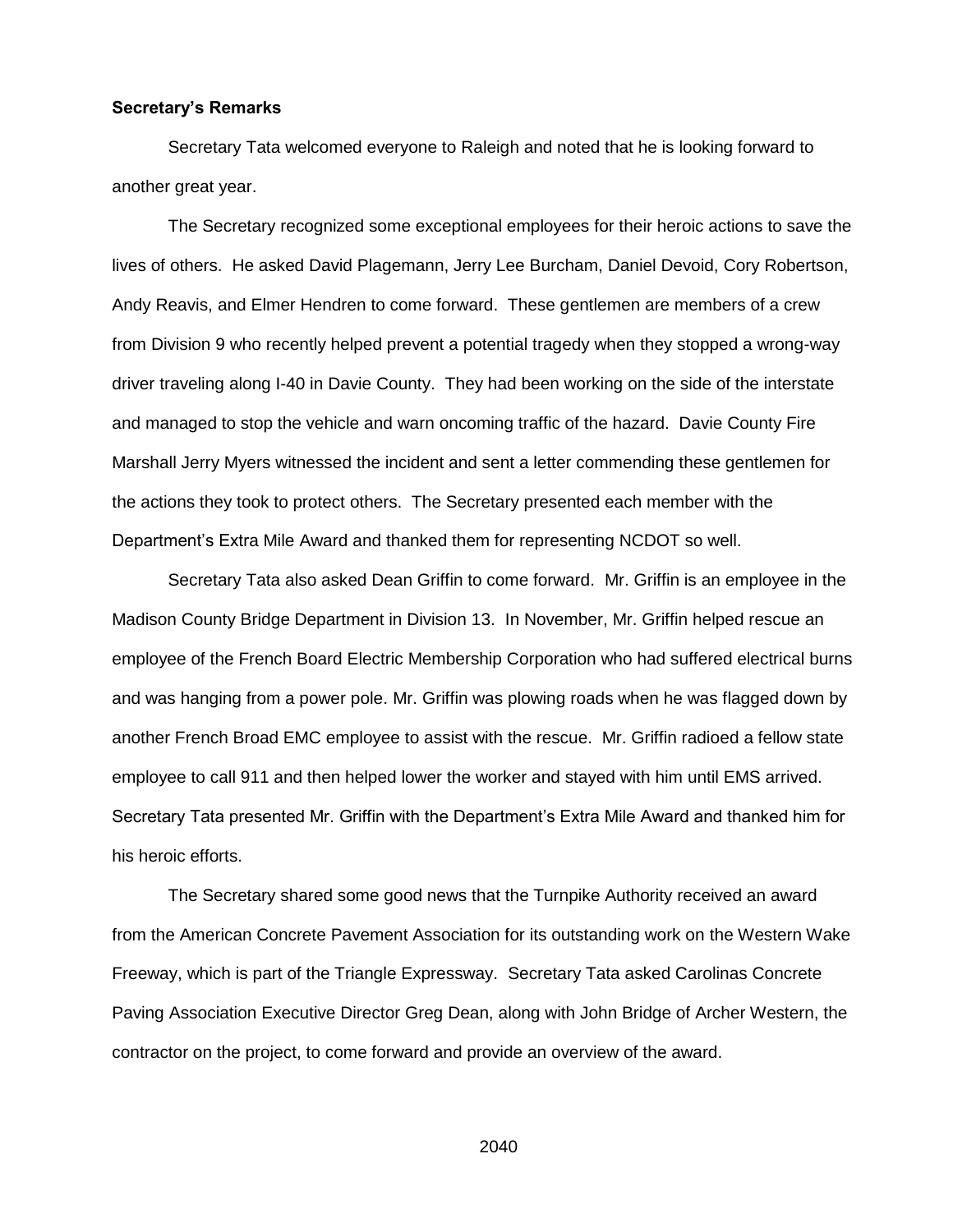**Secretary's Remarks**

Secretary Tata welcomed everyone to Raleigh and noted that he is looking forward to another great year.

The Secretary recognized some exceptional employees for their heroic actions to save the lives of others. He asked David Plagemann, Jerry Lee Burcham, Daniel Devoid, Cory Robertson, Andy Reavis, and Elmer Hendren to come forward. These gentlemen are members of a crew from Division 9 who recently helped prevent a potential tragedy when they stopped a wrong-way driver traveling along I-40 in Davie County. They had been working on the side of the interstate and managed to stop the vehicle and warn oncoming traffic of the hazard. Davie County Fire Marshall Jerry Myers witnessed the incident and sent a letter commending these gentlemen for the actions they took to protect others. The Secretary presented each member with the Department's Extra Mile Award and thanked them for representing NCDOT so well.

Secretary Tata also asked Dean Griffin to come forward. Mr. Griffin is an employee in the Madison County Bridge Department in Division 13. In November, Mr. Griffin helped rescue an employee of the French Board Electric Membership Corporation who had suffered electrical burns and was hanging from a power pole. Mr. Griffin was plowing roads when he was flagged down by another French Broad EMC employee to assist with the rescue. Mr. Griffin radioed a fellow state employee to call 911 and then helped lower the worker and stayed with him until EMS arrived. Secretary Tata presented Mr. Griffin with the Department's Extra Mile Award and thanked him for his heroic efforts.

The Secretary shared some good news that the Turnpike Authority received an award from the American Concrete Pavement Association for its outstanding work on the Western Wake Freeway, which is part of the Triangle Expressway. Secretary Tata asked Carolinas Concrete Paving Association Executive Director Greg Dean, along with John Bridge of Archer Western, the contractor on the project, to come forward and provide an overview of the award.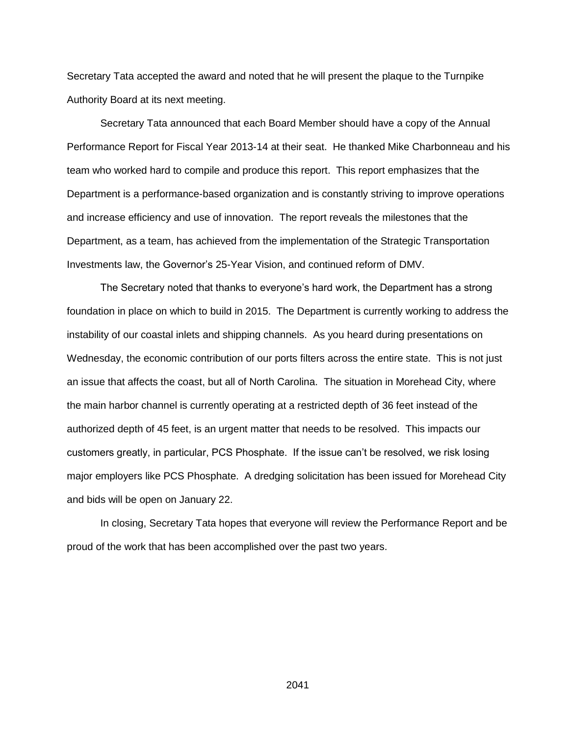Secretary Tata accepted the award and noted that he will present the plaque to the Turnpike Authority Board at its next meeting.

Secretary Tata announced that each Board Member should have a copy of the Annual Performance Report for Fiscal Year 2013-14 at their seat. He thanked Mike Charbonneau and his team who worked hard to compile and produce this report. This report emphasizes that the Department is a performance-based organization and is constantly striving to improve operations and increase efficiency and use of innovation. The report reveals the milestones that the Department, as a team, has achieved from the implementation of the Strategic Transportation Investments law, the Governor's 25-Year Vision, and continued reform of DMV.

The Secretary noted that thanks to everyone's hard work, the Department has a strong foundation in place on which to build in 2015. The Department is currently working to address the instability of our coastal inlets and shipping channels. As you heard during presentations on Wednesday, the economic contribution of our ports filters across the entire state. This is not just an issue that affects the coast, but all of North Carolina. The situation in Morehead City, where the main harbor channel is currently operating at a restricted depth of 36 feet instead of the authorized depth of 45 feet, is an urgent matter that needs to be resolved. This impacts our customers greatly, in particular, PCS Phosphate. If the issue can't be resolved, we risk losing major employers like PCS Phosphate. A dredging solicitation has been issued for Morehead City and bids will be open on January 22.

In closing, Secretary Tata hopes that everyone will review the Performance Report and be proud of the work that has been accomplished over the past two years.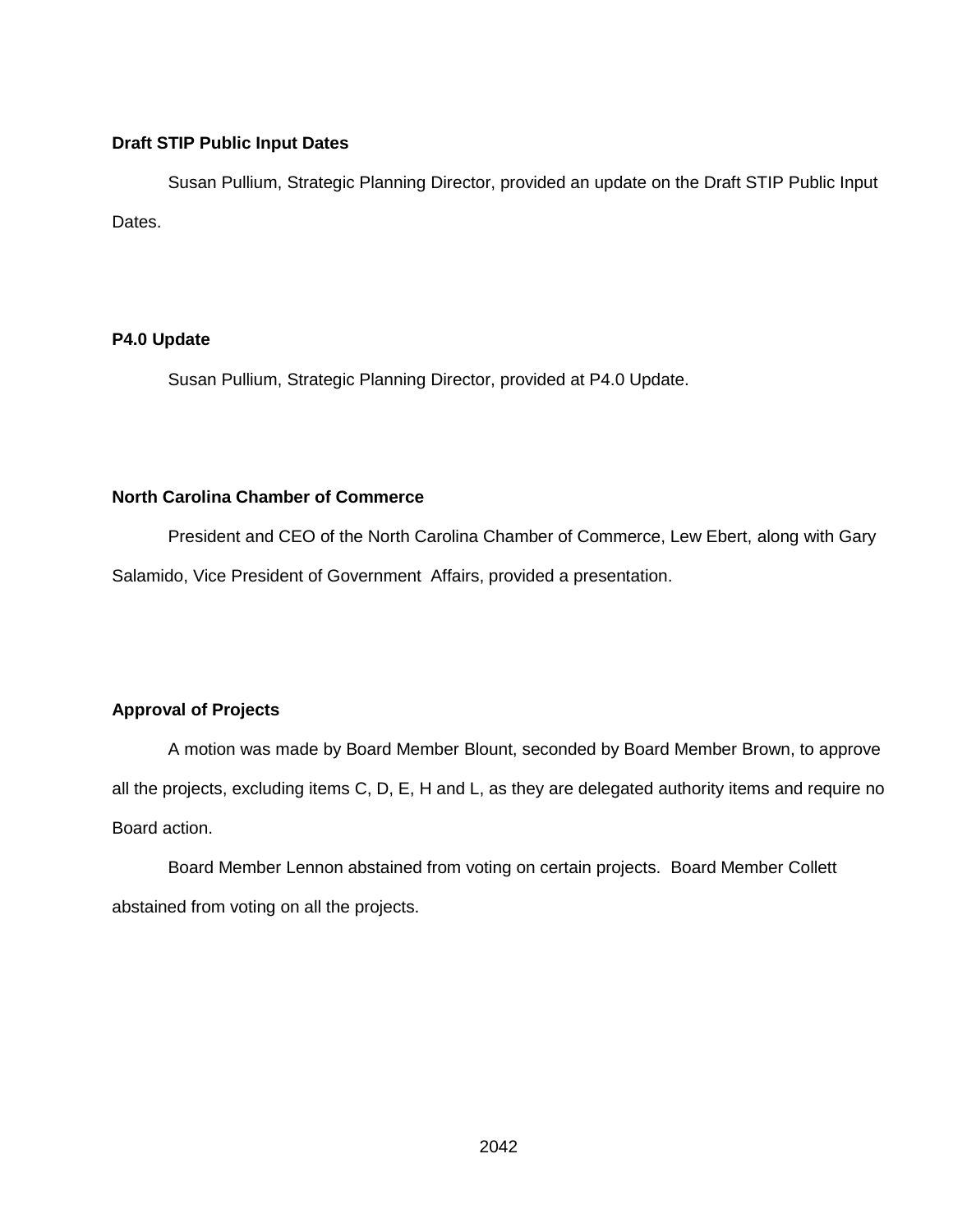**Draft STIP Public Input Dates**

Susan Pullium, Strategic Planning Director, provided an update on the Draft STIP Public Input Dates.

**P4.0 Update**

Susan Pullium, Strategic Planning Director, provided at P4.0 Update.

**North Carolina Chamber of Commerce**

President and CEO of the North Carolina Chamber of Commerce, Lew Ebert, along with Gary Salamido, Vice President of Government Affairs, provided a presentation.

**Approval of Projects**

A motion was made by Board Member Blount, seconded by Board Member Brown, to approve all the projects, excluding items C, D, E, H and L, as they are delegated authority items and require no Board action.

Board Member Lennon abstained from voting on certain projects. Board Member Collett abstained from voting on all the projects.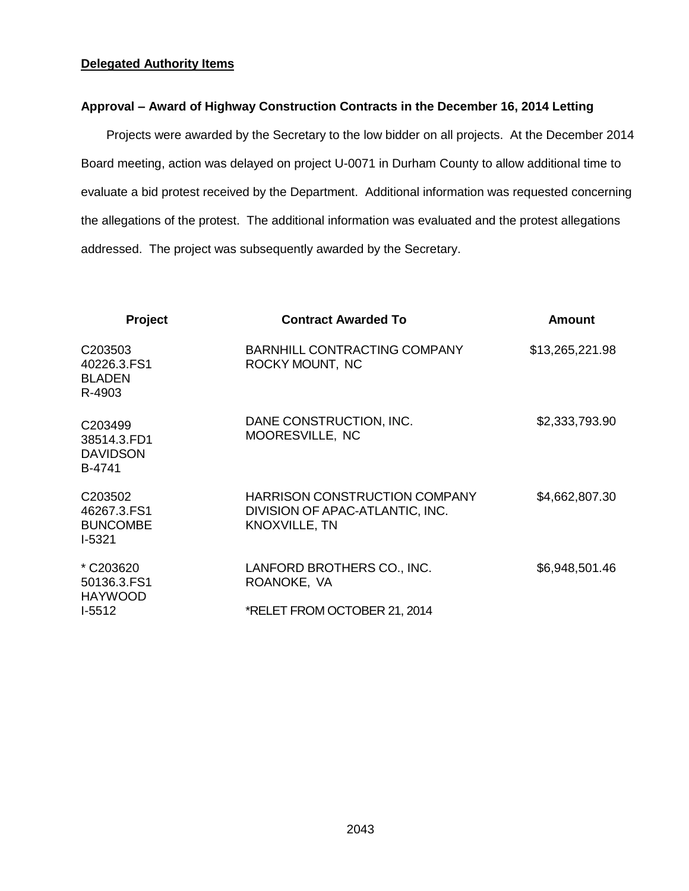**Delegated Authority Items**

**Approval – Award of Highway Construction Contracts in the December 16, 2014 Letting**

Projects were awarded by the Secretary to the low bidder on all projects. At the December 2014 Board meeting, action was delayed on project U-0071 in Durham County to allow additional time to evaluate a bid protest received by the Department. Additional information was requested concerning the allegations of the protest. The additional information was evaluated and the protest allegations addressed. The project was subsequently awarded by the Secretary.

| Project | Contract Awarded To | Amount |
|---|---|---|
| C203503<br>40226.3.FS1<br>BLADEN<br>R-4903 | BARNHILL CONTRACTING COMPANY<br>ROCKY MOUNT, NC | $13,265,221.98 |
| C203499<br>38514.3.FD1<br>DAVIDSON<br>B-4741 | DANE CONSTRUCTION, INC.<br>MOORESVILLE, NC | $2,333,793.90 |
| C203502<br>46267.3.FS1<br>BUNCOMBE<br>I-5321 | HARRISON CONSTRUCTION COMPANY<br>DIVISION OF APAC-ATLANTIC, INC.<br>KNOXVILLE, TN | $4,662,807.30 |
| * C203620<br>50136.3.FS1<br>HAYWOOD<br>I-5512 | LANFORD BROTHERS CO., INC.<br>ROANOKE, VA<br><br>*RELET FROM OCTOBER 21, 2014 | $6,948,501.46 |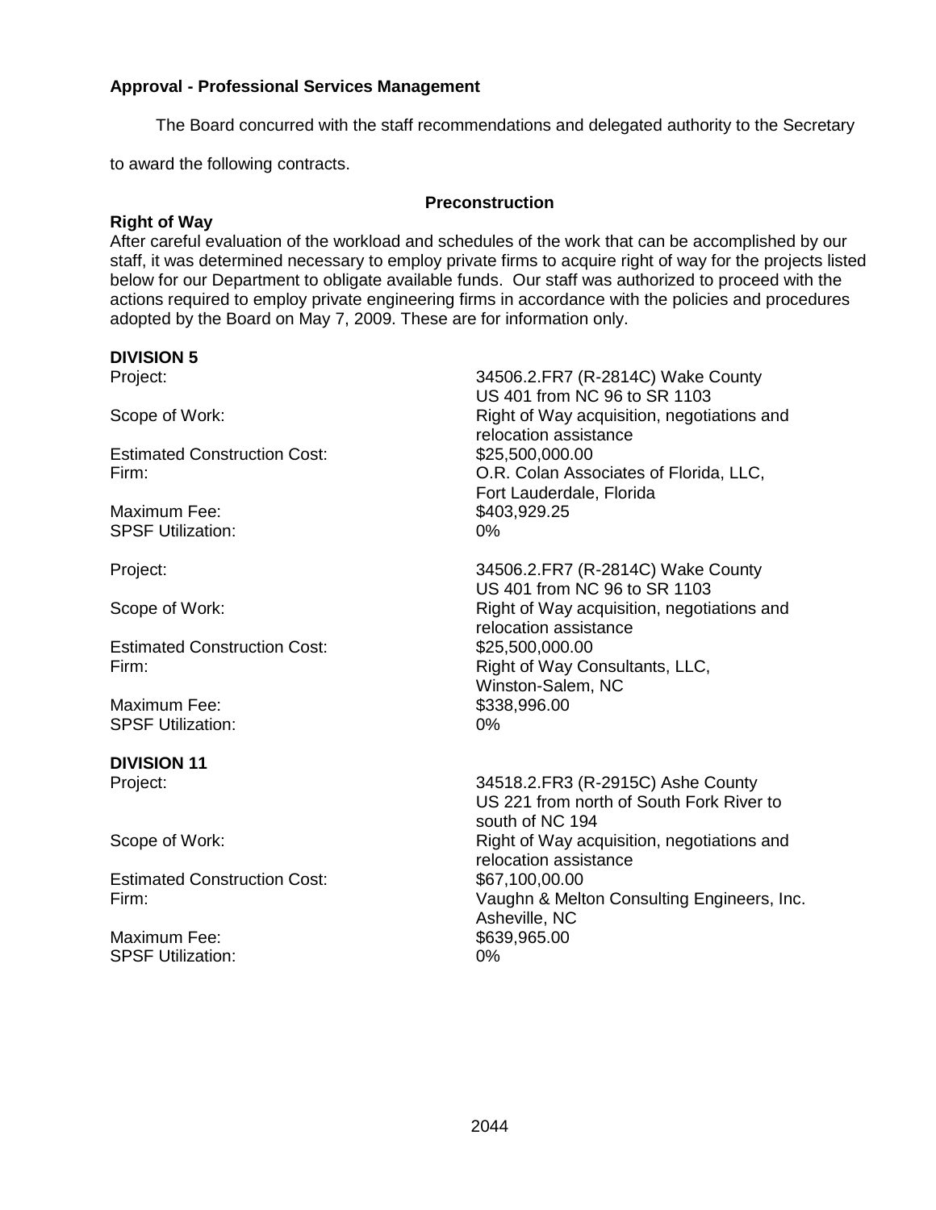**Approval - Professional Services Management**

The Board concurred with the staff recommendations and delegated authority to the Secretary to award the following contracts.

**Preconstruction**

**Right of Way**

After careful evaluation of the workload and schedules of the work that can be accomplished by our staff, it was determined necessary to employ private firms to acquire right of way for the projects listed below for our Department to obligate available funds. Our staff was authorized to proceed with the actions required to employ private engineering firms in accordance with the policies and procedures adopted by the Board on May 7, 2009. These are for information only.

**DIVISION 5**

| | |
|---|---|
| Project: | 34506.2.FR7 (R-2814C) Wake County US 401 from NC 96 to SR 1103 |
| Scope of Work: | Right of Way acquisition, negotiations and relocation assistance |
| Estimated Construction Cost: | $25,500,000.00 |
| Firm: | O.R. Colan Associates of Florida, LLC, Fort Lauderdale, Florida |
| Maximum Fee: | $403,929.25 |
| SPSF Utilization: | 0% |

| | |
|---|---|
| Project: | 34506.2.FR7 (R-2814C) Wake County US 401 from NC 96 to SR 1103 |
| Scope of Work: | Right of Way acquisition, negotiations and relocation assistance |
| Estimated Construction Cost: | $25,500,000.00 |
| Firm: | Right of Way Consultants, LLC, Winston-Salem, NC |
| Maximum Fee: | $338,996.00 |
| SPSF Utilization: | 0% |

**DIVISION 11**

| | |
|---|---|
| Project: | 34518.2.FR3 (R-2915C) Ashe County US 221 from north of South Fork River to south of NC 194 |
| Scope of Work: | Right of Way acquisition, negotiations and relocation assistance |
| Estimated Construction Cost: | $67,100,00.00 |
| Firm: | Vaughn & Melton Consulting Engineers, Inc. Asheville, NC |
| Maximum Fee: | $639,965.00 |
| SPSF Utilization: | 0% |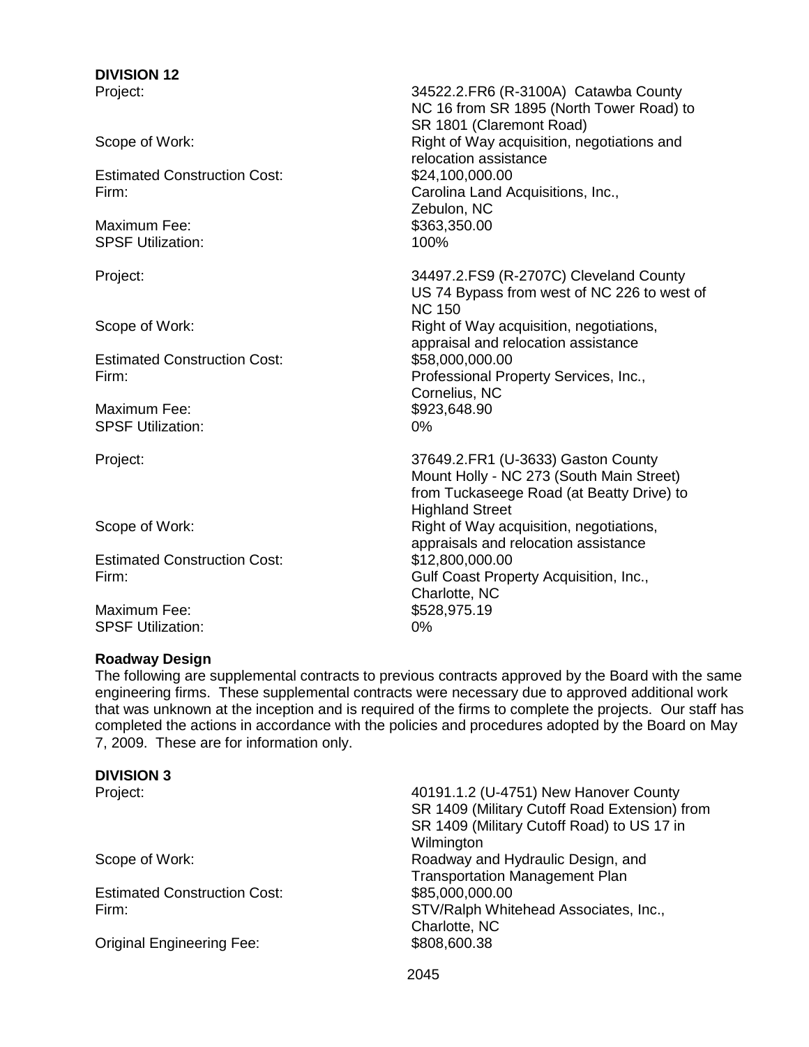**DIVISION 12**

Project: 34522.2.FR6 (R-3100A) Catawba County NC 16 from SR 1895 (North Tower Road) to SR 1801 (Claremont Road)
Scope of Work: Right of Way acquisition, negotiations and relocation assistance
Estimated Construction Cost: $24,100,000.00
Firm: Carolina Land Acquisitions, Inc., Zebulon, NC
Maximum Fee: $363,350.00
SPSF Utilization: 100%

Project: 34497.2.FS9 (R-2707C) Cleveland County US 74 Bypass from west of NC 226 to west of NC 150
Scope of Work: Right of Way acquisition, negotiations, appraisal and relocation assistance
Estimated Construction Cost: $58,000,000.00
Firm: Professional Property Services, Inc., Cornelius, NC
Maximum Fee: $923,648.90
SPSF Utilization: 0%

Project: 37649.2.FR1 (U-3633) Gaston County Mount Holly - NC 273 (South Main Street) from Tuckaseege Road (at Beatty Drive) to Highland Street
Scope of Work: Right of Way acquisition, negotiations, appraisals and relocation assistance
Estimated Construction Cost: $12,800,000.00
Firm: Gulf Coast Property Acquisition, Inc., Charlotte, NC
Maximum Fee: $528,975.19
SPSF Utilization: 0%

**Roadway Design**

The following are supplemental contracts to previous contracts approved by the Board with the same engineering firms. These supplemental contracts were necessary due to approved additional work that was unknown at the inception and is required of the firms to complete the projects. Our staff has completed the actions in accordance with the policies and procedures adopted by the Board on May 7, 2009. These are for information only.

**DIVISION 3**

Project: 40191.1.2 (U-4751) New Hanover County SR 1409 (Military Cutoff Road Extension) from SR 1409 (Military Cutoff Road) to US 17 in Wilmington
Scope of Work: Roadway and Hydraulic Design, and Transportation Management Plan
Estimated Construction Cost: $85,000,000.00
Firm: STV/Ralph Whitehead Associates, Inc., Charlotte, NC
Original Engineering Fee: $808,600.38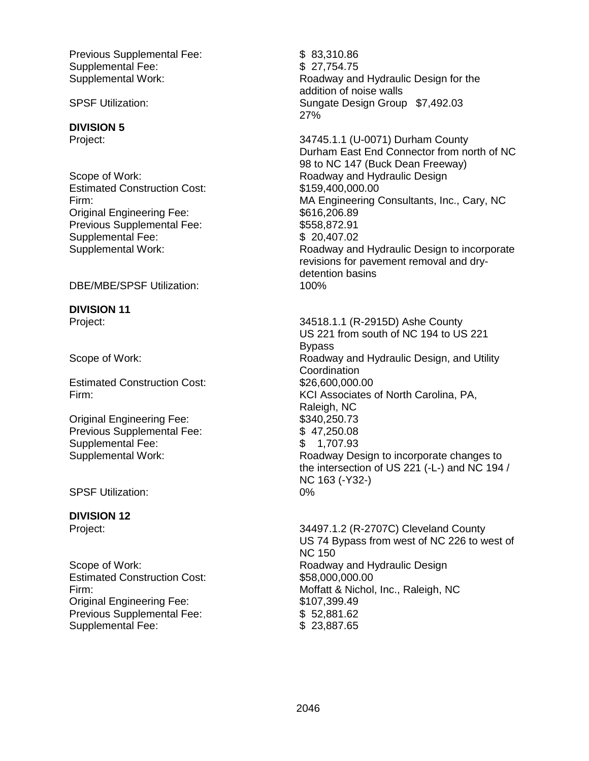Previous Supplemental Fee: $ 83,310.86
Supplemental Fee: $ 27,754.75
Supplemental Work: Roadway and Hydraulic Design for the addition of noise walls
SPSF Utilization: Sungate Design Group $7,492.03 27%

**DIVISION 5**

Project: 34745.1.1 (U-0071) Durham County Durham East End Connector from north of NC 98 to NC 147 (Buck Dean Freeway)
Scope of Work: Roadway and Hydraulic Design
Estimated Construction Cost: $159,400,000.00
Firm: MA Engineering Consultants, Inc., Cary, NC
Original Engineering Fee: $616,206.89
Previous Supplemental Fee: $558,872.91
Supplemental Fee: $ 20,407.02
Supplemental Work: Roadway and Hydraulic Design to incorporate revisions for pavement removal and dry-detention basins
DBE/MBE/SPSF Utilization: 100%

**DIVISION 11**

Project: 34518.1.1 (R-2915D) Ashe County US 221 from south of NC 194 to US 221 Bypass
Scope of Work: Roadway and Hydraulic Design, and Utility Coordination
Estimated Construction Cost: $26,600,000.00
Firm: KCI Associates of North Carolina, PA, Raleigh, NC
Original Engineering Fee: $340,250.73
Previous Supplemental Fee: $ 47,250.08
Supplemental Fee: $ 1,707.93
Supplemental Work: Roadway Design to incorporate changes to the intersection of US 221 (-L-) and NC 194 / NC 163 (-Y32-)
SPSF Utilization: 0%

**DIVISION 12**

Project: 34497.1.2 (R-2707C) Cleveland County US 74 Bypass from west of NC 226 to west of NC 150
Scope of Work: Roadway and Hydraulic Design
Estimated Construction Cost: $58,000,000.00
Firm: Moffatt & Nichol, Inc., Raleigh, NC
Original Engineering Fee: $107,399.49
Previous Supplemental Fee: $ 52,881.62
Supplemental Fee: $ 23,887.65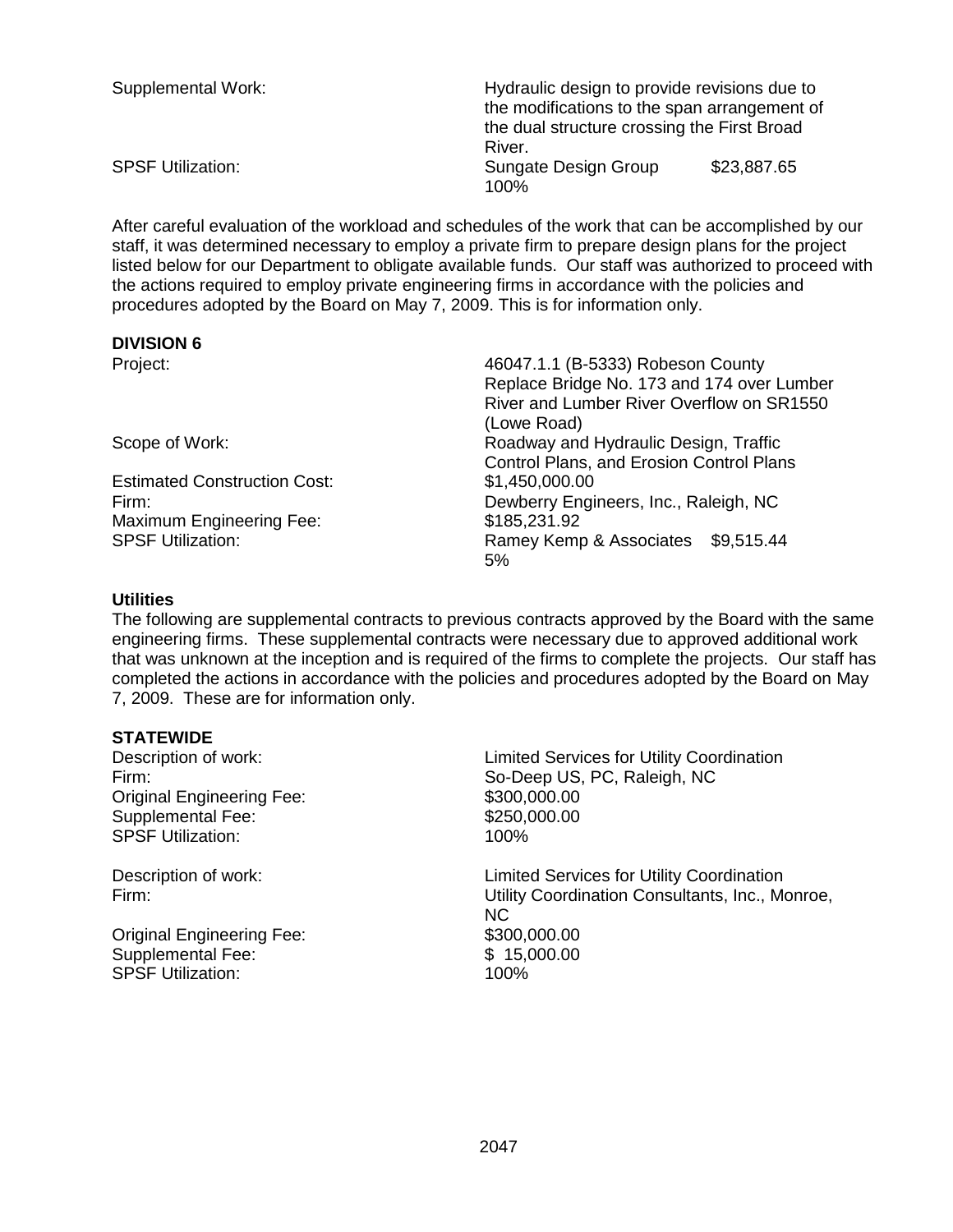Supplemental Work: Hydraulic design to provide revisions due to the modifications to the span arrangement of the dual structure crossing the First Broad River.

SPSF Utilization: Sungate Design Group $23,887.65 100%

After careful evaluation of the workload and schedules of the work that can be accomplished by our staff, it was determined necessary to employ a private firm to prepare design plans for the project listed below for our Department to obligate available funds. Our staff was authorized to proceed with the actions required to employ private engineering firms in accordance with the policies and procedures adopted by the Board on May 7, 2009. This is for information only.

**DIVISION 6**

Project: 46047.1.1 (B-5333) Robeson County Replace Bridge No. 173 and 174 over Lumber River and Lumber River Overflow on SR1550 (Lowe Road)

Scope of Work: Roadway and Hydraulic Design, Traffic Control Plans, and Erosion Control Plans

Estimated Construction Cost: $1,450,000.00

Firm: Dewberry Engineers, Inc., Raleigh, NC

Maximum Engineering Fee: $185,231.92

SPSF Utilization: Ramey Kemp & Associates $9,515.44 5%

**Utilities**

The following are supplemental contracts to previous contracts approved by the Board with the same engineering firms. These supplemental contracts were necessary due to approved additional work that was unknown at the inception and is required of the firms to complete the projects. Our staff has completed the actions in accordance with the policies and procedures adopted by the Board on May 7, 2009. These are for information only.

**STATEWIDE**

Description of work: Limited Services for Utility Coordination

Firm: So-Deep US, PC, Raleigh, NC

Original Engineering Fee: $300,000.00

Supplemental Fee: $250,000.00

SPSF Utilization: 100%

Description of work: Limited Services for Utility Coordination

Firm: Utility Coordination Consultants, Inc., Monroe, NC

Original Engineering Fee: $300,000.00

Supplemental Fee: $ 15,000.00

SPSF Utilization: 100%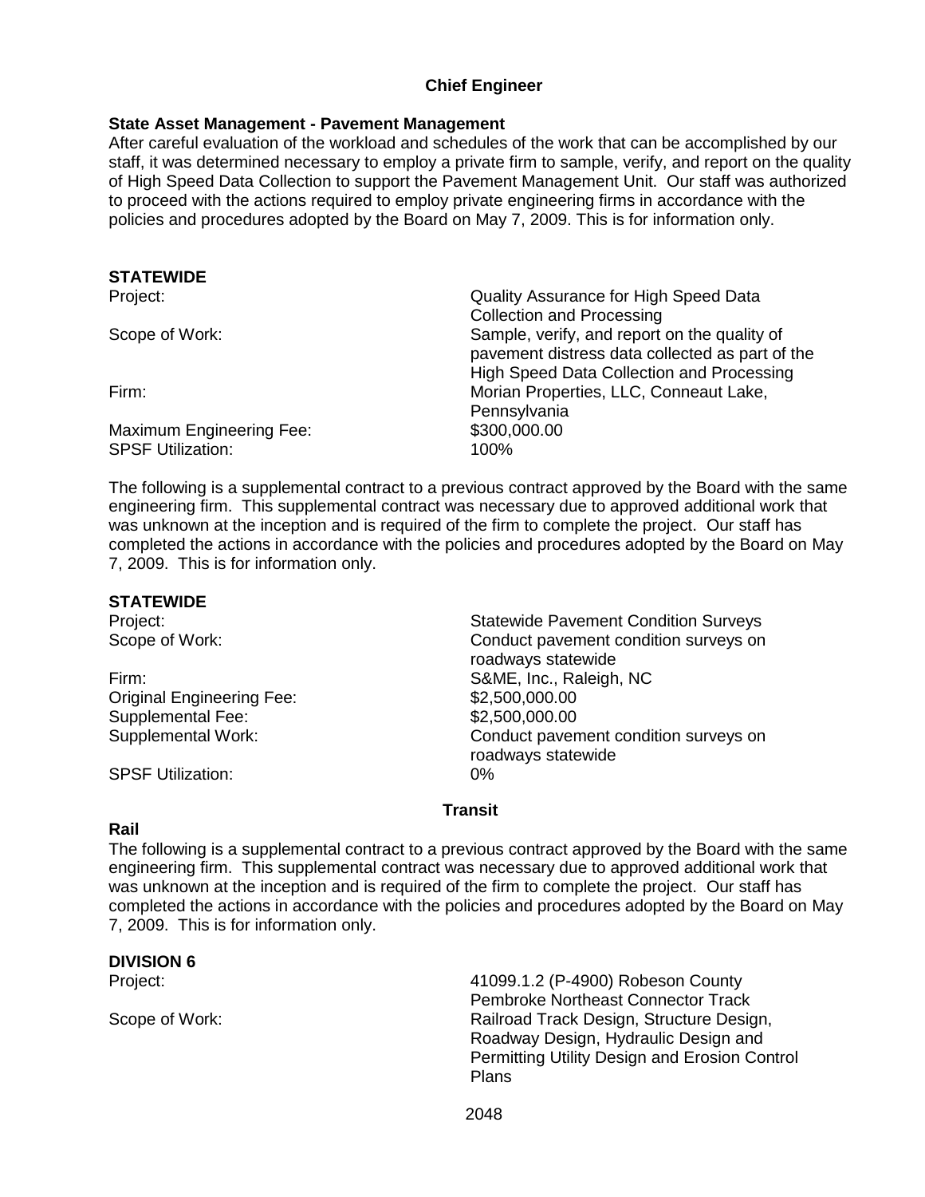## Chief Engineer

**State Asset Management - Pavement Management**

After careful evaluation of the workload and schedules of the work that can be accomplished by our staff, it was determined necessary to employ a private firm to sample, verify, and report on the quality of High Speed Data Collection to support the Pavement Management Unit. Our staff was authorized to proceed with the actions required to employ private engineering firms in accordance with the policies and procedures adopted by the Board on May 7, 2009. This is for information only.

**STATEWIDE**

| | |
|---|---|
| Project: | Quality Assurance for High Speed Data Collection and Processing |
| Scope of Work: | Sample, verify, and report on the quality of pavement distress data collected as part of the High Speed Data Collection and Processing |
| Firm: | Morian Properties, LLC, Conneaut Lake, Pennsylvania |
| Maximum Engineering Fee: | $300,000.00 |
| SPSF Utilization: | 100% |

The following is a supplemental contract to a previous contract approved by the Board with the same engineering firm. This supplemental contract was necessary due to approved additional work that was unknown at the inception and is required of the firm to complete the project. Our staff has completed the actions in accordance with the policies and procedures adopted by the Board on May 7, 2009. This is for information only.

**STATEWIDE**

| | |
|---|---|
| Project: | Statewide Pavement Condition Surveys |
| Scope of Work: | Conduct pavement condition surveys on roadways statewide |
| Firm: | S&ME, Inc., Raleigh, NC |
| Original Engineering Fee: | $2,500,000.00 |
| Supplemental Fee: | $2,500,000.00 |
| Supplemental Work: | Conduct pavement condition surveys on roadways statewide |
| SPSF Utilization: | 0% |

## Transit

**Rail**

The following is a supplemental contract to a previous contract approved by the Board with the same engineering firm. This supplemental contract was necessary due to approved additional work that was unknown at the inception and is required of the firm to complete the project. Our staff has completed the actions in accordance with the policies and procedures adopted by the Board on May 7, 2009. This is for information only.

**DIVISION 6**

| | |
|---|---|
| Project: | 41099.1.2 (P-4900) Robeson County Pembroke Northeast Connector Track |
| Scope of Work: | Railroad Track Design, Structure Design, Roadway Design, Hydraulic Design and Permitting Utility Design and Erosion Control Plans |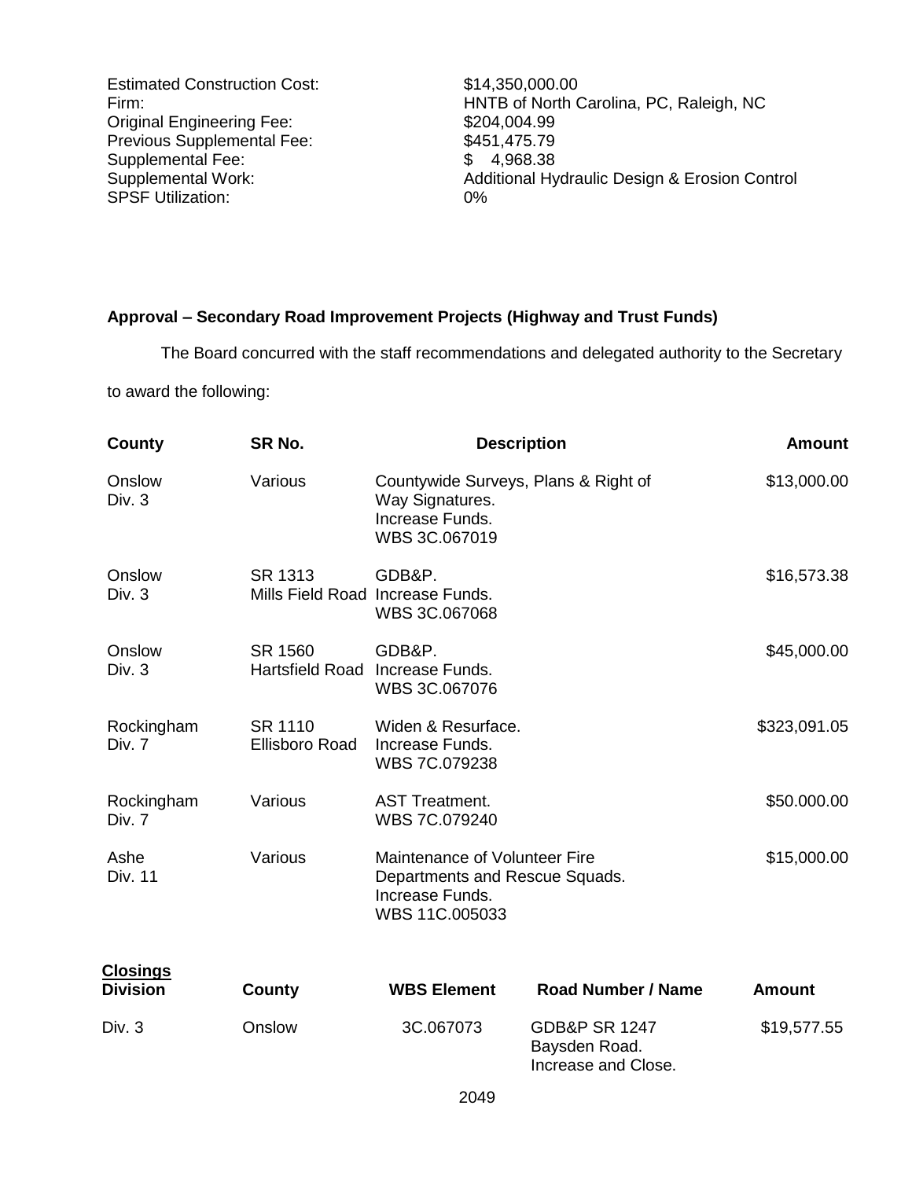| | |
|---|---|
| Estimated Construction Cost: | $14,350,000.00 |
| Firm: | HNTB of North Carolina, PC, Raleigh, NC |
| Original Engineering Fee: | $204,004.99 |
| Previous Supplemental Fee: | $451,475.79 |
| Supplemental Fee: | $ 4,968.38 |
| Supplemental Work: | Additional Hydraulic Design & Erosion Control |
| SPSF Utilization: | 0% |

**Approval – Secondary Road Improvement Projects (Highway and Trust Funds)**

The Board concurred with the staff recommendations and delegated authority to the Secretary to award the following:

| County | SR No. | Description | Amount |
|---|---|---|---|
| Onslow Div. 3 | Various | Countywide Surveys, Plans & Right of Way Signatures. Increase Funds. WBS 3C.067019 | $13,000.00 |
| Onslow Div. 3 | SR 1313 Mills Field Road | GDB&P. Increase Funds. WBS 3C.067068 | $16,573.38 |
| Onslow Div. 3 | SR 1560 Hartsfield Road | GDB&P. Increase Funds. WBS 3C.067076 | $45,000.00 |
| Rockingham Div. 7 | SR 1110 Ellisboro Road | Widen & Resurface. Increase Funds. WBS 7C.079238 | $323,091.05 |
| Rockingham Div. 7 | Various | AST Treatment. WBS 7C.079240 | $50.000.00 |
| Ashe Div. 11 | Various | Maintenance of Volunteer Fire Departments and Rescue Squads. Increase Funds. WBS 11C.005033 | $15,000.00 |

**Closings**

| Division | County | WBS Element | Road Number / Name | Amount |
|---|---|---|---|---|
| Div. 3 | Onslow | 3C.067073 | GDB&P SR 1247 Baysden Road. Increase and Close. | $19,577.55 |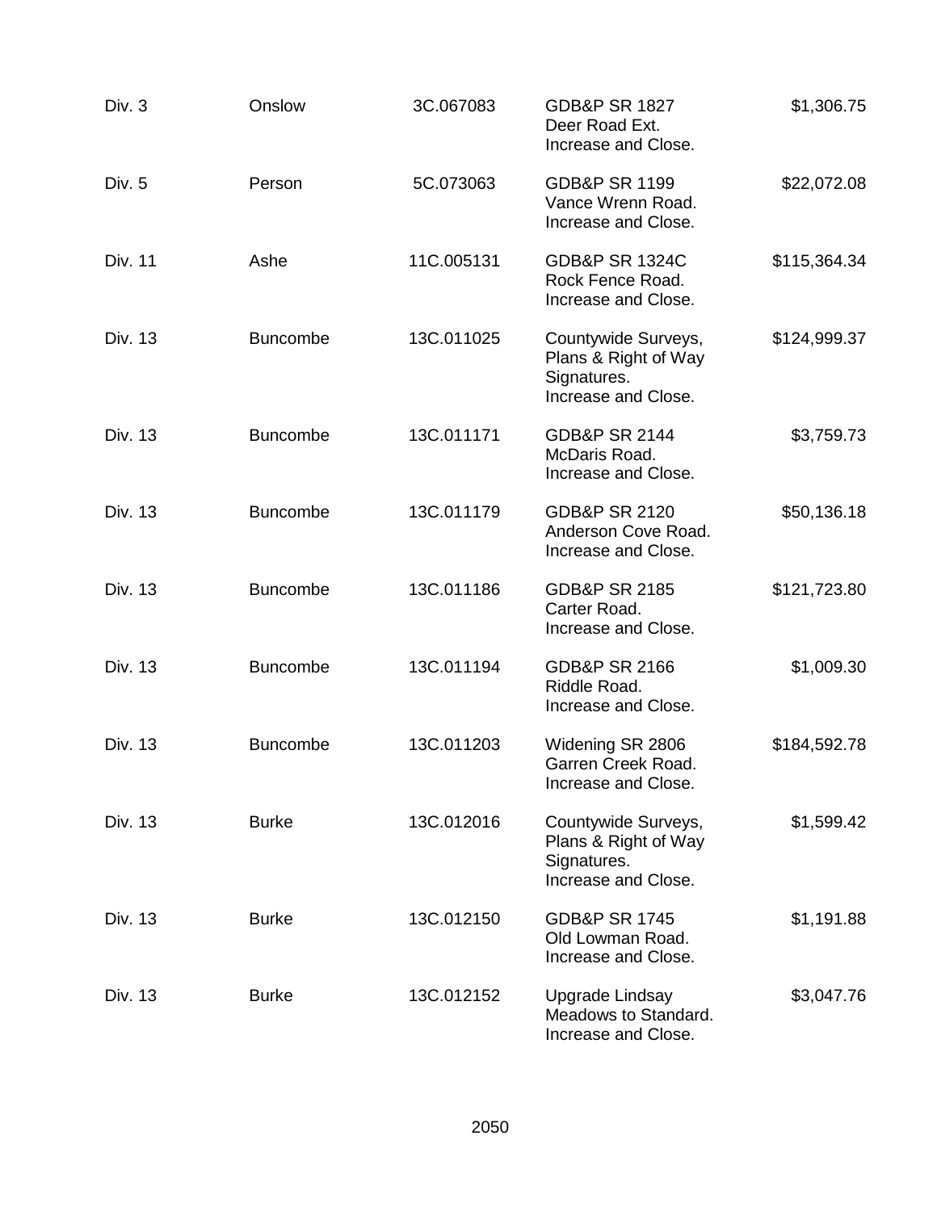| | | | | |
|---|---|---|---|---|
| Div. 3 | Onslow | 3C.067083 | GDB&P SR 1827 Deer Road Ext. Increase and Close. | $1,306.75 |
| Div. 5 | Person | 5C.073063 | GDB&P SR 1199 Vance Wrenn Road. Increase and Close. | $22,072.08 |
| Div. 11 | Ashe | 11C.005131 | GDB&P SR 1324C Rock Fence Road. Increase and Close. | $115,364.34 |
| Div. 13 | Buncombe | 13C.011025 | Countywide Surveys, Plans & Right of Way Signatures. Increase and Close. | $124,999.37 |
| Div. 13 | Buncombe | 13C.011171 | GDB&P SR 2144 McDaris Road. Increase and Close. | $3,759.73 |
| Div. 13 | Buncombe | 13C.011179 | GDB&P SR 2120 Anderson Cove Road. Increase and Close. | $50,136.18 |
| Div. 13 | Buncombe | 13C.011186 | GDB&P SR 2185 Carter Road. Increase and Close. | $121,723.80 |
| Div. 13 | Buncombe | 13C.011194 | GDB&P SR 2166 Riddle Road. Increase and Close. | $1,009.30 |
| Div. 13 | Buncombe | 13C.011203 | Widening SR 2806 Garren Creek Road. Increase and Close. | $184,592.78 |
| Div. 13 | Burke | 13C.012016 | Countywide Surveys, Plans & Right of Way Signatures. Increase and Close. | $1,599.42 |
| Div. 13 | Burke | 13C.012150 | GDB&P SR 1745 Old Lowman Road. Increase and Close. | $1,191.88 |
| Div. 13 | Burke | 13C.012152 | Upgrade Lindsay Meadows to Standard. Increase and Close. | $3,047.76 |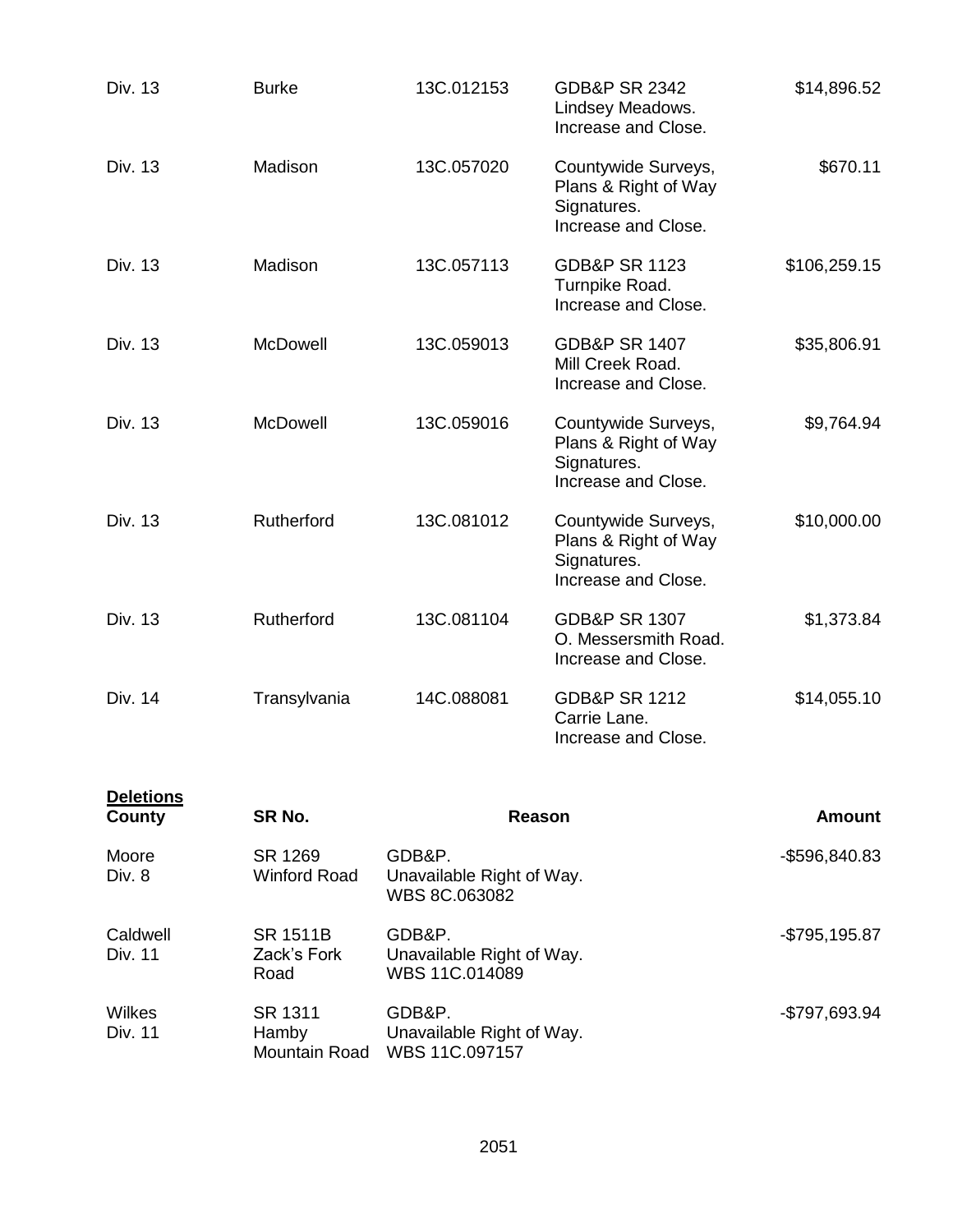| | | | | |
|---|---|---|---|---|
| Div. 13 | Burke | 13C.012153 | GDB&P SR 2342 Lindsey Meadows. Increase and Close. | $14,896.52 |
| Div. 13 | Madison | 13C.057020 | Countywide Surveys, Plans & Right of Way Signatures. Increase and Close. | $670.11 |
| Div. 13 | Madison | 13C.057113 | GDB&P SR 1123 Turnpike Road. Increase and Close. | $106,259.15 |
| Div. 13 | McDowell | 13C.059013 | GDB&P SR 1407 Mill Creek Road. Increase and Close. | $35,806.91 |
| Div. 13 | McDowell | 13C.059016 | Countywide Surveys, Plans & Right of Way Signatures. Increase and Close. | $9,764.94 |
| Div. 13 | Rutherford | 13C.081012 | Countywide Surveys, Plans & Right of Way Signatures. Increase and Close. | $10,000.00 |
| Div. 13 | Rutherford | 13C.081104 | GDB&P SR 1307 O. Messersmith Road. Increase and Close. | $1,373.84 |
| Div. 14 | Transylvania | 14C.088081 | GDB&P SR 1212 Carrie Lane. Increase and Close. | $14,055.10 |

**Deletions**

| County | SR No. | Reason | Amount |
|---|---|---|---|
| Moore Div. 8 | SR 1269 Winford Road | GDB&P. Unavailable Right of Way. WBS 8C.063082 | -$596,840.83 |
| Caldwell Div. 11 | SR 1511B Zack's Fork Road | GDB&P. Unavailable Right of Way. WBS 11C.014089 | -$795,195.87 |
| Wilkes Div. 11 | SR 1311 Hamby Mountain Road | GDB&P. Unavailable Right of Way. WBS 11C.097157 | -$797,693.94 |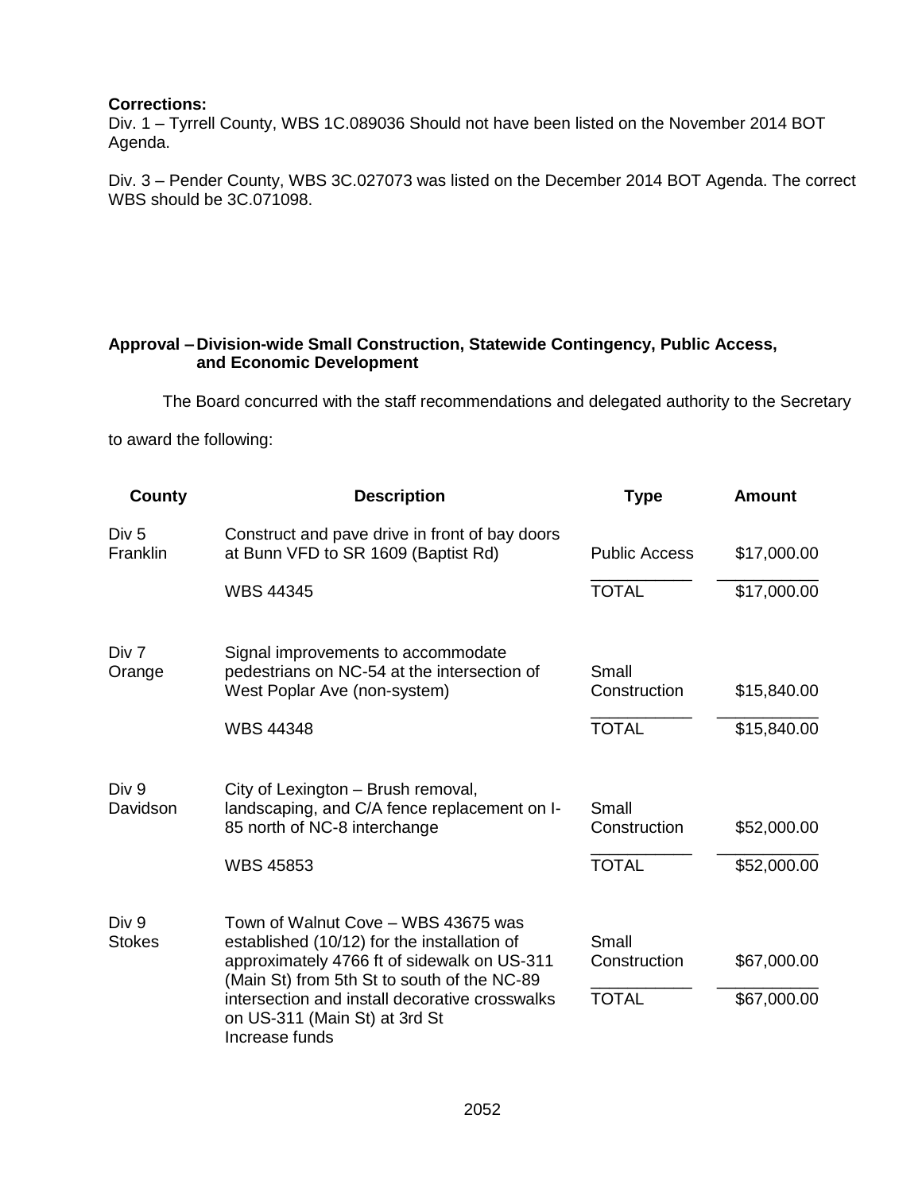**Corrections:**

Div. 1 – Tyrrell County, WBS 1C.089036 Should not have been listed on the November 2014 BOT Agenda.

Div. 3 – Pender County, WBS 3C.027073 was listed on the December 2014 BOT Agenda. The correct WBS should be 3C.071098.

**Approval – Division-wide Small Construction, Statewide Contingency, Public Access, and Economic Development**

The Board concurred with the staff recommendations and delegated authority to the Secretary to award the following:

| County | Description | Type | Amount |
|---|---|---|---|
| Div 5 Franklin | Construct and pave drive in front of bay doors at Bunn VFD to SR 1609 (Baptist Rd) | Public Access | $17,000.00 |
| | WBS 44345 | TOTAL | $17,000.00 |
| Div 7 Orange | Signal improvements to accommodate pedestrians on NC-54 at the intersection of West Poplar Ave (non-system) | Small Construction | $15,840.00 |
| | WBS 44348 | TOTAL | $15,840.00 |
| Div 9 Davidson | City of Lexington – Brush removal, landscaping, and C/A fence replacement on I-85 north of NC-8 interchange | Small Construction | $52,000.00 |
| | WBS 45853 | TOTAL | $52,000.00 |
| Div 9 Stokes | Town of Walnut Cove – WBS 43675 was established (10/12) for the installation of approximately 4766 ft of sidewalk on US-311 (Main St) from 5th St to south of the NC-89 intersection and install decorative crosswalks on US-311 (Main St) at 3rd St Increase funds | Small Construction | $67,000.00 |
| | | TOTAL | $67,000.00 |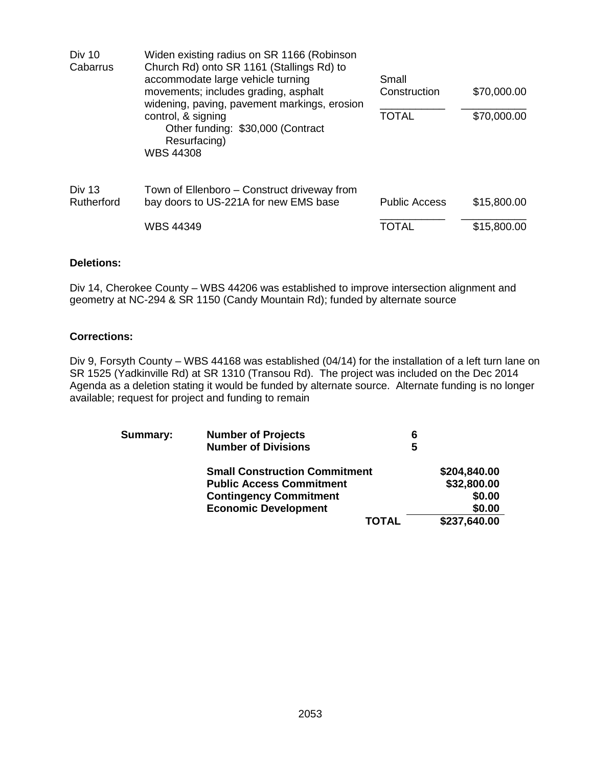| | | | |
|---|---|---|---|
| Div 10<br>Cabarrus | Widen existing radius on SR 1166 (Robinson Church Rd) onto SR 1161 (Stallings Rd) to accommodate large vehicle turning movements; includes grading, asphalt widening, paving, pavement markings, erosion control, & signing<br>Other funding: $30,000 (Contract Resurfacing)<br>WBS 44308 | Small Construction | $70,000.00 |
| | | TOTAL | $70,000.00 |
| Div 13<br>Rutherford | Town of Ellenboro – Construct driveway from bay doors to US-221A for new EMS base | Public Access | $15,800.00 |
| | WBS 44349 | TOTAL | $15,800.00 |

**Deletions:**

Div 14, Cherokee County – WBS 44206 was established to improve intersection alignment and geometry at NC-294 & SR 1150 (Candy Mountain Rd); funded by alternate source

**Corrections:**

Div 9, Forsyth County – WBS 44168 was established (04/14) for the installation of a left turn lane on SR 1525 (Yadkinville Rd) at SR 1310 (Transou Rd). The project was included on the Dec 2014 Agenda as a deletion stating it would be funded by alternate source. Alternate funding is no longer available; request for project and funding to remain

| | | | |
|---|---|---|---|
| **Summary:** | **Number of Projects** | **6** | |
| | **Number of Divisions** | **5** | |
| | **Small Construction Commitment** | | **$204,840.00** |
| | **Public Access Commitment** | | **$32,800.00** |
| | **Contingency Commitment** | | **$0.00** |
| | **Economic Development** | | **$0.00** |
| | **TOTAL** | | **$237,640.00** |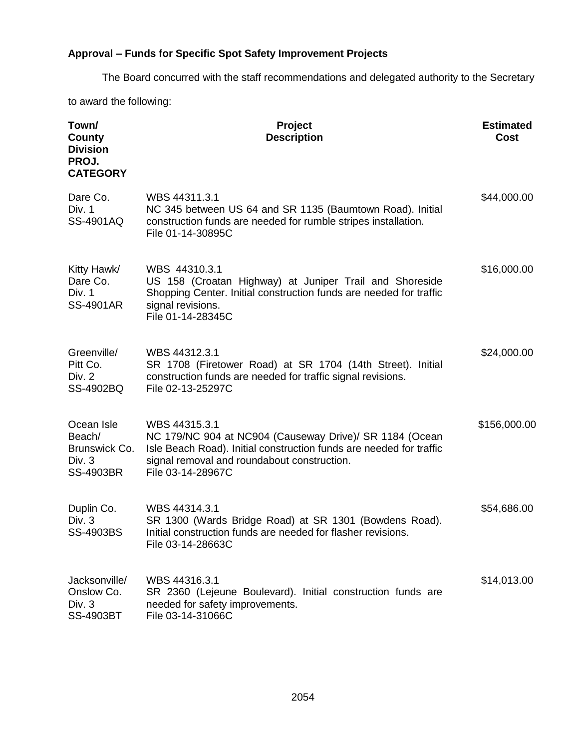**Approval – Funds for Specific Spot Safety Improvement Projects**

The Board concurred with the staff recommendations and delegated authority to the Secretary to award the following:

| Town/ County Division PROJ. CATEGORY | Project Description | Estimated Cost |
|---|---|---|
| Dare Co.<br>Div. 1<br>SS-4901AQ | WBS 44311.3.1<br>NC 345 between US 64 and SR 1135 (Baumtown Road). Initial construction funds are needed for rumble stripes installation.<br>File 01-14-30895C | $44,000.00 |
| Kitty Hawk/<br>Dare Co.<br>Div. 1<br>SS-4901AR | WBS 44310.3.1<br>US 158 (Croatan Highway) at Juniper Trail and Shoreside Shopping Center. Initial construction funds are needed for traffic signal revisions.<br>File 01-14-28345C | $16,000.00 |
| Greenville/<br>Pitt Co.<br>Div. 2<br>SS-4902BQ | WBS 44312.3.1<br>SR 1708 (Firetower Road) at SR 1704 (14th Street). Initial construction funds are needed for traffic signal revisions.<br>File 02-13-25297C | $24,000.00 |
| Ocean Isle Beach/<br>Brunswick Co.<br>Div. 3<br>SS-4903BR | WBS 44315.3.1<br>NC 179/NC 904 at NC904 (Causeway Drive)/ SR 1184 (Ocean Isle Beach Road). Initial construction funds are needed for traffic signal removal and roundabout construction.<br>File 03-14-28967C | $156,000.00 |
| Duplin Co.<br>Div. 3<br>SS-4903BS | WBS 44314.3.1<br>SR 1300 (Wards Bridge Road) at SR 1301 (Bowdens Road). Initial construction funds are needed for flasher revisions.<br>File 03-14-28663C | $54,686.00 |
| Jacksonville/<br>Onslow Co.<br>Div. 3<br>SS-4903BT | WBS 44316.3.1<br>SR 2360 (Lejeune Boulevard). Initial construction funds are needed for safety improvements.<br>File 03-14-31066C | $14,013.00 |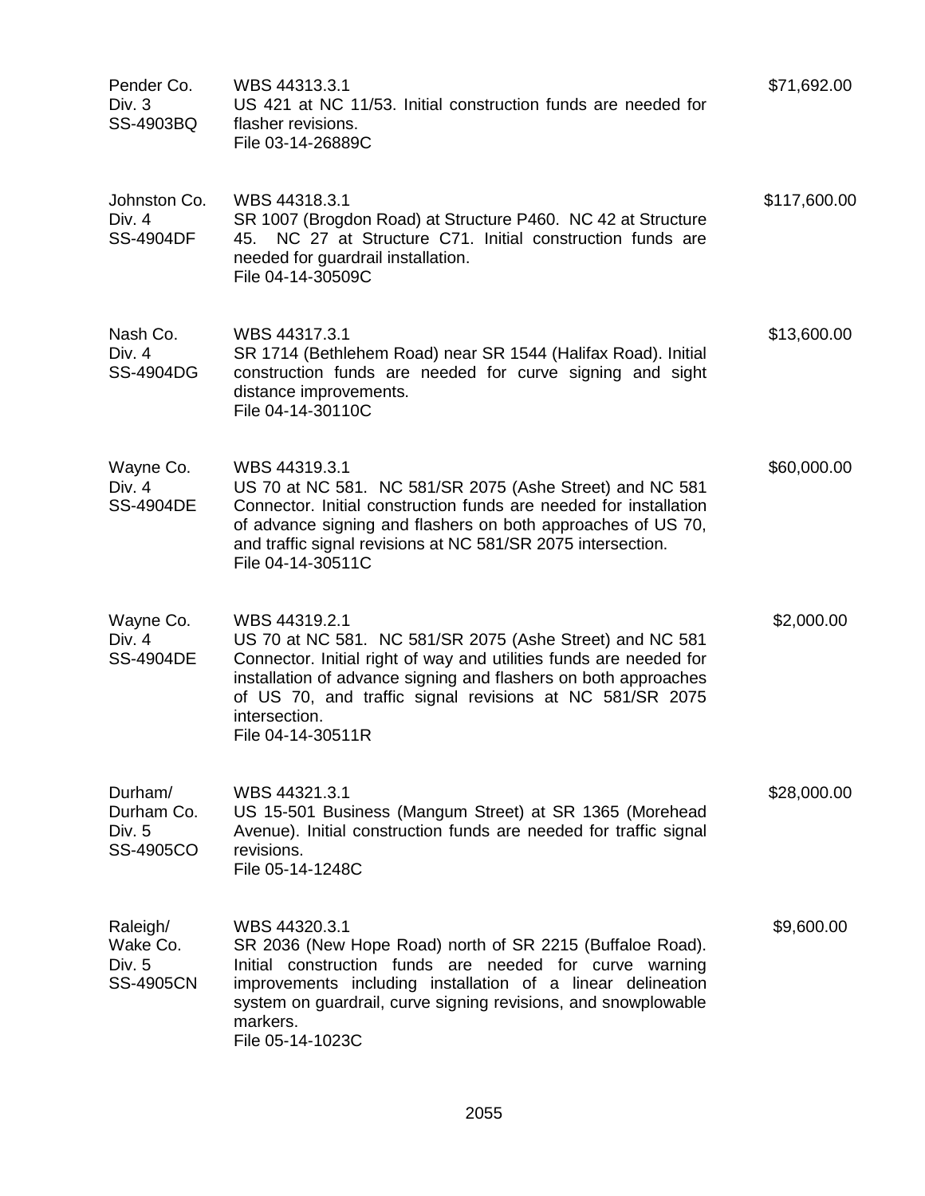| | | |
|---|---|---|
| Pender Co.<br>Div. 3<br>SS-4903BQ | WBS 44313.3.1<br>US 421 at NC 11/53. Initial construction funds are needed for flasher revisions.<br>File 03-14-26889C | $71,692.00 |
| Johnston Co.<br>Div. 4<br>SS-4904DF | WBS 44318.3.1<br>SR 1007 (Brogdon Road) at Structure P460. NC 42 at Structure 45. NC 27 at Structure C71. Initial construction funds are needed for guardrail installation.<br>File 04-14-30509C | $117,600.00 |
| Nash Co.<br>Div. 4<br>SS-4904DG | WBS 44317.3.1<br>SR 1714 (Bethlehem Road) near SR 1544 (Halifax Road). Initial construction funds are needed for curve signing and sight distance improvements.<br>File 04-14-30110C | $13,600.00 |
| Wayne Co.<br>Div. 4<br>SS-4904DE | WBS 44319.3.1<br>US 70 at NC 581. NC 581/SR 2075 (Ashe Street) and NC 581 Connector. Initial construction funds are needed for installation of advance signing and flashers on both approaches of US 70, and traffic signal revisions at NC 581/SR 2075 intersection.<br>File 04-14-30511C | $60,000.00 |
| Wayne Co.<br>Div. 4<br>SS-4904DE | WBS 44319.2.1<br>US 70 at NC 581. NC 581/SR 2075 (Ashe Street) and NC 581 Connector. Initial right of way and utilities funds are needed for installation of advance signing and flashers on both approaches of US 70, and traffic signal revisions at NC 581/SR 2075 intersection.<br>File 04-14-30511R | $2,000.00 |
| Durham/<br>Durham Co.<br>Div. 5<br>SS-4905CO | WBS 44321.3.1<br>US 15-501 Business (Mangum Street) at SR 1365 (Morehead Avenue). Initial construction funds are needed for traffic signal revisions.<br>File 05-14-1248C | $28,000.00 |
| Raleigh/<br>Wake Co.<br>Div. 5<br>SS-4905CN | WBS 44320.3.1<br>SR 2036 (New Hope Road) north of SR 2215 (Buffalo Road). Initial construction funds are needed for curve warning improvements including installation of a linear delineation system on guardrail, curve signing revisions, and snowplowable markers.<br>File 05-14-1023C | $9,600.00 |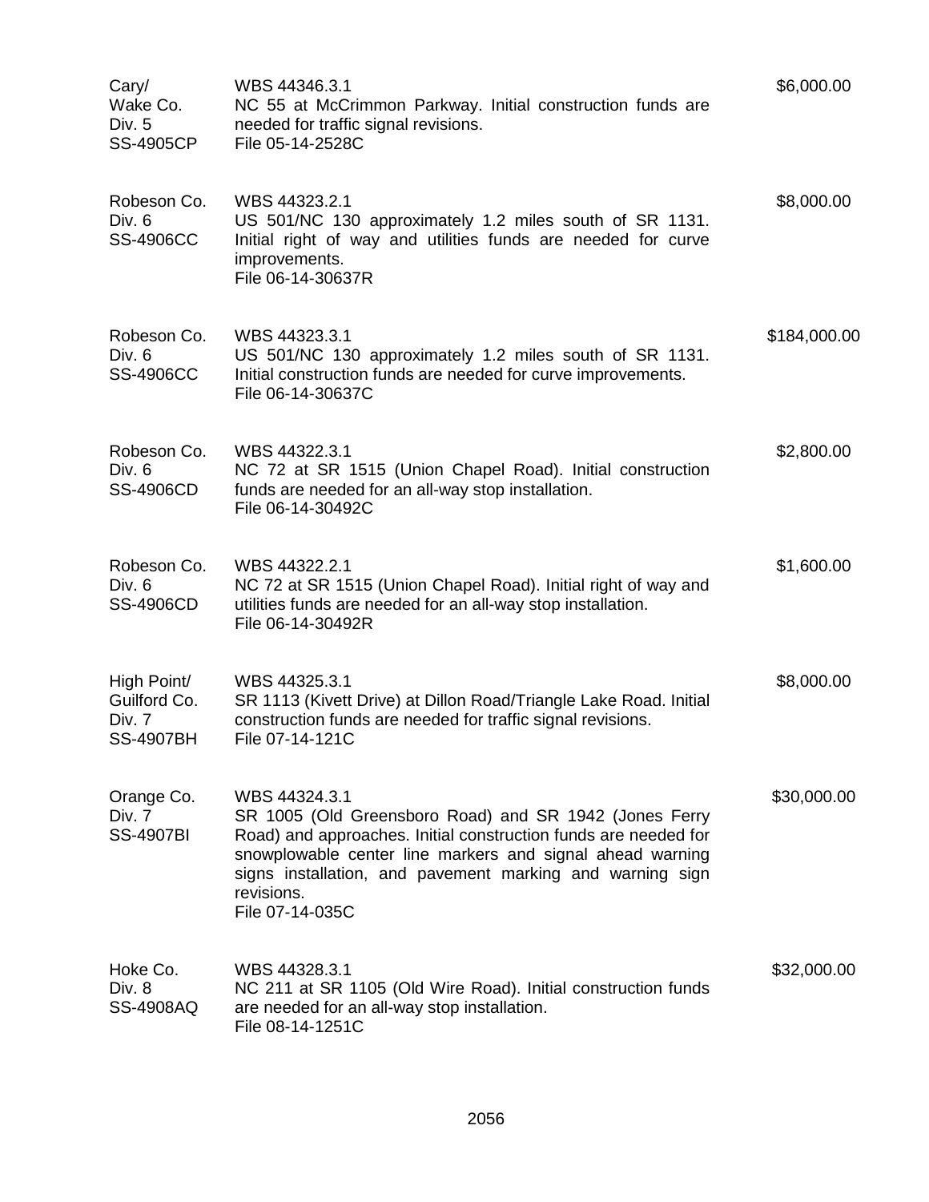| | | |
|---|---|---|
| Cary/<br>Wake Co.<br>Div. 5<br>SS-4905CP | WBS 44346.3.1<br>NC 55 at McCrimmon Parkway. Initial construction funds are needed for traffic signal revisions.<br>File 05-14-2528C | $6,000.00 |
| Robeson Co.<br>Div. 6<br>SS-4906CC | WBS 44323.2.1<br>US 501/NC 130 approximately 1.2 miles south of SR 1131. Initial right of way and utilities funds are needed for curve improvements.<br>File 06-14-30637R | $8,000.00 |
| Robeson Co.<br>Div. 6<br>SS-4906CC | WBS 44323.3.1<br>US 501/NC 130 approximately 1.2 miles south of SR 1131. Initial construction funds are needed for curve improvements.<br>File 06-14-30637C | $184,000.00 |
| Robeson Co.<br>Div. 6<br>SS-4906CD | WBS 44322.3.1<br>NC 72 at SR 1515 (Union Chapel Road). Initial construction funds are needed for an all-way stop installation.<br>File 06-14-30492C | $2,800.00 |
| Robeson Co.<br>Div. 6<br>SS-4906CD | WBS 44322.2.1<br>NC 72 at SR 1515 (Union Chapel Road). Initial right of way and utilities funds are needed for an all-way stop installation.<br>File 06-14-30492R | $1,600.00 |
| High Point/<br>Guilford Co.<br>Div. 7<br>SS-4907BH | WBS 44325.3.1<br>SR 1113 (Kivett Drive) at Dillon Road/Triangle Lake Road. Initial construction funds are needed for traffic signal revisions.<br>File 07-14-121C | $8,000.00 |
| Orange Co.<br>Div. 7<br>SS-4907BI | WBS 44324.3.1<br>SR 1005 (Old Greensboro Road) and SR 1942 (Jones Ferry Road) and approaches. Initial construction funds are needed for snowplowable center line markers and signal ahead warning signs installation, and pavement marking and warning sign revisions.<br>File 07-14-035C | $30,000.00 |
| Hoke Co.<br>Div. 8<br>SS-4908AQ | WBS 44328.3.1<br>NC 211 at SR 1105 (Old Wire Road). Initial construction funds are needed for an all-way stop installation.<br>File 08-14-1251C | $32,000.00 |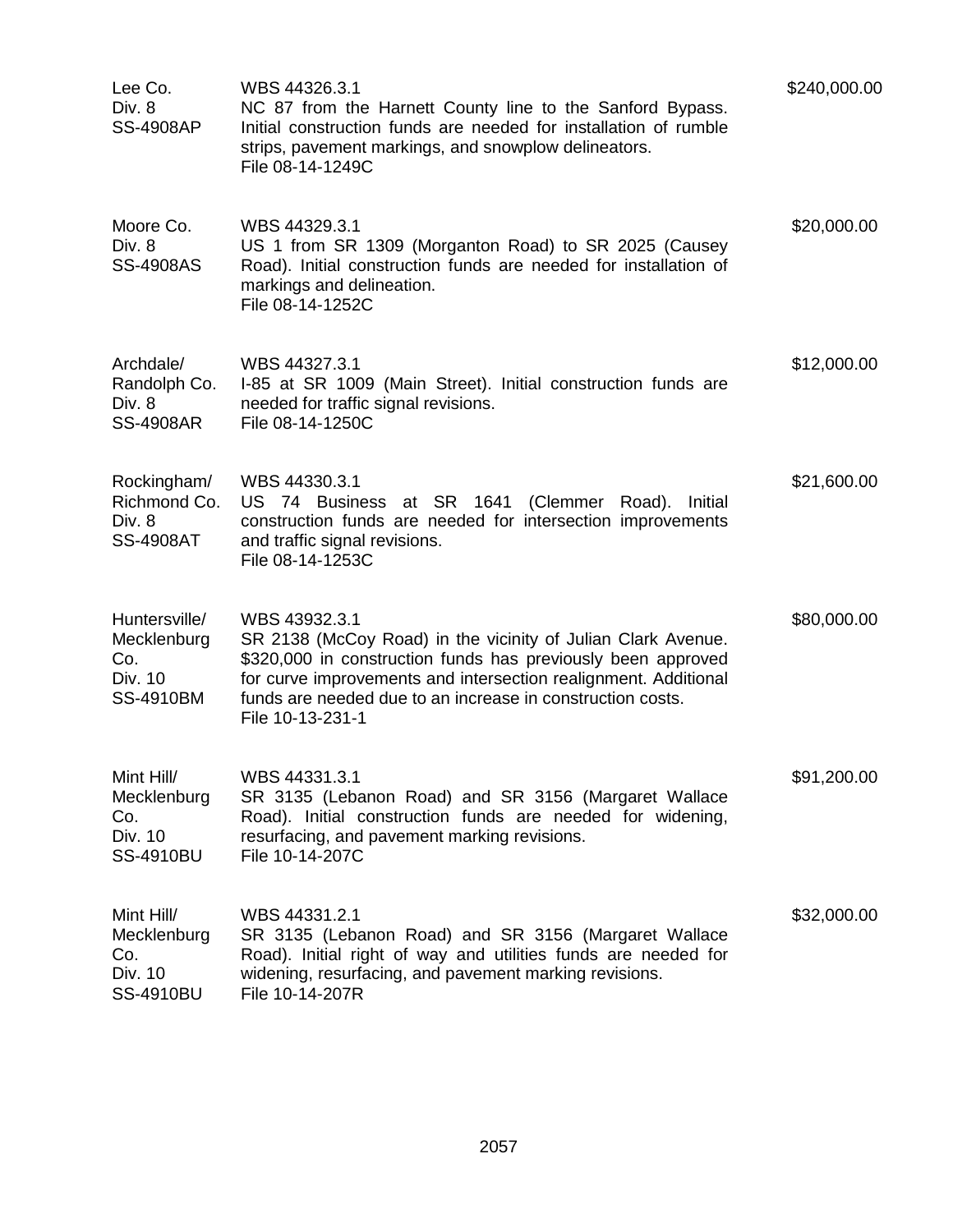| | | |
|---|---|---|
| Lee Co.<br>Div. 8<br>SS-4908AP | WBS 44326.3.1<br>NC 87 from the Harnett County line to the Sanford Bypass. Initial construction funds are needed for installation of rumble strips, pavement markings, and snowplow delineators.<br>File 08-14-1249C | $240,000.00 |
| Moore Co.<br>Div. 8<br>SS-4908AS | WBS 44329.3.1<br>US 1 from SR 1309 (Morganton Road) to SR 2025 (Causey Road). Initial construction funds are needed for installation of markings and delineation.<br>File 08-14-1252C | $20,000.00 |
| Archdale/<br>Randolph Co.<br>Div. 8<br>SS-4908AR | WBS 44327.3.1<br>I-85 at SR 1009 (Main Street). Initial construction funds are needed for traffic signal revisions.<br>File 08-14-1250C | $12,000.00 |
| Rockingham/<br>Richmond Co.<br>Div. 8<br>SS-4908AT | WBS 44330.3.1<br>US 74 Business at SR 1641 (Clemmer Road). Initial construction funds are needed for intersection improvements and traffic signal revisions.<br>File 08-14-1253C | $21,600.00 |
| Huntersville/<br>Mecklenburg Co.<br>Div. 10<br>SS-4910BM | WBS 43932.3.1<br>SR 2138 (McCoy Road) in the vicinity of Julian Clark Avenue. $320,000 in construction funds has previously been approved for curve improvements and intersection realignment. Additional funds are needed due to an increase in construction costs.<br>File 10-13-231-1 | $80,000.00 |
| Mint Hill/<br>Mecklenburg Co.<br>Div. 10<br>SS-4910BU | WBS 44331.3.1<br>SR 3135 (Lebanon Road) and SR 3156 (Margaret Wallace Road). Initial construction funds are needed for widening, resurfacing, and pavement marking revisions.<br>File 10-14-207C | $91,200.00 |
| Mint Hill/<br>Mecklenburg Co.<br>Div. 10<br>SS-4910BU | WBS 44331.2.1<br>SR 3135 (Lebanon Road) and SR 3156 (Margaret Wallace Road). Initial right of way and utilities funds are needed for widening, resurfacing, and pavement marking revisions.<br>File 10-14-207R | $32,000.00 |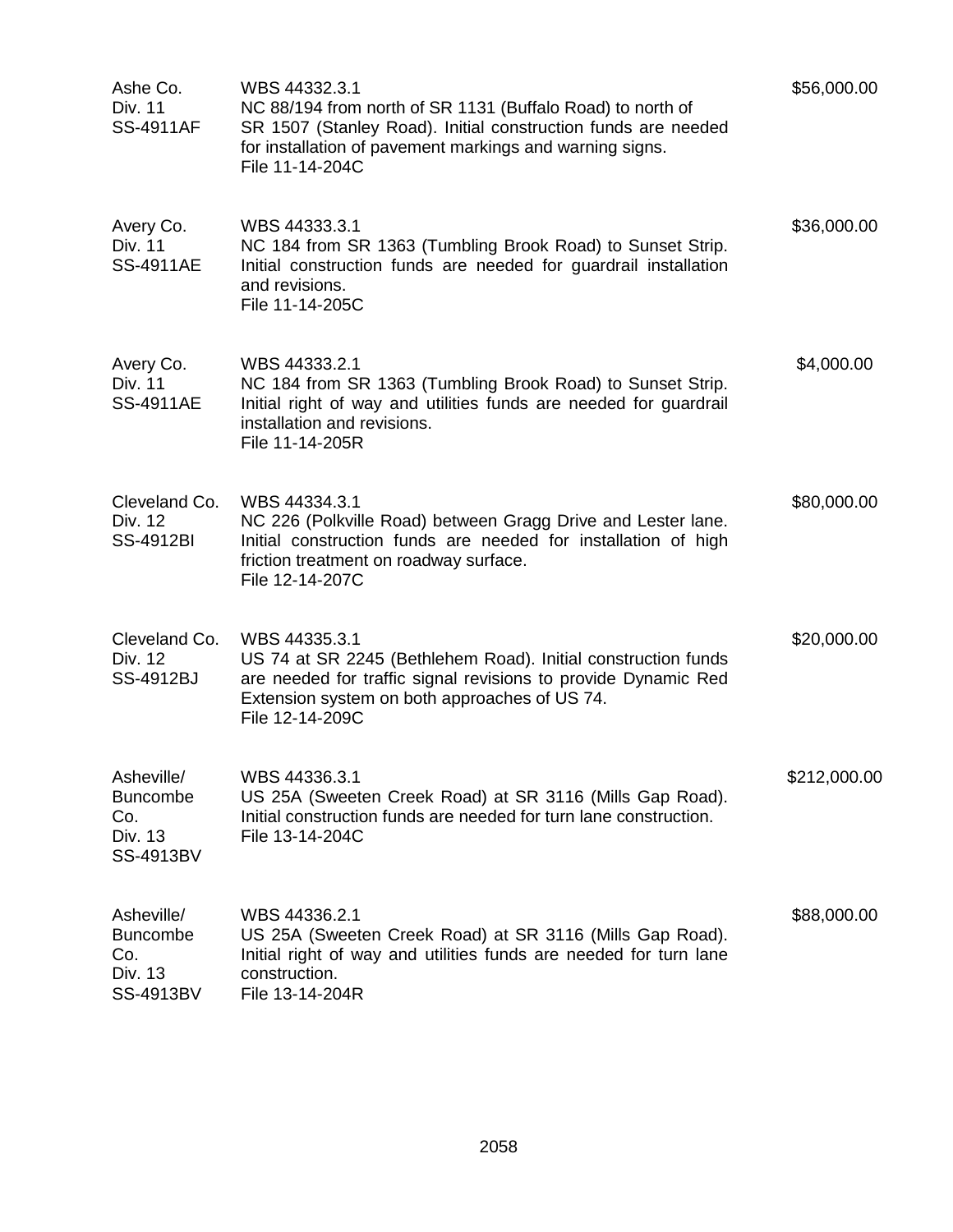| | | |
|---|---|---|
| Ashe Co.<br>Div. 11<br>SS-4911AF | WBS 44332.3.1<br>NC 88/194 from north of SR 1131 (Buffalo Road) to north of SR 1507 (Stanley Road). Initial construction funds are needed for installation of pavement markings and warning signs.<br>File 11-14-204C | $56,000.00 |
| Avery Co.<br>Div. 11<br>SS-4911AE | WBS 44333.3.1<br>NC 184 from SR 1363 (Tumbling Brook Road) to Sunset Strip. Initial construction funds are needed for guardrail installation and revisions.<br>File 11-14-205C | $36,000.00 |
| Avery Co.<br>Div. 11<br>SS-4911AE | WBS 44333.2.1<br>NC 184 from SR 1363 (Tumbling Brook Road) to Sunset Strip. Initial right of way and utilities funds are needed for guardrail installation and revisions.<br>File 11-14-205R | $4,000.00 |
| Cleveland Co.<br>Div. 12<br>SS-4912BI | WBS 44334.3.1<br>NC 226 (Polkville Road) between Gragg Drive and Lester lane. Initial construction funds are needed for installation of high friction treatment on roadway surface.<br>File 12-14-207C | $80,000.00 |
| Cleveland Co.<br>Div. 12<br>SS-4912BJ | WBS 44335.3.1<br>US 74 at SR 2245 (Bethlehem Road). Initial construction funds are needed for traffic signal revisions to provide Dynamic Red Extension system on both approaches of US 74.<br>File 12-14-209C | $20,000.00 |
| Asheville/<br>Buncombe<br>Co.<br>Div. 13<br>SS-4913BV | WBS 44336.3.1<br>US 25A (Sweeten Creek Road) at SR 3116 (Mills Gap Road). Initial construction funds are needed for turn lane construction.<br>File 13-14-204C | $212,000.00 |
| Asheville/<br>Buncombe<br>Co.<br>Div. 13<br>SS-4913BV | WBS 44336.2.1<br>US 25A (Sweeten Creek Road) at SR 3116 (Mills Gap Road). Initial right of way and utilities funds are needed for turn lane construction.<br>File 13-14-204R | $88,000.00 |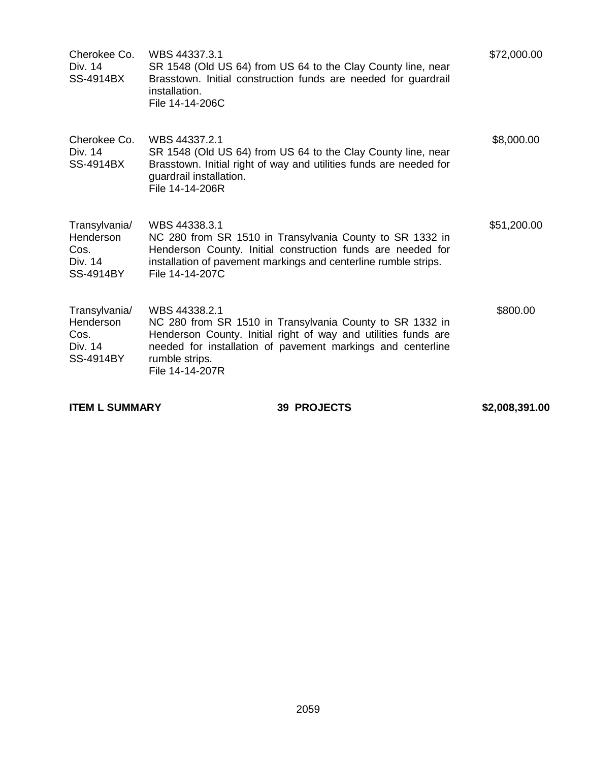| | | |
|---|---|---|
| Cherokee Co.<br>Div. 14<br>SS-4914BX | WBS 44337.3.1<br>SR 1548 (Old US 64) from US 64 to the Clay County line, near Brasstown. Initial construction funds are needed for guardrail installation.<br>File 14-14-206C | $72,000.00 |
| Cherokee Co.<br>Div. 14<br>SS-4914BX | WBS 44337.2.1<br>SR 1548 (Old US 64) from US 64 to the Clay County line, near Brasstown. Initial right of way and utilities funds are needed for guardrail installation.<br>File 14-14-206R | $8,000.00 |
| Transylvania/<br>Henderson<br>Cos.<br>Div. 14<br>SS-4914BY | WBS 44338.3.1<br>NC 280 from SR 1510 in Transylvania County to SR 1332 in Henderson County. Initial construction funds are needed for installation of pavement markings and centerline rumble strips.<br>File 14-14-207C | $51,200.00 |
| Transylvania/<br>Henderson<br>Cos.<br>Div. 14<br>SS-4914BY | WBS 44338.2.1<br>NC 280 from SR 1510 in Transylvania County to SR 1332 in Henderson County. Initial right of way and utilities funds are needed for installation of pavement markings and centerline rumble strips.<br>File 14-14-207R | $800.00 |

**ITEM L SUMMARY** **39 PROJECTS** **$2,008,391.00**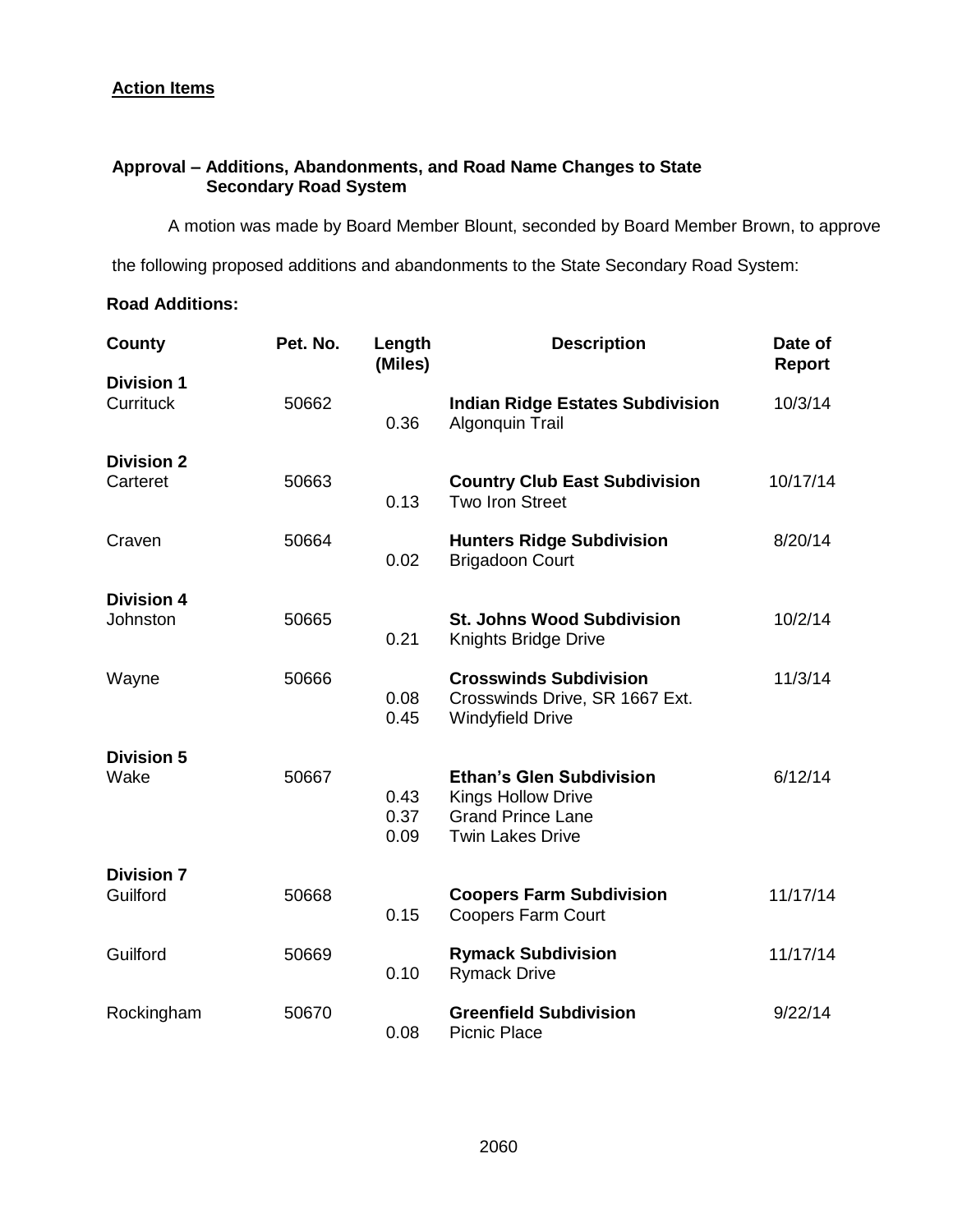**Action Items**

**Approval – Additions, Abandonments, and Road Name Changes to State Secondary Road System**

A motion was made by Board Member Blount, seconded by Board Member Brown, to approve the following proposed additions and abandonments to the State Secondary Road System:

**Road Additions:**

| County | Pet. No. | Length (Miles) | Description | Date of Report |
|---|---|---|---|---|
| **Division 1** | | | | |
| Currituck | 50662 | | **Indian Ridge Estates Subdivision** | 10/3/14 |
| | | 0.36 | Algonquin Trail | |
| **Division 2** | | | | |
| Carteret | 50663 | | **Country Club East Subdivision** | 10/17/14 |
| | | 0.13 | Two Iron Street | |
| Craven | 50664 | | **Hunters Ridge Subdivision** | 8/20/14 |
| | | 0.02 | Brigadoon Court | |
| **Division 4** | | | | |
| Johnston | 50665 | | **St. Johns Wood Subdivision** | 10/2/14 |
| | | 0.21 | Knights Bridge Drive | |
| Wayne | 50666 | | **Crosswinds Subdivision** | 11/3/14 |
| | | 0.08 | Crosswinds Drive, SR 1667 Ext. | |
| | | 0.45 | Windyfield Drive | |
| **Division 5** | | | | |
| Wake | 50667 | | **Ethan's Glen Subdivision** | 6/12/14 |
| | | 0.43 | Kings Hollow Drive | |
| | | 0.37 | Grand Prince Lane | |
| | | 0.09 | Twin Lakes Drive | |
| **Division 7** | | | | |
| Guilford | 50668 | | **Coopers Farm Subdivision** | 11/17/14 |
| | | 0.15 | Coopers Farm Court | |
| Guilford | 50669 | | **Rymack Subdivision** | 11/17/14 |
| | | 0.10 | Rymack Drive | |
| Rockingham | 50670 | | **Greenfield Subdivision** | 9/22/14 |
| | | 0.08 | Picnic Place | |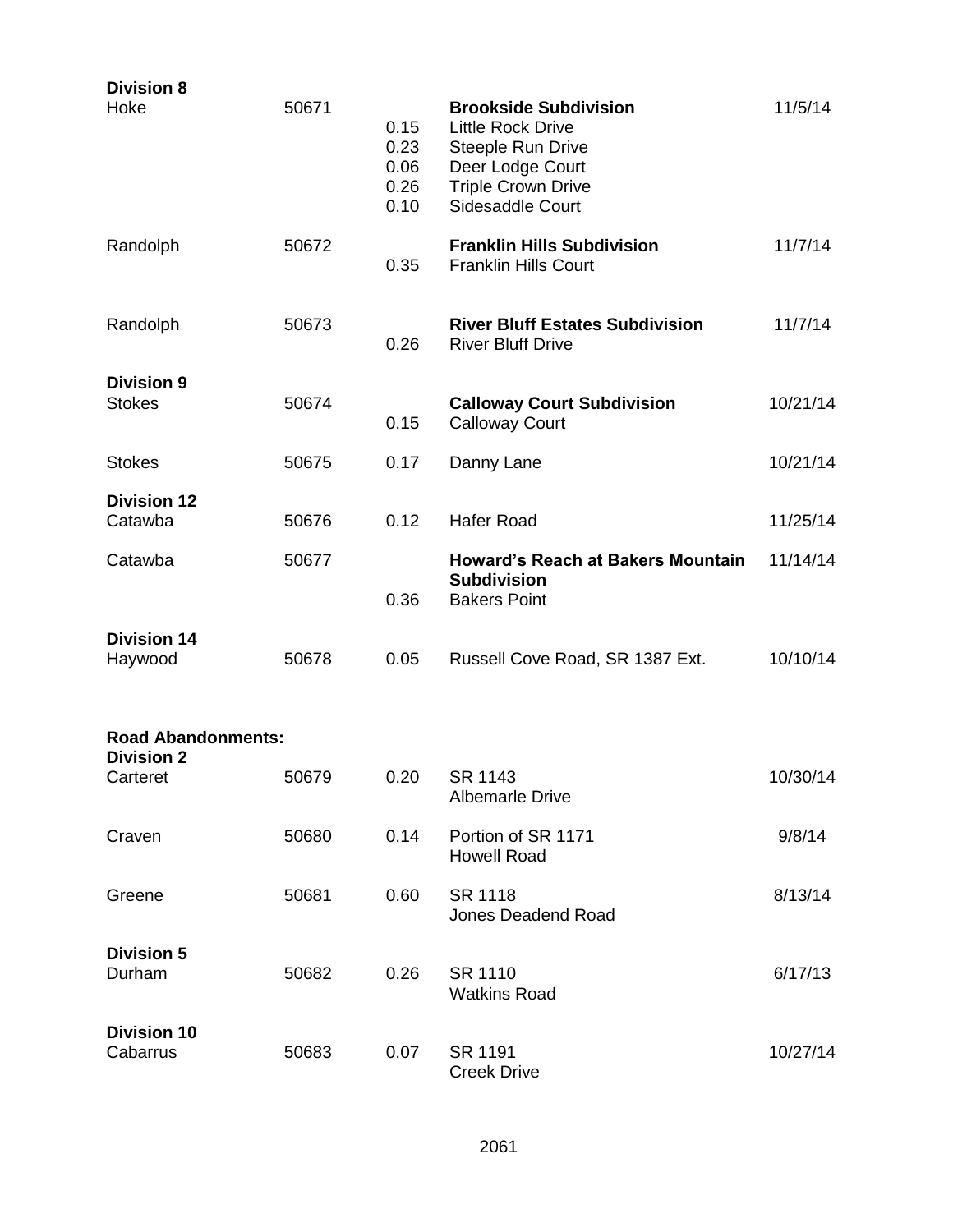**Division 8**

| | | | | |
|---|---|---|---|---|
| Hoke | 50671 | | **Brookside Subdivision** | 11/5/14 |
| | | 0.15 | Little Rock Drive | |
| | | 0.23 | Steeple Run Drive | |
| | | 0.06 | Deer Lodge Court | |
| | | 0.26 | Triple Crown Drive | |
| | | 0.10 | Sidesaddle Court | |
| Randolph | 50672 | | **Franklin Hills Subdivision** | 11/7/14 |
| | | 0.35 | Franklin Hills Court | |
| Randolph | 50673 | | **River Bluff Estates Subdivision** | 11/7/14 |
| | | 0.26 | River Bluff Drive | |

**Division 9**

| | | | | |
|---|---|---|---|---|
| Stokes | 50674 | | **Calloway Court Subdivision** | 10/21/14 |
| | | 0.15 | Calloway Court | |
| Stokes | 50675 | 0.17 | Danny Lane | 10/21/14 |

**Division 12**

| | | | | |
|---|---|---|---|---|
| Catawba | 50676 | 0.12 | Hafer Road | 11/25/14 |
| Catawba | 50677 | | **Howard's Reach at Bakers Mountain Subdivision** | 11/14/14 |
| | | 0.36 | Bakers Point | |

**Division 14**

| | | | | |
|---|---|---|---|---|
| Haywood | 50678 | 0.05 | Russell Cove Road, SR 1387 Ext. | 10/10/14 |

**Road Abandonments:**

**Division 2**

| | | | | |
|---|---|---|---|---|
| Carteret | 50679 | 0.20 | SR 1143<br>Albemarle Drive | 10/30/14 |
| Craven | 50680 | 0.14 | Portion of SR 1171<br>Howell Road | 9/8/14 |
| Greene | 50681 | 0.60 | SR 1118<br>Jones Deadend Road | 8/13/14 |

**Division 5**

| | | | | |
|---|---|---|---|---|
| Durham | 50682 | 0.26 | SR 1110<br>Watkins Road | 6/17/13 |

**Division 10**

| | | | | |
|---|---|---|---|---|
| Cabarrus | 50683 | 0.07 | SR 1191<br>Creek Drive | 10/27/14 |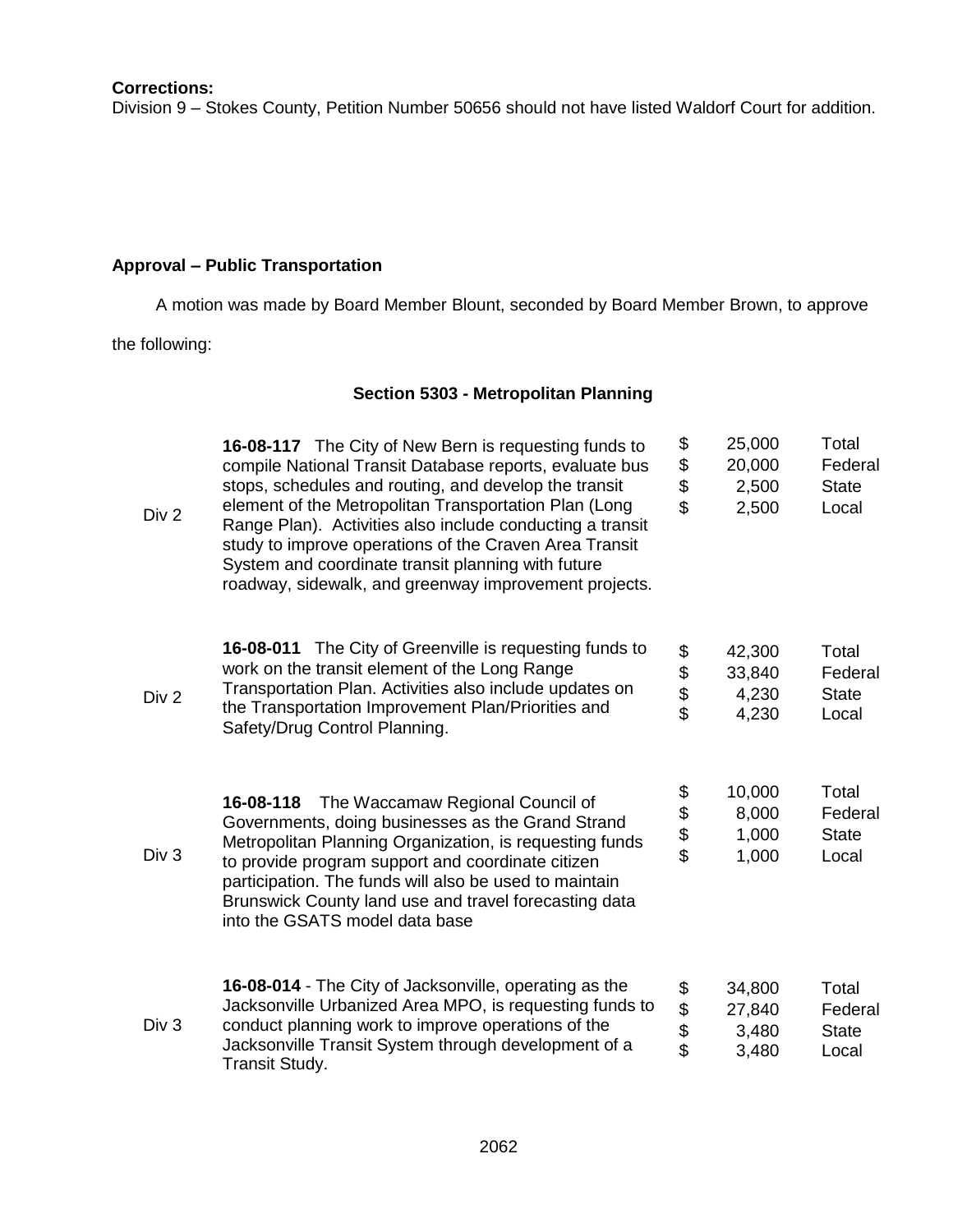**Corrections:**

Division 9 – Stokes County, Petition Number 50656 should not have listed Waldorf Court for addition.

**Approval – Public Transportation**

A motion was made by Board Member Blount, seconded by Board Member Brown, to approve the following:

**Section 5303 - Metropolitan Planning**

| Division | Description | Amount | Type |
|---|---|---|---|
| Div 2 | **16-08-117** The City of New Bern is requesting funds to compile National Transit Database reports, evaluate bus stops, schedules and routing, and develop the transit element of the Metropolitan Transportation Plan (Long Range Plan). Activities also include conducting a transit study to improve operations of the Craven Area Transit System and coordinate transit planning with future roadway, sidewalk, and greenway improvement projects. | $ 25,000<br>$ 20,000<br>$ 2,500<br>$ 2,500 | Total<br>Federal<br>State<br>Local |
| Div 2 | **16-08-011** The City of Greenville is requesting funds to work on the transit element of the Long Range Transportation Plan. Activities also include updates on the Transportation Improvement Plan/Priorities and Safety/Drug Control Planning. | $ 42,300<br>$ 33,840<br>$ 4,230<br>$ 4,230 | Total<br>Federal<br>State<br>Local |
| Div 3 | **16-08-118** The Waccamaw Regional Council of Governments, doing businesses as the Grand Strand Metropolitan Planning Organization, is requesting funds to provide program support and coordinate citizen participation. The funds will also be used to maintain Brunswick County land use and travel forecasting data into the GSATS model data base | $ 10,000<br>$ 8,000<br>$ 1,000<br>$ 1,000 | Total<br>Federal<br>State<br>Local |
| Div 3 | **16-08-014** - The City of Jacksonville, operating as the Jacksonville Urbanized Area MPO, is requesting funds to conduct planning work to improve operations of the Jacksonville Transit System through development of a Transit Study. | $ 34,800<br>$ 27,840<br>$ 3,480<br>$ 3,480 | Total<br>Federal<br>State<br>Local |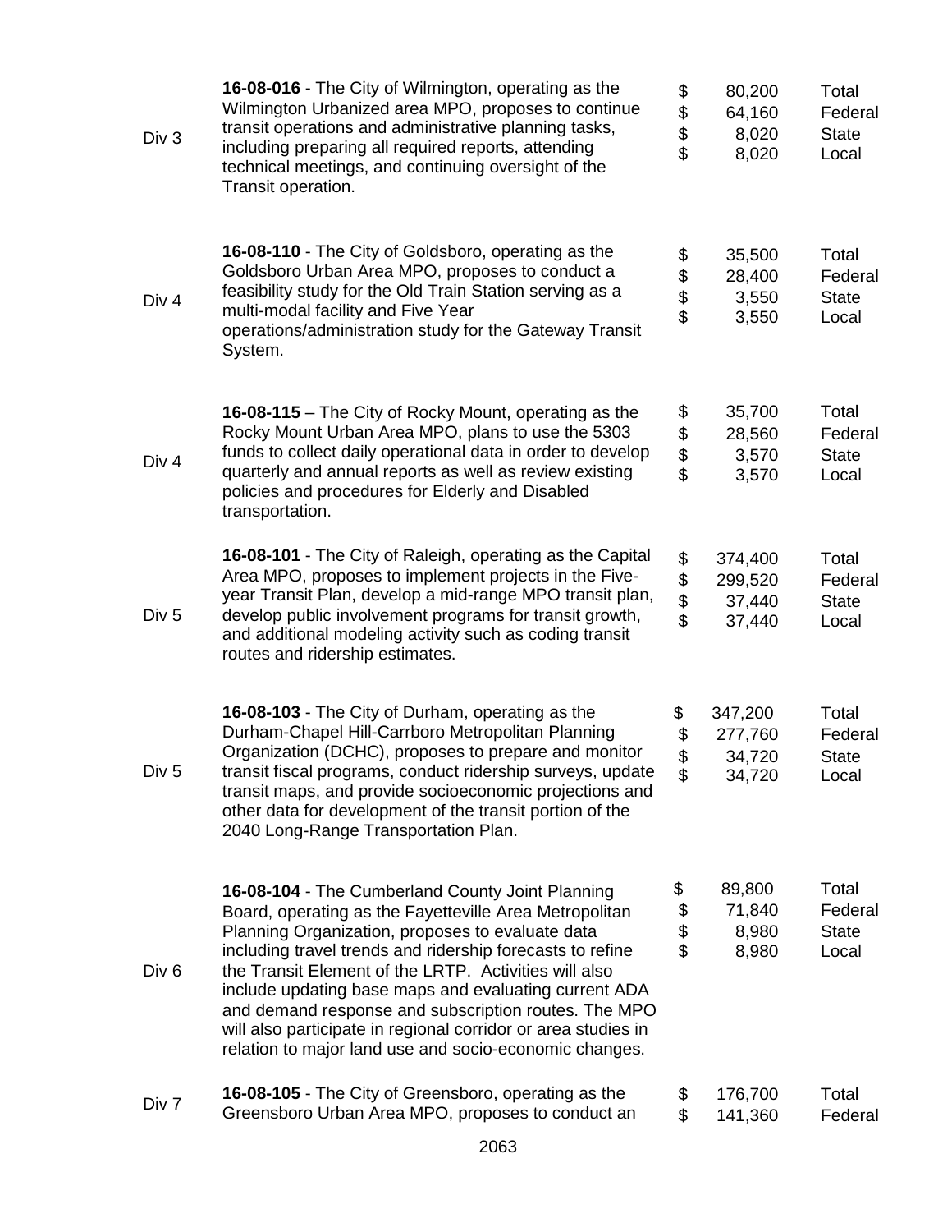| | | | |
|---|---|---|---|
| Div 3 | **16-08-016** - The City of Wilmington, operating as the Wilmington Urbanized area MPO, proposes to continue transit operations and administrative planning tasks, including preparing all required reports, attending technical meetings, and continuing oversight of the Transit operation. | \$ 80,200<br>\$ 64,160<br>\$ 8,020<br>\$ 8,020 | Total<br>Federal<br>State<br>Local |
| Div 4 | **16-08-110** - The City of Goldsboro, operating as the Goldsboro Urban Area MPO, proposes to conduct a feasibility study for the Old Train Station serving as a multi-modal facility and Five Year operations/administration study for the Gateway Transit System. | \$ 35,500<br>\$ 28,400<br>\$ 3,550<br>\$ 3,550 | Total<br>Federal<br>State<br>Local |
| Div 4 | **16-08-115** – The City of Rocky Mount, operating as the Rocky Mount Urban Area MPO, plans to use the 5303 funds to collect daily operational data in order to develop quarterly and annual reports as well as review existing policies and procedures for Elderly and Disabled transportation. | \$ 35,700<br>\$ 28,560<br>\$ 3,570<br>\$ 3,570 | Total<br>Federal<br>State<br>Local |
| Div 5 | **16-08-101** - The City of Raleigh, operating as the Capital Area MPO, proposes to implement projects in the Five-year Transit Plan, develop a mid-range MPO transit plan, develop public involvement programs for transit growth, and additional modeling activity such as coding transit routes and ridership estimates. | \$ 374,400<br>\$ 299,520<br>\$ 37,440<br>\$ 37,440 | Total<br>Federal<br>State<br>Local |
| Div 5 | **16-08-103** - The City of Durham, operating as the Durham-Chapel Hill-Carrboro Metropolitan Planning Organization (DCHC), proposes to prepare and monitor transit fiscal programs, conduct ridership surveys, update transit maps, and provide socioeconomic projections and other data for development of the transit portion of the 2040 Long-Range Transportation Plan. | \$ 347,200<br>\$ 277,760<br>\$ 34,720<br>\$ 34,720 | Total<br>Federal<br>State<br>Local |
| Div 6 | **16-08-104** - The Cumberland County Joint Planning Board, operating as the Fayetteville Area Metropolitan Planning Organization, proposes to evaluate data including travel trends and ridership forecasts to refine the Transit Element of the LRTP. Activities will also include updating base maps and evaluating current ADA and demand response and subscription routes. The MPO will also participate in regional corridor or area studies in relation to major land use and socio-economic changes. | \$ 89,800<br>\$ 71,840<br>\$ 8,980<br>\$ 8,980 | Total<br>Federal<br>State<br>Local |
| Div 7 | **16-08-105** - The City of Greensboro, operating as the Greensboro Urban Area MPO, proposes to conduct an | \$ 176,700<br>\$ 141,360 | Total<br>Federal |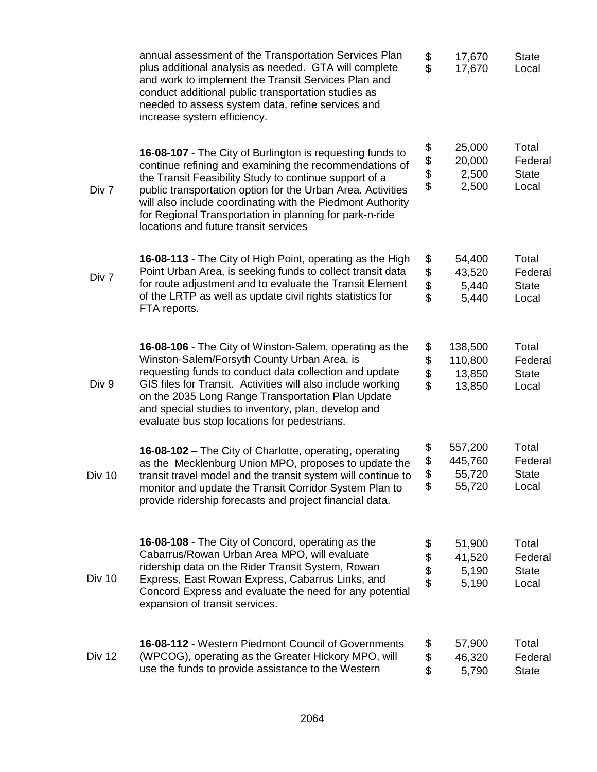| Division | Description | | Amount | Source |
|---|---|---|---|---|
| | annual assessment of the Transportation Services Plan plus additional analysis as needed. GTA will complete and work to implement the Transit Services Plan and conduct additional public transportation studies as needed to assess system data, refine services and increase system efficiency. | $<br>$ | 17,670<br>17,670 | State<br>Local |
| Div 7 | **16-08-107** - The City of Burlington is requesting funds to continue refining and examining the recommendations of the Transit Feasibility Study to continue support of a public transportation option for the Urban Area. Activities will also include coordinating with the Piedmont Authority for Regional Transportation in planning for park-n-ride locations and future transit services | $<br>$<br>$<br>$ | 25,000<br>20,000<br>2,500<br>2,500 | Total<br>Federal<br>State<br>Local |
| Div 7 | **16-08-113** - The City of High Point, operating as the High Point Urban Area, is seeking funds to collect transit data for route adjustment and to evaluate the Transit Element of the LRTP as well as update civil rights statistics for FTA reports. | $<br>$<br>$<br>$ | 54,400<br>43,520<br>5,440<br>5,440 | Total<br>Federal<br>State<br>Local |
| Div 9 | **16-08-106** - The City of Winston-Salem, operating as the Winston-Salem/Forsyth County Urban Area, is requesting funds to conduct data collection and update GIS files for Transit. Activities will also include working on the 2035 Long Range Transportation Plan Update and special studies to inventory, plan, develop and evaluate bus stop locations for pedestrians. | $<br>$<br>$<br>$ | 138,500<br>110,800<br>13,850<br>13,850 | Total<br>Federal<br>State<br>Local |
| Div 10 | **16-08-102** – The City of Charlotte, operating, operating as the Mecklenburg Union MPO, proposes to update the transit travel model and the transit system will continue to monitor and update the Transit Corridor System Plan to provide ridership forecasts and project financial data. | $<br>$<br>$<br>$ | 557,200<br>445,760<br>55,720<br>55,720 | Total<br>Federal<br>State<br>Local |
| Div 10 | **16-08-108** - The City of Concord, operating as the Cabarrus/Rowan Urban Area MPO, will evaluate ridership data on the Rider Transit System, Rowan Express, East Rowan Express, Cabarrus Links, and Concord Express and evaluate the need for any potential expansion of transit services. | $<br>$<br>$<br>$ | 51,900<br>41,520<br>5,190<br>5,190 | Total<br>Federal<br>State<br>Local |
| Div 12 | **16-08-112** - Western Piedmont Council of Governments (WPCOG), operating as the Greater Hickory MPO, will use the funds to provide assistance to the Western | $<br>$<br>$ | 57,900<br>46,320<br>5,790 | Total<br>Federal<br>State |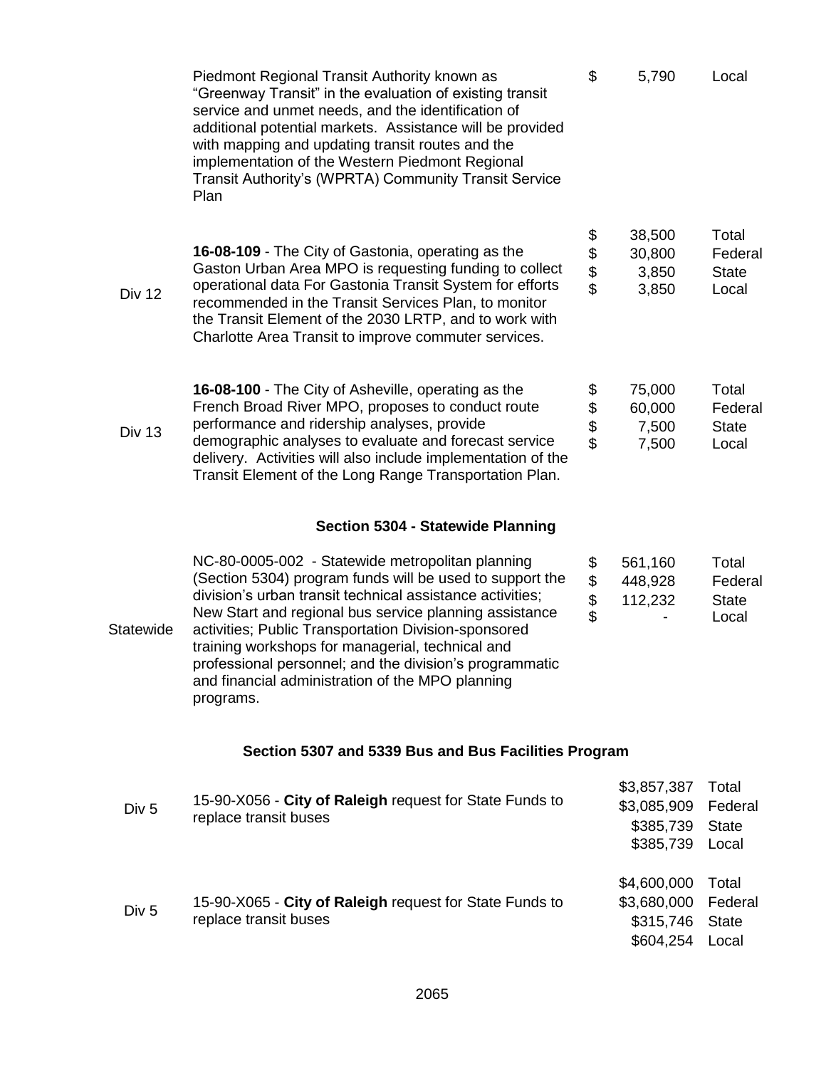| | | | |
|---|---|---|---|
| | Piedmont Regional Transit Authority known as "Greenway Transit" in the evaluation of existing transit service and unmet needs, and the identification of additional potential markets. Assistance will be provided with mapping and updating transit routes and the implementation of the Western Piedmont Regional Transit Authority's (WPRTA) Community Transit Service Plan | $ 5,790 | Local |
| Div 12 | **16-08-109** - The City of Gastonia, operating as the Gaston Urban Area MPO is requesting funding to collect operational data For Gastonia Transit System for efforts recommended in the Transit Services Plan, to monitor the Transit Element of the 2030 LRTP, and to work with Charlotte Area Transit to improve commuter services. | $ 38,500<br>$ 30,800<br>$ 3,850<br>$ 3,850 | Total<br>Federal<br>State<br>Local |
| Div 13 | **16-08-100** - The City of Asheville, operating as the French Broad River MPO, proposes to conduct route performance and ridership analyses, provide demographic analyses to evaluate and forecast service delivery. Activities will also include implementation of the Transit Element of the Long Range Transportation Plan. | $ 75,000<br>$ 60,000<br>$ 7,500<br>$ 7,500 | Total<br>Federal<br>State<br>Local |

**Section 5304 - Statewide Planning**

| | | | |
|---|---|---|---|
| Statewide | NC-80-0005-002 - Statewide metropolitan planning (Section 5304) program funds will be used to support the division's urban transit technical assistance activities; New Start and regional bus service planning assistance activities; Public Transportation Division-sponsored training workshops for managerial, technical and professional personnel; and the division's programmatic and financial administration of the MPO planning programs. | $ 561,160<br>$ 448,928<br>$ 112,232<br>$ - | Total<br>Federal<br>State<br>Local |

**Section 5307 and 5339 Bus and Bus Facilities Program**

| | | | |
|---|---|---|---|
| Div 5 | 15-90-X056 - **City of Raleigh** request for State Funds to replace transit buses | $3,857,387<br>$3,085,909<br>$385,739<br>$385,739 | Total<br>Federal<br>State<br>Local |
| Div 5 | 15-90-X065 - **City of Raleigh** request for State Funds to replace transit buses | $4,600,000<br>$3,680,000<br>$315,746<br>$604,254 | Total<br>Federal<br>State<br>Local |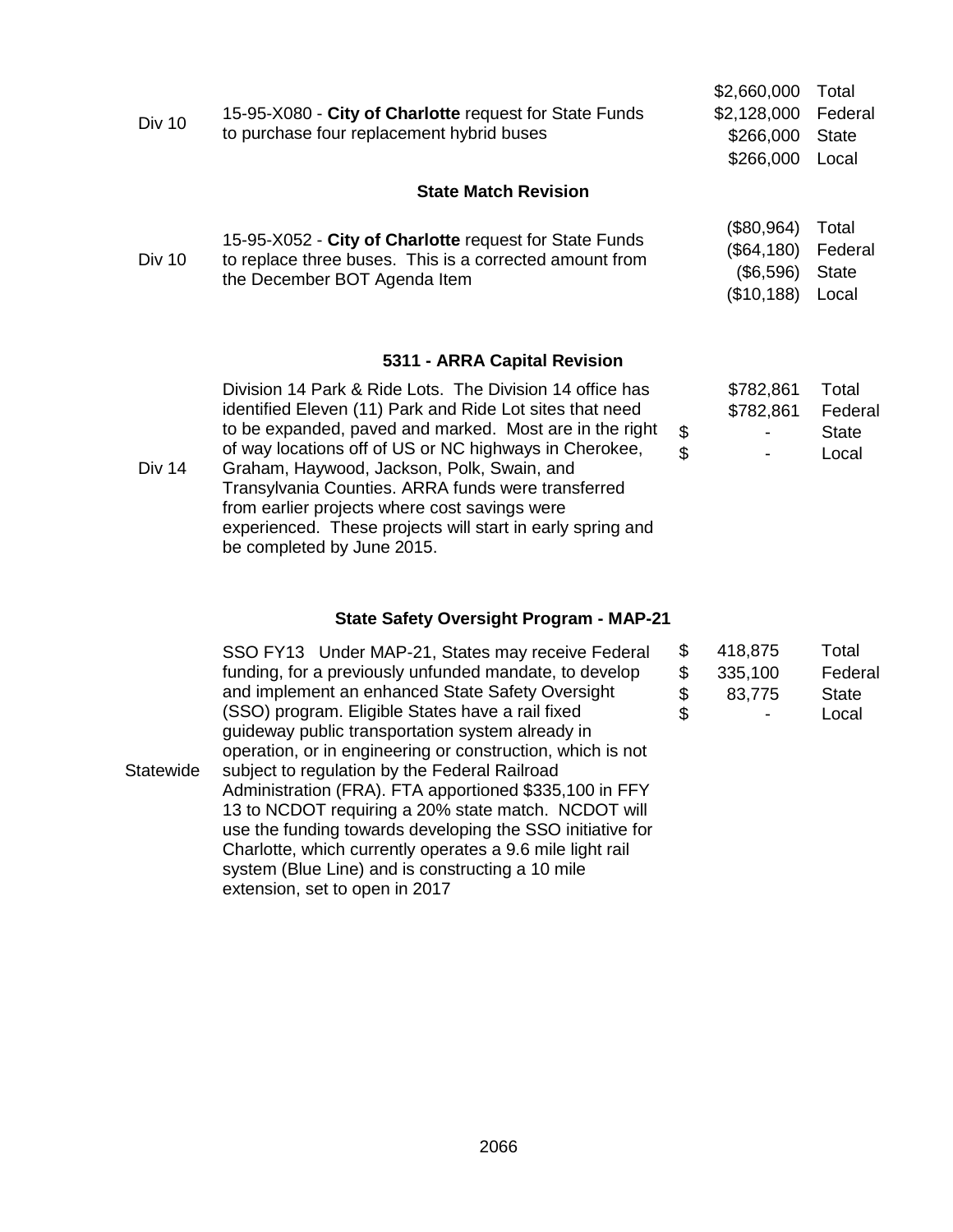| | | | |
|---|---|---|---|
| Div 10 | 15-95-X080 - **City of Charlotte** request for State Funds to purchase four replacement hybrid buses | $2,660,000<br>$2,128,000<br>$266,000<br>$266,000 | Total<br>Federal<br>State<br>Local |

**State Match Revision**

| | | | |
|---|---|---|---|
| Div 10 | 15-95-X052 - **City of Charlotte** request for State Funds to replace three buses. This is a corrected amount from the December BOT Agenda Item | ($80,964)<br>($64,180)<br>($6,596)<br>($10,188) | Total<br>Federal<br>State<br>Local |

**5311 - ARRA Capital Revision**

| | | | |
|---|---|---|---|
| Div 14 | Division 14 Park & Ride Lots. The Division 14 office has identified Eleven (11) Park and Ride Lot sites that need to be expanded, paved and marked. Most are in the right of way locations off of US or NC highways in Cherokee, Graham, Haywood, Jackson, Polk, Swain, and Transylvania Counties. ARRA funds were transferred from earlier projects where cost savings were experienced. These projects will start in early spring and be completed by June 2015. | $782,861<br>$782,861<br>$ -<br>$ - | Total<br>Federal<br>State<br>Local |

**State Safety Oversight Program - MAP-21**

| | | | |
|---|---|---|---|
| Statewide | SSO FY13 Under MAP-21, States may receive Federal funding, for a previously unfunded mandate, to develop and implement an enhanced State Safety Oversight (SSO) program. Eligible States have a rail fixed guideway public transportation system already in operation, or in engineering or construction, which is not subject to regulation by the Federal Railroad Administration (FRA). FTA apportioned $335,100 in FFY 13 to NCDOT requiring a 20% state match. NCDOT will use the funding towards developing the SSO initiative for Charlotte, which currently operates a 9.6 mile light rail system (Blue Line) and is constructing a 10 mile extension, set to open in 2017 | $ 418,875<br>$ 335,100<br>$ 83,775<br>$ - | Total<br>Federal<br>State<br>Local |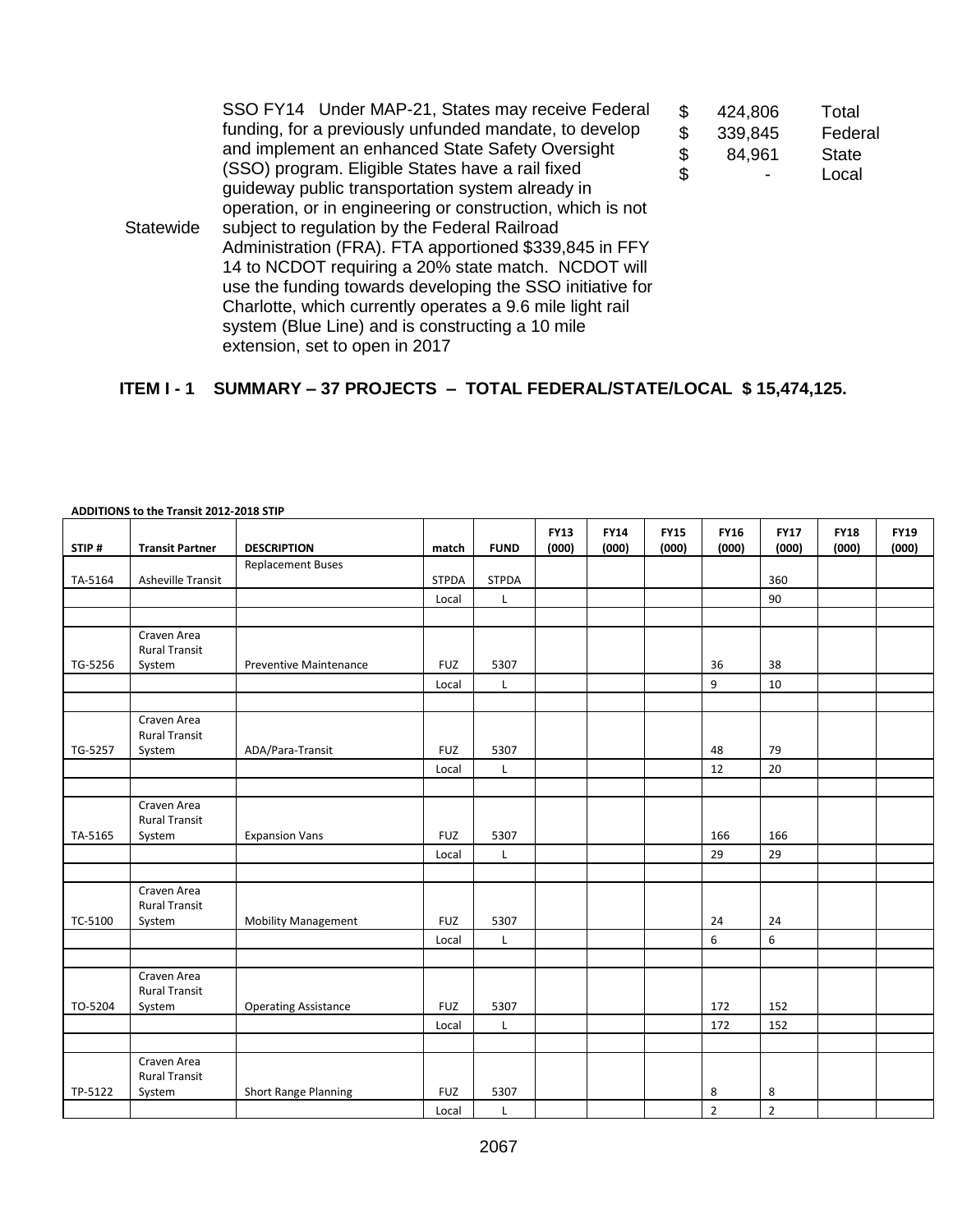| | | | |
|---|---|---|---|
| Statewide | SSO FY14 Under MAP-21, States may receive Federal funding, for a previously unfunded mandate, to develop and implement an enhanced State Safety Oversight (SSO) program. Eligible States have a rail fixed guideway public transportation system already in operation, or in engineering or construction, which is not subject to regulation by the Federal Railroad Administration (FRA). FTA apportioned $339,845 in FFY 14 to NCDOT requiring a 20% state match. NCDOT will use the funding towards developing the SSO initiative for Charlotte, which currently operates a 9.6 mile light rail system (Blue Line) and is constructing a 10 mile extension, set to open in 2017 | \$ 424,806<br>\$ 339,845<br>\$ 84,961<br>\$ - | Total<br>Federal<br>State<br>Local |

**ITEM I - 1 SUMMARY – 37 PROJECTS – TOTAL FEDERAL/STATE/LOCAL $ 15,474,125.**

**ADDITIONS to the Transit 2012-2018 STIP**

| STIP # | Transit Partner | DESCRIPTION | match | FUND | FY13 (000) | FY14 (000) | FY15 (000) | FY16 (000) | FY17 (000) | FY18 (000) | FY19 (000) |
|---|---|---|---|---|---|---|---|---|---|---|---|
| TA-5164 | Asheville Transit | Replacement Buses | STPDA | STPDA | | | | | 360 | | |
| | | | Local | L | | | | | 90 | | |
| | | | | | | | | | | | |
| TG-5256 | Craven Area Rural Transit System | Preventive Maintenance | FUZ | 5307 | | | | 36 | 38 | | |
| | | | Local | L | | | | 9 | 10 | | |
| | | | | | | | | | | | |
| TG-5257 | Craven Area Rural Transit System | ADA/Para-Transit | FUZ | 5307 | | | | 48 | 79 | | |
| | | | Local | L | | | | 12 | 20 | | |
| | | | | | | | | | | | |
| TA-5165 | Craven Area Rural Transit System | Expansion Vans | FUZ | 5307 | | | | 166 | 166 | | |
| | | | Local | L | | | | 29 | 29 | | |
| | | | | | | | | | | | |
| TC-5100 | Craven Area Rural Transit System | Mobility Management | FUZ | 5307 | | | | 24 | 24 | | |
| | | | Local | L | | | | 6 | 6 | | |
| | | | | | | | | | | | |
| TO-5204 | Craven Area Rural Transit System | Operating Assistance | FUZ | 5307 | | | | 172 | 152 | | |
| | | | Local | L | | | | 172 | 152 | | |
| | | | | | | | | | | | |
| TP-5122 | Craven Area Rural Transit System | Short Range Planning | FUZ | 5307 | | | | 8 | 8 | | |
| | | | Local | L | | | | 2 | 2 | | |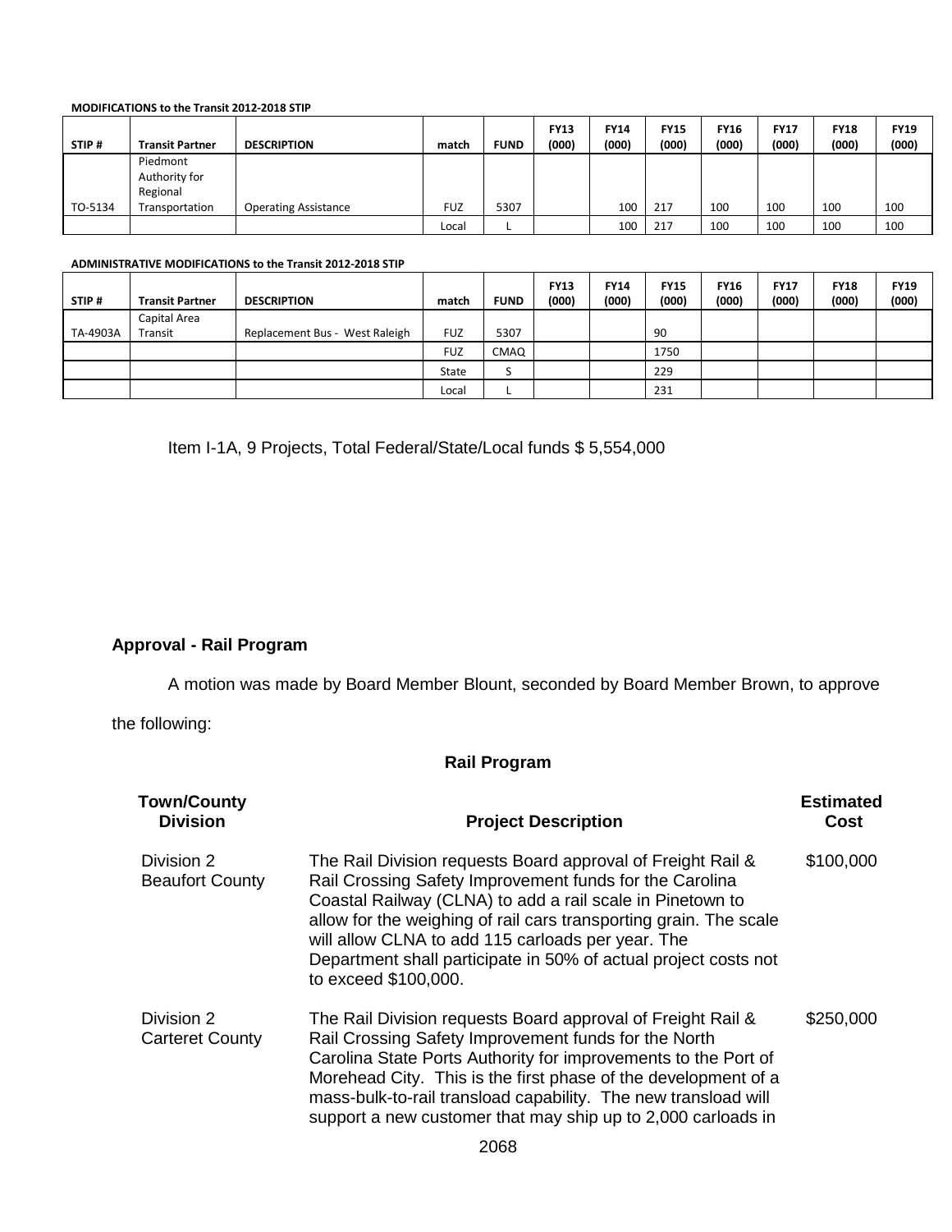**MODIFICATIONS to the Transit 2012-2018 STIP**

| STIP # | Transit Partner | DESCRIPTION | match | FUND | FY13 (000) | FY14 (000) | FY15 (000) | FY16 (000) | FY17 (000) | FY18 (000) | FY19 (000) |
|---|---|---|---|---|---|---|---|---|---|---|---|
| TO-5134 | Piedmont Authority for Regional Transportation | Operating Assistance | FUZ | 5307 | | 100 | 217 | 100 | 100 | 100 | 100 |
| | | | Local | L | | 100 | 217 | 100 | 100 | 100 | 100 |

**ADMINISTRATIVE MODIFICATIONS to the Transit 2012-2018 STIP**

| STIP # | Transit Partner | DESCRIPTION | match | FUND | FY13 (000) | FY14 (000) | FY15 (000) | FY16 (000) | FY17 (000) | FY18 (000) | FY19 (000) |
|---|---|---|---|---|---|---|---|---|---|---|---|
| TA-4903A | Capital Area Transit | Replacement Bus - West Raleigh | FUZ | 5307 | | | 90 | | | | |
| | | | FUZ | CMAQ | | | 1750 | | | | |
| | | | State | S | | | 229 | | | | |
| | | | Local | L | | | 231 | | | | |

Item I-1A, 9 Projects, Total Federal/State/Local funds $ 5,554,000

**Approval - Rail Program**

A motion was made by Board Member Blount, seconded by Board Member Brown, to approve the following:

**Rail Program**

| Town/County Division | Project Description | Estimated Cost |
|---|---|---|
| Division 2 Beaufort County | The Rail Division requests Board approval of Freight Rail & Rail Crossing Safety Improvement funds for the Carolina Coastal Railway (CLNA) to add a rail scale in Pinetown to allow for the weighing of rail cars transporting grain. The scale will allow CLNA to add 115 carloads per year. The Department shall participate in 50% of actual project costs not to exceed $100,000. | $100,000 |
| Division 2 Carteret County | The Rail Division requests Board approval of Freight Rail & Rail Crossing Safety Improvement funds for the North Carolina State Ports Authority for improvements to the Port of Morehead City. This is the first phase of the development of a mass-bulk-to-rail transload capability. The new transload will support a new customer that may ship up to 2,000 carloads in | $250,000 |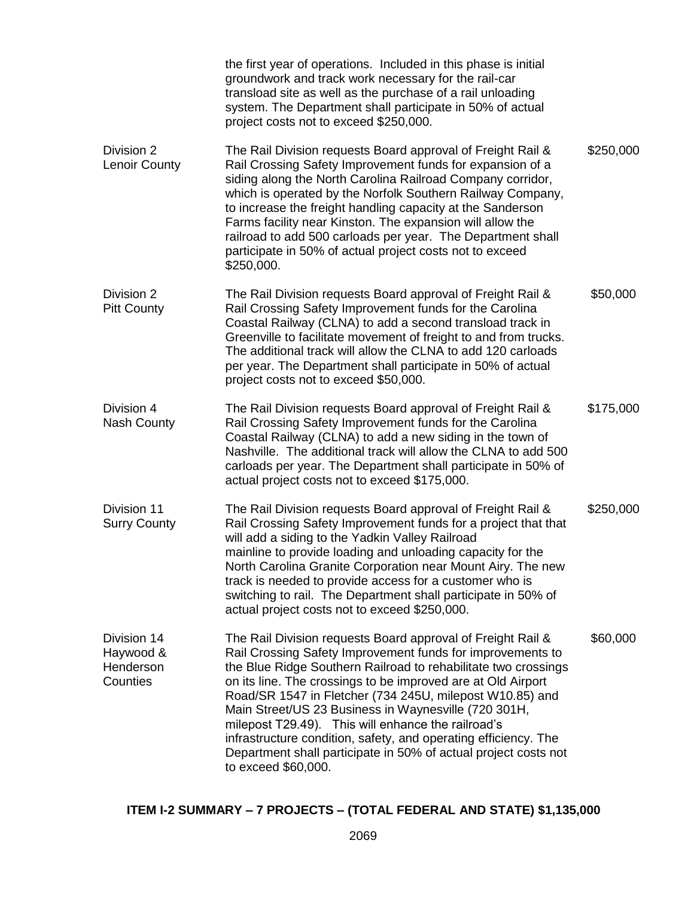| | | |
|---|---|---|
| | the first year of operations. Included in this phase is initial groundwork and track work necessary for the rail-car transload site as well as the purchase of a rail unloading system. The Department shall participate in 50% of actual project costs not to exceed $250,000. | |
| Division 2<br>Lenoir County | The Rail Division requests Board approval of Freight Rail & Rail Crossing Safety Improvement funds for expansion of a siding along the North Carolina Railroad Company corridor, which is operated by the Norfolk Southern Railway Company, to increase the freight handling capacity at the Sanderson Farms facility near Kinston. The expansion will allow the railroad to add 500 carloads per year. The Department shall participate in 50% of actual project costs not to exceed $250,000. | $250,000 |
| Division 2<br>Pitt County | The Rail Division requests Board approval of Freight Rail & Rail Crossing Safety Improvement funds for the Carolina Coastal Railway (CLNA) to add a second transload track in Greenville to facilitate movement of freight to and from trucks. The additional track will allow the CLNA to add 120 carloads per year. The Department shall participate in 50% of actual project costs not to exceed $50,000. | $50,000 |
| Division 4<br>Nash County | The Rail Division requests Board approval of Freight Rail & Rail Crossing Safety Improvement funds for the Carolina Coastal Railway (CLNA) to add a new siding in the town of Nashville. The additional track will allow the CLNA to add 500 carloads per year. The Department shall participate in 50% of actual project costs not to exceed $175,000. | $175,000 |
| Division 11<br>Surry County | The Rail Division requests Board approval of Freight Rail & Rail Crossing Safety Improvement funds for a project that that will add a siding to the Yadkin Valley Railroad mainline to provide loading and unloading capacity for the North Carolina Granite Corporation near Mount Airy. The new track is needed to provide access for a customer who is switching to rail. The Department shall participate in 50% of actual project costs not to exceed $250,000. | $250,000 |
| Division 14<br>Haywood & Henderson Counties | The Rail Division requests Board approval of Freight Rail & Rail Crossing Safety Improvement funds for improvements to the Blue Ridge Southern Railroad to rehabilitate two crossings on its line. The crossings to be improved are at Old Airport Road/SR 1547 in Fletcher (734 245U, milepost W10.85) and Main Street/US 23 Business in Waynesville (720 301H, milepost T29.49). This will enhance the railroad's infrastructure condition, safety, and operating efficiency. The Department shall participate in 50% of actual project costs not to exceed $60,000. | $60,000 |

**ITEM I-2 SUMMARY – 7 PROJECTS – (TOTAL FEDERAL AND STATE) $1,135,000**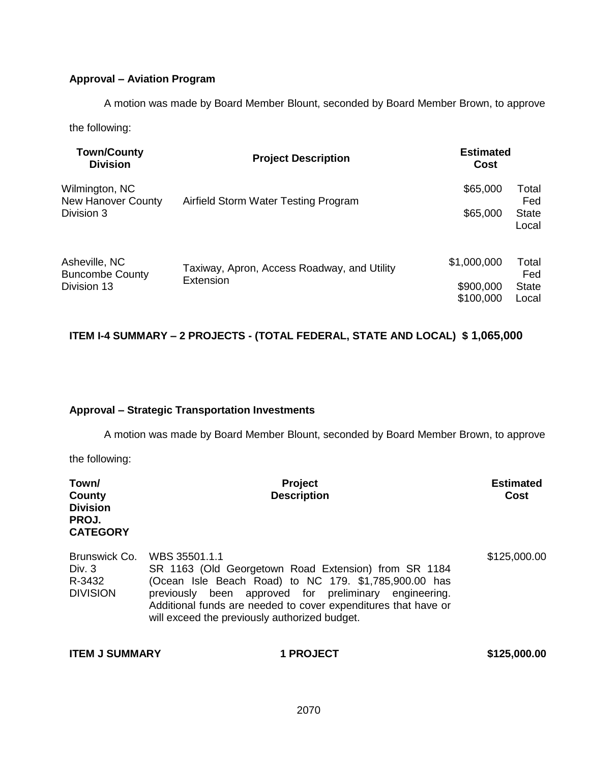**Approval – Aviation Program**

A motion was made by Board Member Blount, seconded by Board Member Brown, to approve the following:

| Town/County Division | Project Description | Estimated Cost | |
|---|---|---|---|
| Wilmington, NC<br>New Hanover County<br>Division 3 | Airfield Storm Water Testing Program | $65,000<br><br>$65,000<br> | Total<br>Fed<br>State<br>Local |
| Asheville, NC<br>Buncombe County<br>Division 13 | Taxiway, Apron, Access Roadway, and Utility Extension | $1,000,000<br><br>$900,000<br>$100,000 | Total<br>Fed<br>State<br>Local |

**ITEM I-4 SUMMARY – 2 PROJECTS - (TOTAL FEDERAL, STATE AND LOCAL) $ 1,065,000**

**Approval – Strategic Transportation Investments**

A motion was made by Board Member Blount, seconded by Board Member Brown, to approve the following:

| Town/ County Division PROJ. CATEGORY | Project Description | Estimated Cost |
|---|---|---|
| Brunswick Co.<br>Div. 3<br>R-3432<br>DIVISION | WBS 35501.1.1<br>SR 1163 (Old Georgetown Road Extension) from SR 1184 (Ocean Isle Beach Road) to NC 179. $1,785,900.00 has previously been approved for preliminary engineering. Additional funds are needed to cover expenditures that have or will exceed the previously authorized budget. | $125,000.00 |

**ITEM J SUMMARY 1 PROJECT $125,000.00**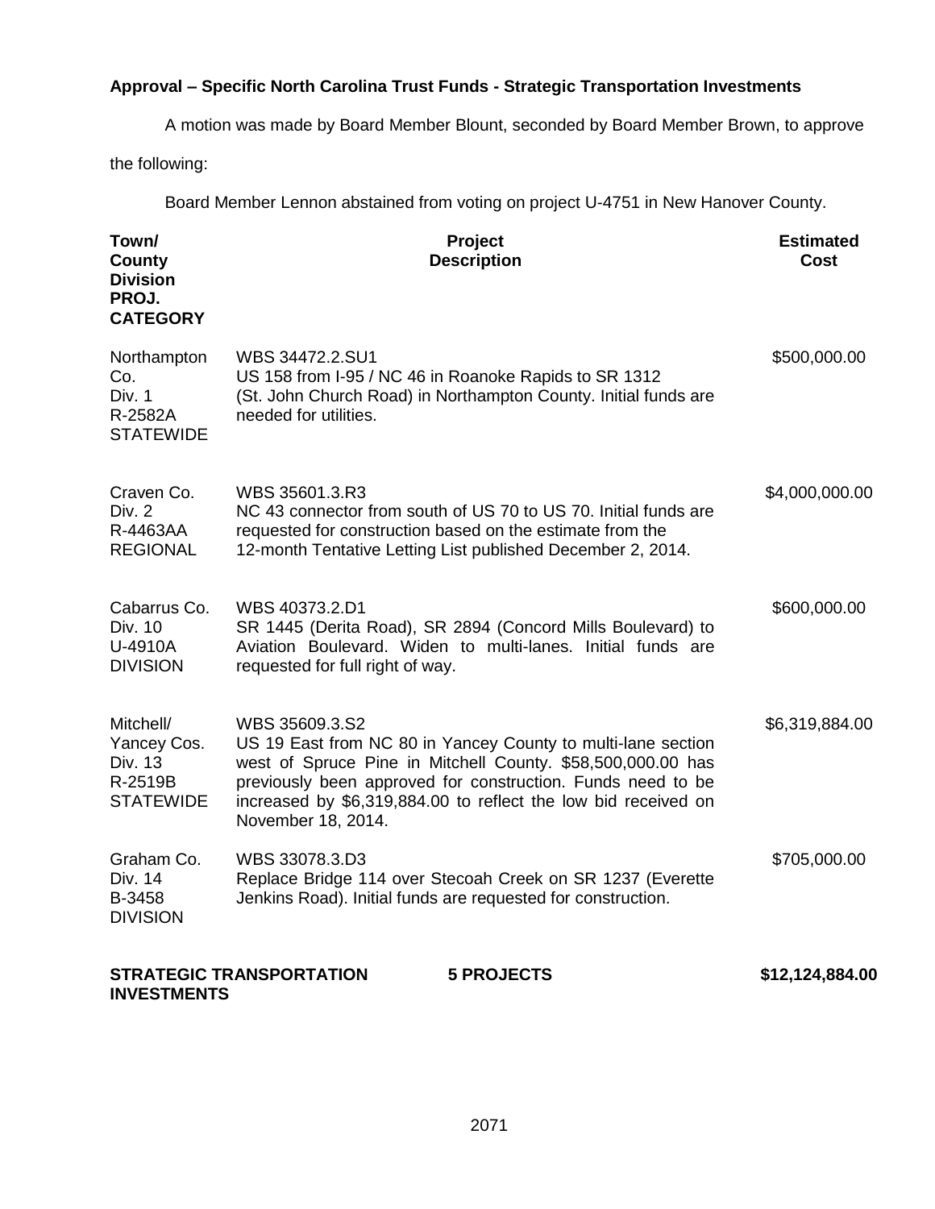**Approval – Specific North Carolina Trust Funds - Strategic Transportation Investments**

A motion was made by Board Member Blount, seconded by Board Member Brown, to approve the following:

Board Member Lennon abstained from voting on project U-4751 in New Hanover County.

| Town/ County Division PROJ. CATEGORY | Project Description | Estimated Cost |
|---|---|---|
| Northampton Co. Div. 1 R-2582A STATEWIDE | WBS 34472.2.SU1 US 158 from I-95 / NC 46 in Roanoke Rapids to SR 1312 (St. John Church Road) in Northampton County. Initial funds are needed for utilities. | $500,000.00 |
| Craven Co. Div. 2 R-4463AA REGIONAL | WBS 35601.3.R3 NC 43 connector from south of US 70 to US 70. Initial funds are requested for construction based on the estimate from the 12-month Tentative Letting List published December 2, 2014. | $4,000,000.00 |
| Cabarrus Co. Div. 10 U-4910A DIVISION | WBS 40373.2.D1 SR 1445 (Derita Road), SR 2894 (Concord Mills Boulevard) to Aviation Boulevard. Widen to multi-lanes. Initial funds are requested for full right of way. | $600,000.00 |
| Mitchell/ Yancey Cos. Div. 13 R-2519B STATEWIDE | WBS 35609.3.S2 US 19 East from NC 80 in Yancey County to multi-lane section west of Spruce Pine in Mitchell County. $58,500,000.00 has previously been approved for construction. Funds need to be increased by $6,319,884.00 to reflect the low bid received on November 18, 2014. | $6,319,884.00 |
| Graham Co. Div. 14 B-3458 DIVISION | WBS 33078.3.D3 Replace Bridge 114 over Stecoah Creek on SR 1237 (Everette Jenkins Road). Initial funds are requested for construction. | $705,000.00 |
| **STRATEGIC TRANSPORTATION INVESTMENTS** | **5 PROJECTS** | **$12,124,884.00** |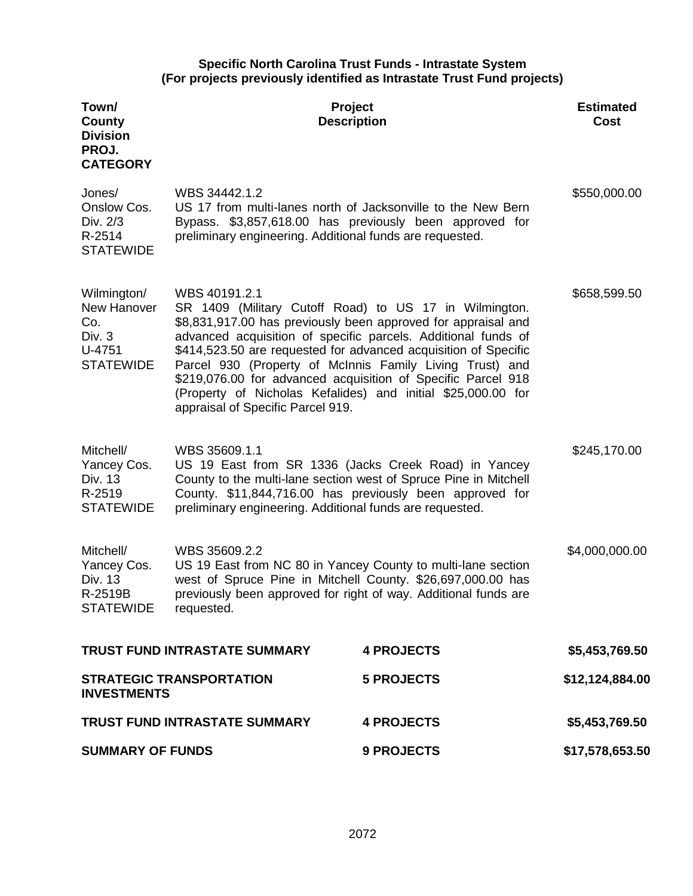**Specific North Carolina Trust Funds - Intrastate System**
**(For projects previously identified as Intrastate Trust Fund projects)**

| Town/ County Division PROJ. CATEGORY | Project Description | Estimated Cost |
|---|---|---|
| Jones/ Onslow Cos. Div. 2/3 R-2514 STATEWIDE | WBS 34442.1.2 US 17 from multi-lanes north of Jacksonville to the New Bern Bypass. $3,857,618.00 has previously been approved for preliminary engineering. Additional funds are requested. | $550,000.00 |
| Wilmington/ New Hanover Co. Div. 3 U-4751 STATEWIDE | WBS 40191.2.1 SR 1409 (Military Cutoff Road) to US 17 in Wilmington. $8,831,917.00 has previously been approved for appraisal and advanced acquisition of specific parcels. Additional funds of $414,523.50 are requested for advanced acquisition of Specific Parcel 930 (Property of McInnis Family Living Trust) and $219,076.00 for advanced acquisition of Specific Parcel 918 (Property of Nicholas Kefalides) and initial $25,000.00 for appraisal of Specific Parcel 919. | $658,599.50 |
| Mitchell/ Yancey Cos. Div. 13 R-2519 STATEWIDE | WBS 35609.1.1 US 19 East from SR 1336 (Jacks Creek Road) in Yancey County to the multi-lane section west of Spruce Pine in Mitchell County. $11,844,716.00 has previously been approved for preliminary engineering. Additional funds are requested. | $245,170.00 |
| Mitchell/ Yancey Cos. Div. 13 R-2519B STATEWIDE | WBS 35609.2.2 US 19 East from NC 80 in Yancey County to multi-lane section west of Spruce Pine in Mitchell County. $26,697,000.00 has previously been approved for right of way. Additional funds are requested. | $4,000,000.00 |

| | | |
|---|---|---|
| **TRUST FUND INTRASTATE SUMMARY** | **4 PROJECTS** | **$5,453,769.50** |
| **STRATEGIC TRANSPORTATION INVESTMENTS** | **5 PROJECTS** | **$12,124,884.00** |
| **TRUST FUND INTRASTATE SUMMARY** | **4 PROJECTS** | **$5,453,769.50** |
| **SUMMARY OF FUNDS** | **9 PROJECTS** | **$17,578,653.50** |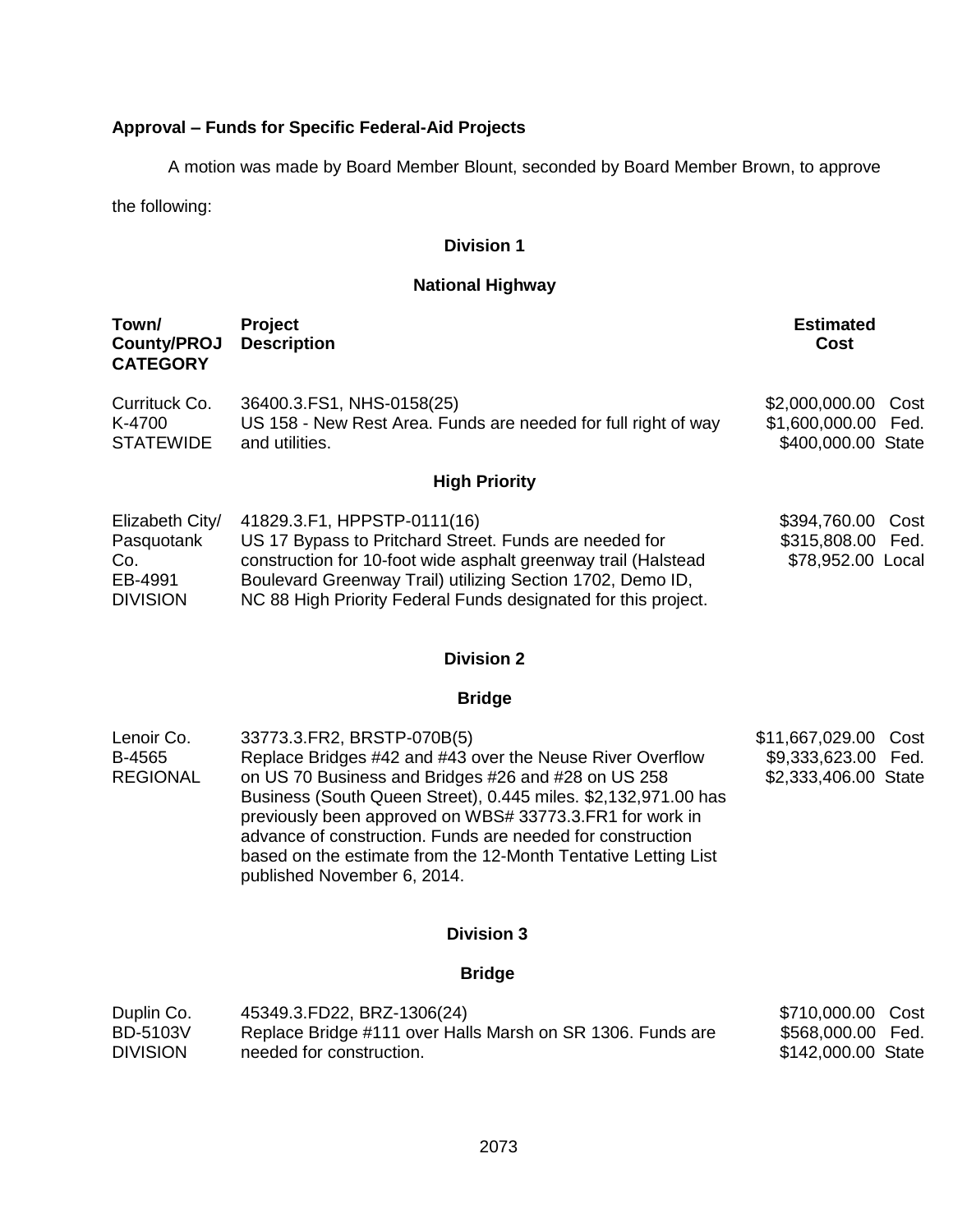**Approval – Funds for Specific Federal-Aid Projects**

A motion was made by Board Member Blount, seconded by Board Member Brown, to approve the following:

**Division 1**

**National Highway**

| Town/ County/PROJ CATEGORY | Project Description | Estimated Cost |
|---|---|---|
| Currituck Co.<br>K-4700<br>STATEWIDE | 36400.3.FS1, NHS-0158(25)<br>US 158 - New Rest Area. Funds are needed for full right of way and utilities. | $2,000,000.00 Cost<br>$1,600,000.00 Fed.<br>$400,000.00 State |

**High Priority**

| Town/ County/PROJ CATEGORY | Project Description | Estimated Cost |
|---|---|---|
| Elizabeth City/<br>Pasquotank Co.<br>EB-4991<br>DIVISION | 41829.3.F1, HPPSTP-0111(16)<br>US 17 Bypass to Pritchard Street. Funds are needed for construction for 10-foot wide asphalt greenway trail (Halstead Boulevard Greenway Trail) utilizing Section 1702, Demo ID, NC 88 High Priority Federal Funds designated for this project. | $394,760.00 Cost<br>$315,808.00 Fed.<br>$78,952.00 Local |

**Division 2**

**Bridge**

| Town/ County/PROJ CATEGORY | Project Description | Estimated Cost |
|---|---|---|
| Lenoir Co.<br>B-4565<br>REGIONAL | 33773.3.FR2, BRSTP-070B(5)<br>Replace Bridges #42 and #43 over the Neuse River Overflow on US 70 Business and Bridges #26 and #28 on US 258 Business (South Queen Street), 0.445 miles. $2,132,971.00 has previously been approved on WBS# 33773.3.FR1 for work in advance of construction. Funds are needed for construction based on the estimate from the 12-Month Tentative Letting List published November 6, 2014. | $11,667,029.00 Cost<br>$9,333,623.00 Fed.<br>$2,333,406.00 State |

**Division 3**

**Bridge**

| Town/ County/PROJ CATEGORY | Project Description | Estimated Cost |
|---|---|---|
| Duplin Co.<br>BD-5103V<br>DIVISION | 45349.3.FD22, BRZ-1306(24)<br>Replace Bridge #111 over Halls Marsh on SR 1306. Funds are needed for construction. | $710,000.00 Cost<br>$568,000.00 Fed.<br>$142,000.00 State |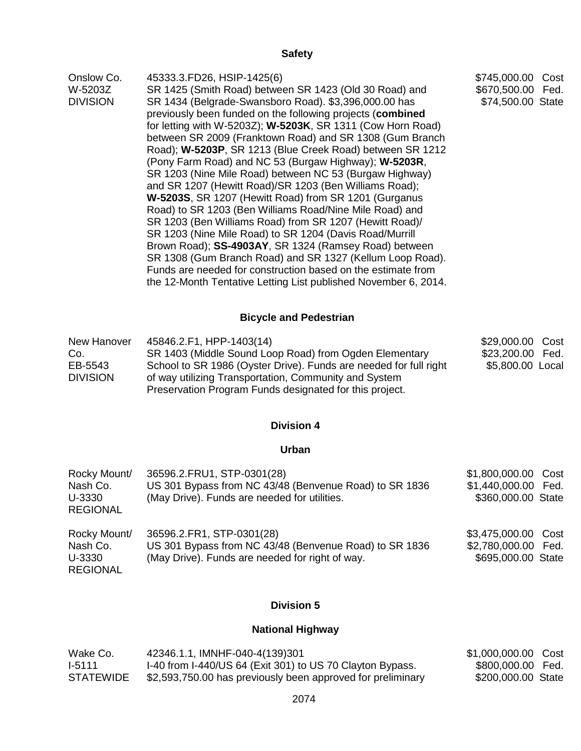### Safety

| | | |
|---|---|---|
| Onslow Co.<br>W-5203Z<br>DIVISION | 45333.3.FD26, HSIP-1425(6)<br>SR 1425 (Smith Road) between SR 1423 (Old 30 Road) and SR 1434 (Belgrade-Swansboro Road). $3,396,000.00 has previously been funded on the following projects (**combined** for letting with W-5203Z); **W-5203K**, SR 1311 (Cow Horn Road) between SR 2009 (Franktown Road) and SR 1308 (Gum Branch Road); **W-5203P**, SR 1213 (Blue Creek Road) between SR 1212 (Pony Farm Road) and NC 53 (Burgaw Highway); **W-5203R**, SR 1203 (Nine Mile Road) between NC 53 (Burgaw Highway) and SR 1207 (Hewitt Road)/SR 1203 (Ben Williams Road); **W-5203S**, SR 1207 (Hewitt Road) from SR 1201 (Gurganus Road) to SR 1203 (Ben Williams Road/Nine Mile Road) and SR 1203 (Ben Williams Road) from SR 1207 (Hewitt Road)/ SR 1203 (Nine Mile Road) to SR 1204 (Davis Road/Murrill Brown Road); **SS-4903AY**, SR 1324 (Ramsey Road) between SR 1308 (Gum Branch Road) and SR 1327 (Kellum Loop Road). Funds are needed for construction based on the estimate from the 12-Month Tentative Letting List published November 6, 2014. | $745,000.00 Cost<br>$670,500.00 Fed.<br>$74,500.00 State |

### Bicycle and Pedestrian

| | | |
|---|---|---|
| New Hanover Co.<br>EB-5543<br>DIVISION | 45846.2.F1, HPP-1403(14)<br>SR 1403 (Middle Sound Loop Road) from Ogden Elementary School to SR 1986 (Oyster Drive). Funds are needed for full right of way utilizing Transportation, Community and System Preservation Program Funds designated for this project. | $29,000.00 Cost<br>$23,200.00 Fed.<br>$5,800.00 Local |

## Division 4

### Urban

| | | |
|---|---|---|
| Rocky Mount/ Nash Co.<br>U-3330<br>REGIONAL | 36596.2.FRU1, STP-0301(28)<br>US 301 Bypass from NC 43/48 (Benvenue Road) to SR 1836 (May Drive). Funds are needed for utilities. | $1,800,000.00 Cost<br>$1,440,000.00 Fed.<br>$360,000.00 State |
| Rocky Mount/ Nash Co.<br>U-3330<br>REGIONAL | 36596.2.FR1, STP-0301(28)<br>US 301 Bypass from NC 43/48 (Benvenue Road) to SR 1836 (May Drive). Funds are needed for right of way. | $3,475,000.00 Cost<br>$2,780,000.00 Fed.<br>$695,000.00 State |

## Division 5

### National Highway

| | | |
|---|---|---|
| Wake Co.<br>I-5111<br>STATEWIDE | 42346.1.1, IMNHF-040-4(139)301<br>I-40 from I-440/US 64 (Exit 301) to US 70 Clayton Bypass. $2,593,750.00 has previously been approved for preliminary | $1,000,000.00 Cost<br>$800,000.00 Fed.<br>$200,000.00 State |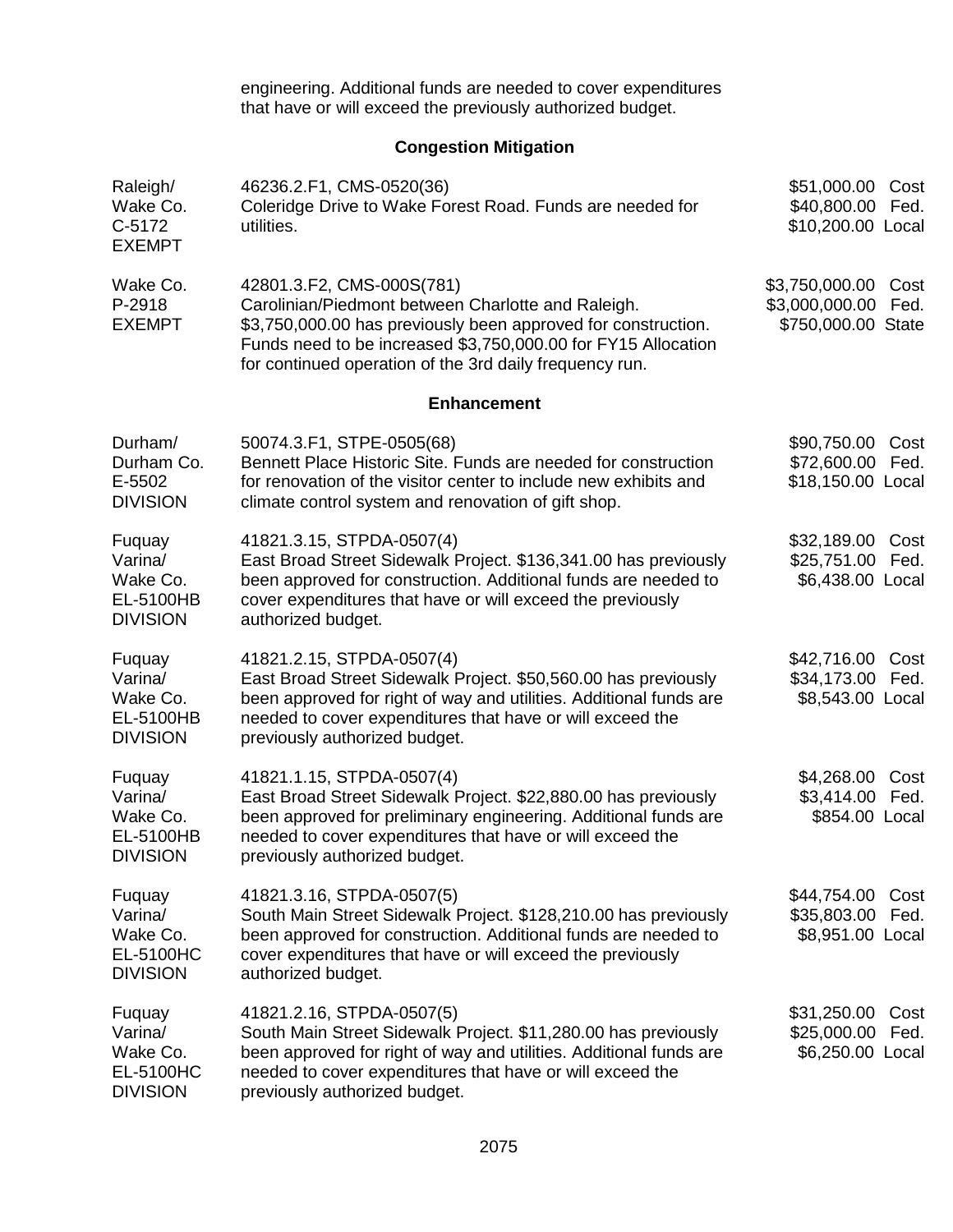engineering. Additional funds are needed to cover expenditures that have or will exceed the previously authorized budget.

### Congestion Mitigation

| | | |
|---|---|---|
| Raleigh/ Wake Co. C-5172 EXEMPT | 46236.2.F1, CMS-0520(36) Coleridge Drive to Wake Forest Road. Funds are needed for utilities. | \$51,000.00 Cost \$40,800.00 Fed. \$10,200.00 Local |
| Wake Co. P-2918 EXEMPT | 42801.3.F2, CMS-000S(781) Carolinian/Piedmont between Charlotte and Raleigh. \$3,750,000.00 has previously been approved for construction. Funds need to be increased \$3,750,000.00 for FY15 Allocation for continued operation of the 3rd daily frequency run. | \$3,750,000.00 Cost \$3,000,000.00 Fed. \$750,000.00 State |

### Enhancement

| | | |
|---|---|---|
| Durham/ Durham Co. E-5502 DIVISION | 50074.3.F1, STPE-0505(68) Bennett Place Historic Site. Funds are needed for construction for renovation of the visitor center to include new exhibits and climate control system and renovation of gift shop. | \$90,750.00 Cost \$72,600.00 Fed. \$18,150.00 Local |
| Fuquay Varina/ Wake Co. EL-5100HB DIVISION | 41821.3.15, STPDA-0507(4) East Broad Street Sidewalk Project. \$136,341.00 has previously been approved for construction. Additional funds are needed to cover expenditures that have or will exceed the previously authorized budget. | \$32,189.00 Cost \$25,751.00 Fed. \$6,438.00 Local |
| Fuquay Varina/ Wake Co. EL-5100HB DIVISION | 41821.2.15, STPDA-0507(4) East Broad Street Sidewalk Project. \$50,560.00 has previously been approved for right of way and utilities. Additional funds are needed to cover expenditures that have or will exceed the previously authorized budget. | \$42,716.00 Cost \$34,173.00 Fed. \$8,543.00 Local |
| Fuquay Varina/ Wake Co. EL-5100HB DIVISION | 41821.1.15, STPDA-0507(4) East Broad Street Sidewalk Project. \$22,880.00 has previously been approved for preliminary engineering. Additional funds are needed to cover expenditures that have or will exceed the previously authorized budget. | \$4,268.00 Cost \$3,414.00 Fed. \$854.00 Local |
| Fuquay Varina/ Wake Co. EL-5100HC DIVISION | 41821.3.16, STPDA-0507(5) South Main Street Sidewalk Project. \$128,210.00 has previously been approved for construction. Additional funds are needed to cover expenditures that have or will exceed the previously authorized budget. | \$44,754.00 Cost \$35,803.00 Fed. \$8,951.00 Local |
| Fuquay Varina/ Wake Co. EL-5100HC DIVISION | 41821.2.16, STPDA-0507(5) South Main Street Sidewalk Project. \$11,280.00 has previously been approved for right of way and utilities. Additional funds are needed to cover expenditures that have or will exceed the previously authorized budget. | \$31,250.00 Cost \$25,000.00 Fed. \$6,250.00 Local |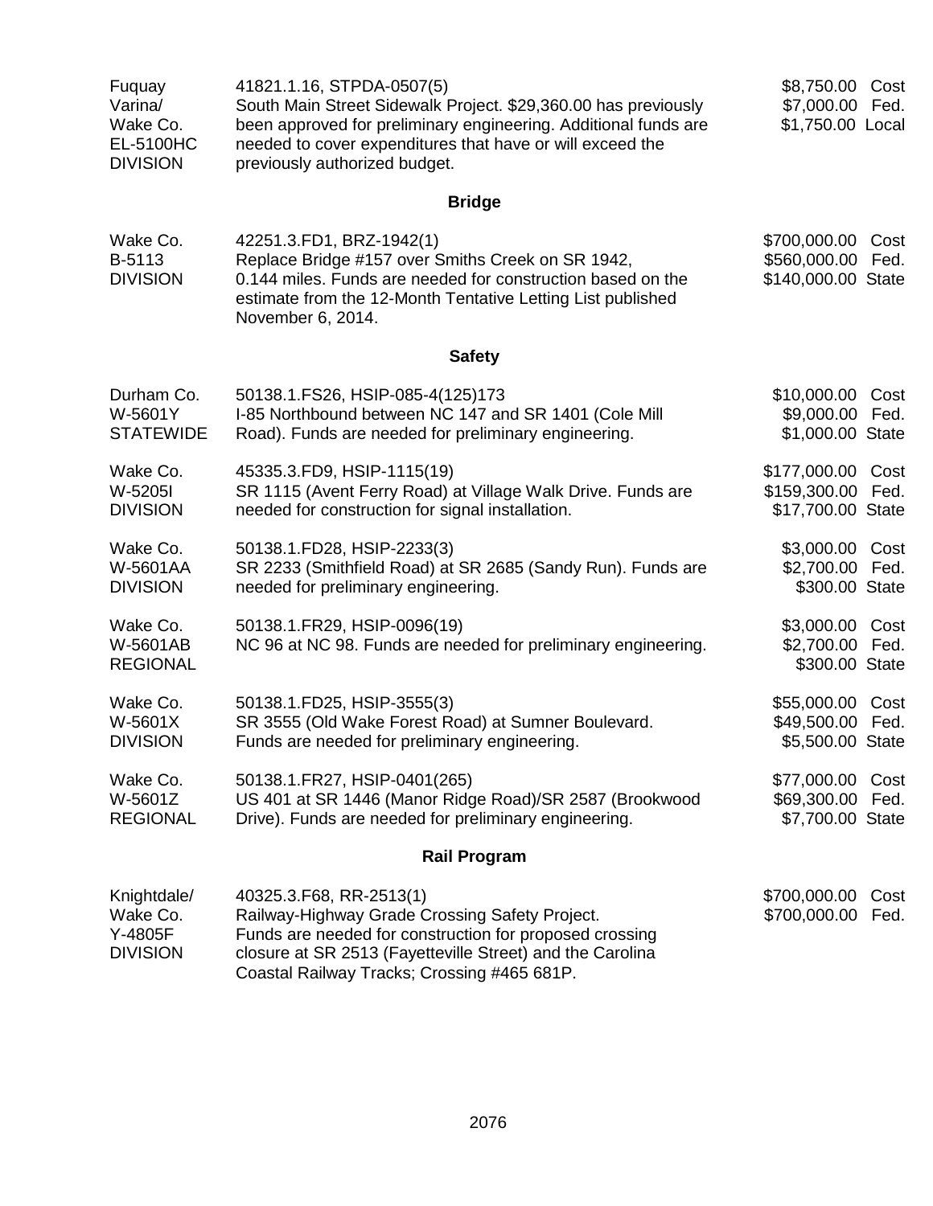| | | |
|---|---|---|
| Fuquay Varina/ Wake Co. EL-5100HC DIVISION | 41821.1.16, STPDA-0507(5) South Main Street Sidewalk Project. $29,360.00 has previously been approved for preliminary engineering. Additional funds are needed to cover expenditures that have or will exceed the previously authorized budget. | $8,750.00 Cost $7,000.00 Fed. $1,750.00 Local |

## Bridge

| | | |
|---|---|---|
| Wake Co. B-5113 DIVISION | 42251.3.FD1, BRZ-1942(1) Replace Bridge #157 over Smiths Creek on SR 1942, 0.144 miles. Funds are needed for construction based on the estimate from the 12-Month Tentative Letting List published November 6, 2014. | $700,000.00 Cost $560,000.00 Fed. $140,000.00 State |

## Safety

| | | |
|---|---|---|
| Durham Co. W-5601Y STATEWIDE | 50138.1.FS26, HSIP-085-4(125)173 I-85 Northbound between NC 147 and SR 1401 (Cole Mill Road). Funds are needed for preliminary engineering. | $10,000.00 Cost $9,000.00 Fed. $1,000.00 State |
| Wake Co. W-5205I DIVISION | 45335.3.FD9, HSIP-1115(19) SR 1115 (Avent Ferry Road) at Village Walk Drive. Funds are needed for construction for signal installation. | $177,000.00 Cost $159,300.00 Fed. $17,700.00 State |
| Wake Co. W-5601AA DIVISION | 50138.1.FD28, HSIP-2233(3) SR 2233 (Smithfield Road) at SR 2685 (Sandy Run). Funds are needed for preliminary engineering. | $3,000.00 Cost $2,700.00 Fed. $300.00 State |
| Wake Co. W-5601AB REGIONAL | 50138.1.FR29, HSIP-0096(19) NC 96 at NC 98. Funds are needed for preliminary engineering. | $3,000.00 Cost $2,700.00 Fed. $300.00 State |
| Wake Co. W-5601X DIVISION | 50138.1.FD25, HSIP-3555(3) SR 3555 (Old Wake Forest Road) at Sumner Boulevard. Funds are needed for preliminary engineering. | $55,000.00 Cost $49,500.00 Fed. $5,500.00 State |
| Wake Co. W-5601Z REGIONAL | 50138.1.FR27, HSIP-0401(265) US 401 at SR 1446 (Manor Ridge Road)/SR 2587 (Brookwood Drive). Funds are needed for preliminary engineering. | $77,000.00 Cost $69,300.00 Fed. $7,700.00 State |

## Rail Program

| | | |
|---|---|---|
| Knightdale/ Wake Co. Y-4805F DIVISION | 40325.3.F68, RR-2513(1) Railway-Highway Grade Crossing Safety Project. Funds are needed for construction for proposed crossing closure at SR 2513 (Fayetteville Street) and the Carolina Coastal Railway Tracks; Crossing #465 681P. | $700,000.00 Cost $700,000.00 Fed. |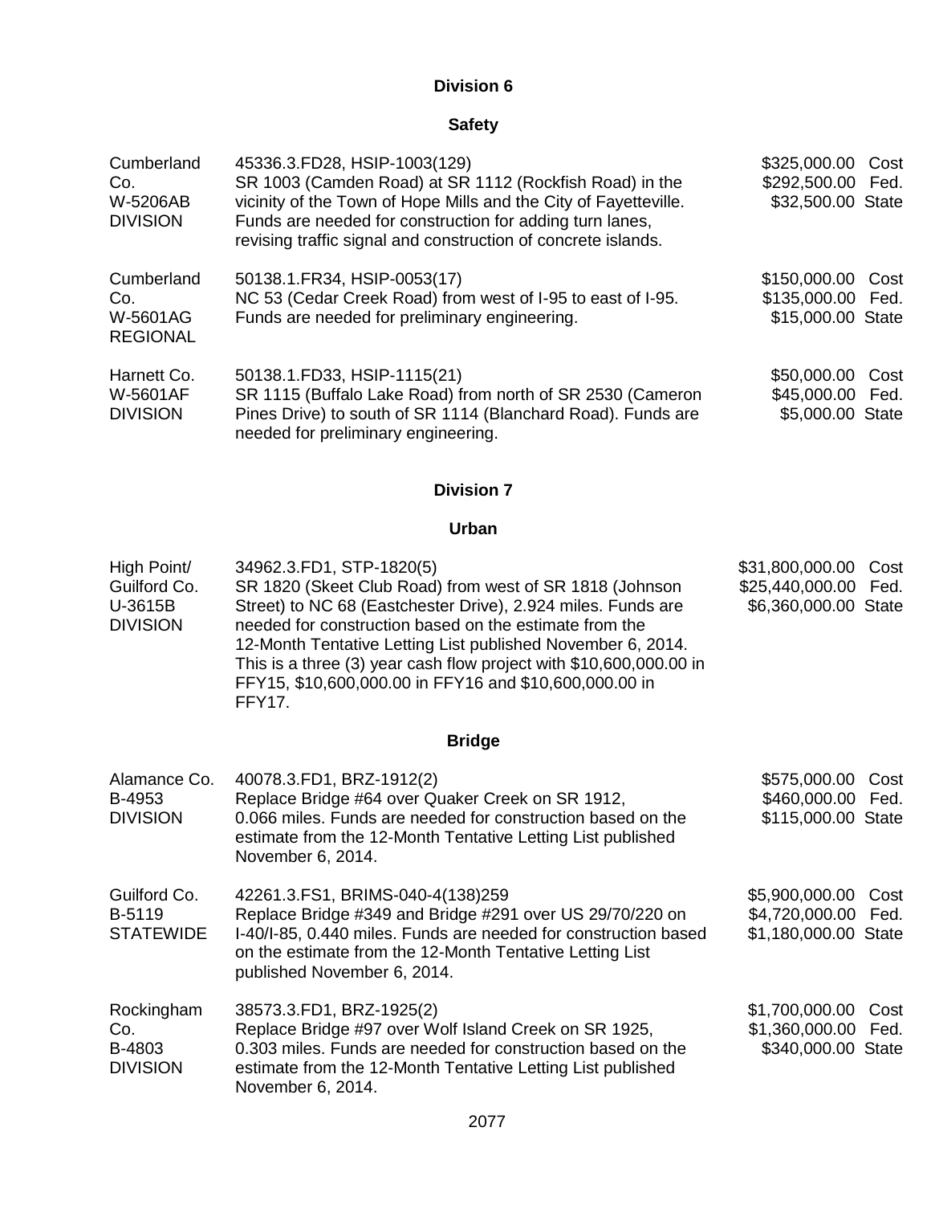## Division 6

### Safety

| | | |
|---|---|---|
| Cumberland Co.<br>W-5206AB<br>DIVISION | 45336.3.FD28, HSIP-1003(129)<br>SR 1003 (Camden Road) at SR 1112 (Rockfish Road) in the vicinity of the Town of Hope Mills and the City of Fayetteville. Funds are needed for construction for adding turn lanes, revising traffic signal and construction of concrete islands. | $325,000.00 Cost<br>$292,500.00 Fed.<br>$32,500.00 State |
| Cumberland Co.<br>W-5601AG<br>REGIONAL | 50138.1.FR34, HSIP-0053(17)<br>NC 53 (Cedar Creek Road) from west of I-95 to east of I-95. Funds are needed for preliminary engineering. | $150,000.00 Cost<br>$135,000.00 Fed.<br>$15,000.00 State |
| Harnett Co.<br>W-5601AF<br>DIVISION | 50138.1.FD33, HSIP-1115(21)<br>SR 1115 (Buffalo Lake Road) from north of SR 2530 (Cameron Pines Drive) to south of SR 1114 (Blanchard Road). Funds are needed for preliminary engineering. | $50,000.00 Cost<br>$45,000.00 Fed.<br>$5,000.00 State |

## Division 7

### Urban

| | | |
|---|---|---|
| High Point/<br>Guilford Co.<br>U-3615B<br>DIVISION | 34962.3.FD1, STP-1820(5)<br>SR 1820 (Skeet Club Road) from west of SR 1818 (Johnson Street) to NC 68 (Eastchester Drive), 2.924 miles. Funds are needed for construction based on the estimate from the 12-Month Tentative Letting List published November 6, 2014. This is a three (3) year cash flow project with $10,600,000.00 in FFY15, $10,600,000.00 in FFY16 and $10,600,000.00 in FFY17. | $31,800,000.00 Cost<br>$25,440,000.00 Fed.<br>$6,360,000.00 State |

### Bridge

| | | |
|---|---|---|
| Alamance Co.<br>B-4953<br>DIVISION | 40078.3.FD1, BRZ-1912(2)<br>Replace Bridge #64 over Quaker Creek on SR 1912, 0.066 miles. Funds are needed for construction based on the estimate from the 12-Month Tentative Letting List published November 6, 2014. | $575,000.00 Cost<br>$460,000.00 Fed.<br>$115,000.00 State |
| Guilford Co.<br>B-5119<br>STATEWIDE | 42261.3.FS1, BRIMS-040-4(138)259<br>Replace Bridge #349 and Bridge #291 over US 29/70/220 on I-40/I-85, 0.440 miles. Funds are needed for construction based on the estimate from the 12-Month Tentative Letting List published November 6, 2014. | $5,900,000.00 Cost<br>$4,720,000.00 Fed.<br>$1,180,000.00 State |
| Rockingham Co.<br>B-4803<br>DIVISION | 38573.3.FD1, BRZ-1925(2)<br>Replace Bridge #97 over Wolf Island Creek on SR 1925, 0.303 miles. Funds are needed for construction based on the estimate from the 12-Month Tentative Letting List published November 6, 2014. | $1,700,000.00 Cost<br>$1,360,000.00 Fed.<br>$340,000.00 State |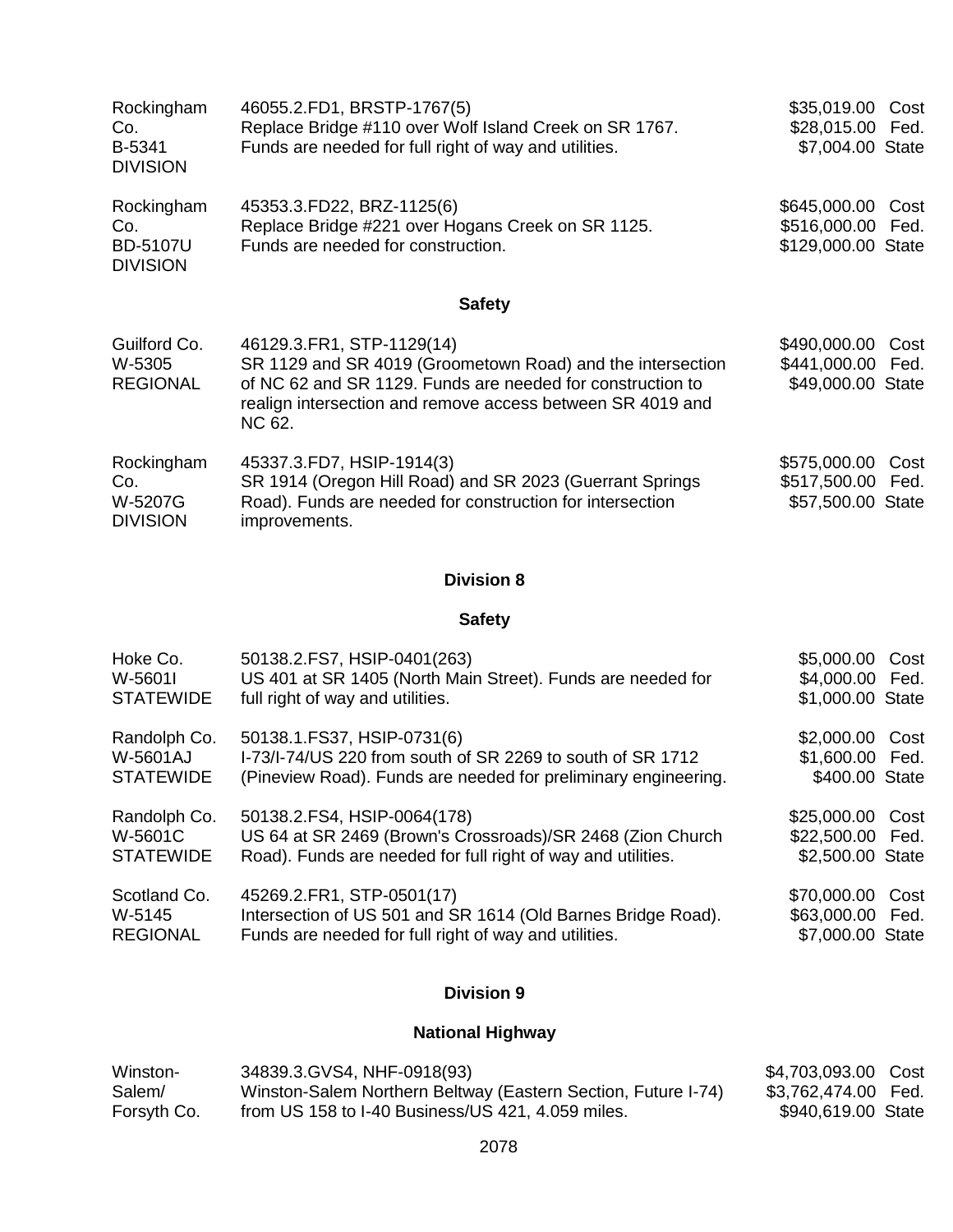| | | |
|---|---|---|
| Rockingham Co.<br>B-5341<br>DIVISION | 46055.2.FD1, BRSTP-1767(5)<br>Replace Bridge #110 over Wolf Island Creek on SR 1767. Funds are needed for full right of way and utilities. | $35,019.00 Cost<br>$28,015.00 Fed.<br>$7,004.00 State |
| Rockingham Co.<br>BD-5107U<br>DIVISION | 45353.3.FD22, BRZ-1125(6)<br>Replace Bridge #221 over Hogans Creek on SR 1125. Funds are needed for construction. | $645,000.00 Cost<br>$516,000.00 Fed.<br>$129,000.00 State |

### Safety

| | | |
|---|---|---|
| Guilford Co.<br>W-5305<br>REGIONAL | 46129.3.FR1, STP-1129(14)<br>SR 1129 and SR 4019 (Groometown Road) and the intersection of NC 62 and SR 1129. Funds are needed for construction to realign intersection and remove access between SR 4019 and NC 62. | $490,000.00 Cost<br>$441,000.00 Fed.<br>$49,000.00 State |
| Rockingham Co.<br>W-5207G<br>DIVISION | 45337.3.FD7, HSIP-1914(3)<br>SR 1914 (Oregon Hill Road) and SR 2023 (Guerrant Springs Road). Funds are needed for construction for intersection improvements. | $575,000.00 Cost<br>$517,500.00 Fed.<br>$57,500.00 State |

## Division 8

### Safety

| | | |
|---|---|---|
| Hoke Co.<br>W-5601I<br>STATEWIDE | 50138.2.FS7, HSIP-0401(263)<br>US 401 at SR 1405 (North Main Street). Funds are needed for full right of way and utilities. | $5,000.00 Cost<br>$4,000.00 Fed.<br>$1,000.00 State |
| Randolph Co.<br>W-5601AJ<br>STATEWIDE | 50138.1.FS37, HSIP-0731(6)<br>I-73/I-74/US 220 from south of SR 2269 to south of SR 1712 (Pineview Road). Funds are needed for preliminary engineering. | $2,000.00 Cost<br>$1,600.00 Fed.<br>$400.00 State |
| Randolph Co.<br>W-5601C<br>STATEWIDE | 50138.2.FS4, HSIP-0064(178)<br>US 64 at SR 2469 (Brown's Crossroads)/SR 2468 (Zion Church Road). Funds are needed for full right of way and utilities. | $25,000.00 Cost<br>$22,500.00 Fed.<br>$2,500.00 State |
| Scotland Co.<br>W-5145<br>REGIONAL | 45269.2.FR1, STP-0501(17)<br>Intersection of US 501 and SR 1614 (Old Barnes Bridge Road). Funds are needed for full right of way and utilities. | $70,000.00 Cost<br>$63,000.00 Fed.<br>$7,000.00 State |

## Division 9

### National Highway

| | | |
|---|---|---|
| Winston-Salem/<br>Forsyth Co. | 34839.3.GVS4, NHF-0918(93)<br>Winston-Salem Northern Beltway (Eastern Section, Future I-74) from US 158 to I-40 Business/US 421, 4.059 miles. | $4,703,093.00 Cost<br>$3,762,474.00 Fed.<br>$940,619.00 State |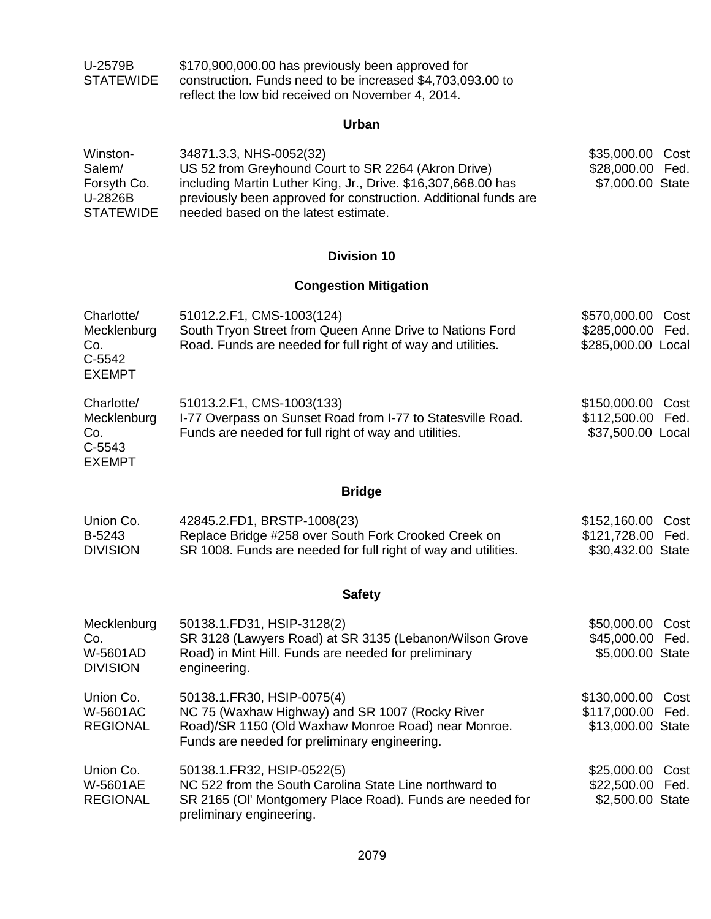| | | |
|---|---|---|
| U-2579B<br>STATEWIDE | $170,900,000.00 has previously been approved for construction. Funds need to be increased $4,703,093.00 to reflect the low bid received on November 4, 2014. | |

### Urban

| | | |
|---|---|---|
| Winston-Salem/<br>Forsyth Co.<br>U-2826B<br>STATEWIDE | 34871.3.3, NHS-0052(32)<br>US 52 from Greyhound Court to SR 2264 (Akron Drive) including Martin Luther King, Jr., Drive. $16,307,668.00 has previously been approved for construction. Additional funds are needed based on the latest estimate. | $35,000.00 Cost<br>$28,000.00 Fed.<br>$7,000.00 State |

## Division 10

### Congestion Mitigation

| | | |
|---|---|---|
| Charlotte/<br>Mecklenburg Co.<br>C-5542<br>EXEMPT | 51012.2.F1, CMS-1003(124)<br>South Tryon Street from Queen Anne Drive to Nations Ford Road. Funds are needed for full right of way and utilities. | $570,000.00 Cost<br>$285,000.00 Fed.<br>$285,000.00 Local |
| Charlotte/<br>Mecklenburg Co.<br>C-5543<br>EXEMPT | 51013.2.F1, CMS-1003(133)<br>I-77 Overpass on Sunset Road from I-77 to Statesville Road. Funds are needed for full right of way and utilities. | $150,000.00 Cost<br>$112,500.00 Fed.<br>$37,500.00 Local |

### Bridge

| | | |
|---|---|---|
| Union Co.<br>B-5243<br>DIVISION | 42845.2.FD1, BRSTP-1008(23)<br>Replace Bridge #258 over South Fork Crooked Creek on SR 1008. Funds are needed for full right of way and utilities. | $152,160.00 Cost<br>$121,728.00 Fed.<br>$30,432.00 State |

### Safety

| | | |
|---|---|---|
| Mecklenburg Co.<br>W-5601AD<br>DIVISION | 50138.1.FD31, HSIP-3128(2)<br>SR 3128 (Lawyers Road) at SR 3135 (Lebanon/Wilson Grove Road) in Mint Hill. Funds are needed for preliminary engineering. | $50,000.00 Cost<br>$45,000.00 Fed.<br>$5,000.00 State |
| Union Co.<br>W-5601AC<br>REGIONAL | 50138.1.FR30, HSIP-0075(4)<br>NC 75 (Waxhaw Highway) and SR 1007 (Rocky River Road)/SR 1150 (Old Waxhaw Monroe Road) near Monroe. Funds are needed for preliminary engineering. | $130,000.00 Cost<br>$117,000.00 Fed.<br>$13,000.00 State |
| Union Co.<br>W-5601AE<br>REGIONAL | 50138.1.FR32, HSIP-0522(5)<br>NC 522 from the South Carolina State Line northward to SR 2165 (Ol' Montgomery Place Road). Funds are needed for preliminary engineering. | $25,000.00 Cost<br>$22,500.00 Fed.<br>$2,500.00 State |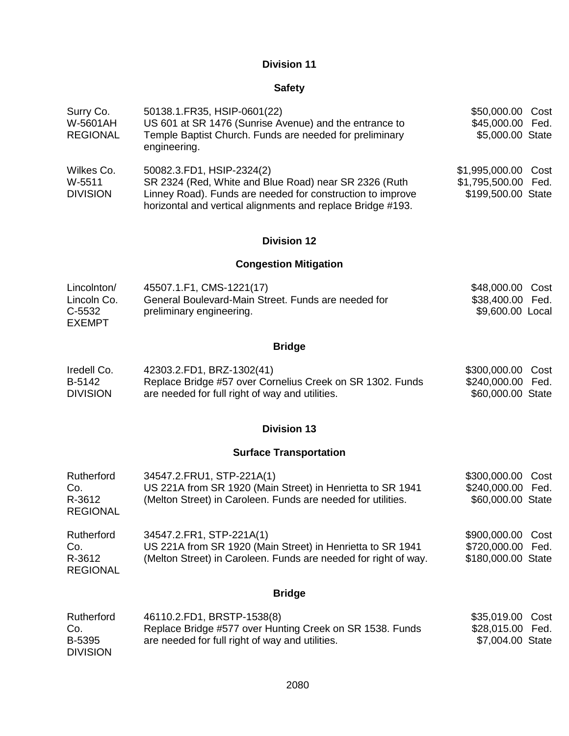## Division 11

### Safety

| | | |
|---|---|---|
| Surry Co.<br>W-5601AH<br>REGIONAL | 50138.1.FR35, HSIP-0601(22)<br>US 601 at SR 1476 (Sunrise Avenue) and the entrance to Temple Baptist Church. Funds are needed for preliminary engineering. | $50,000.00 Cost<br>$45,000.00 Fed.<br>$5,000.00 State |
| Wilkes Co.<br>W-5511<br>DIVISION | 50082.3.FD1, HSIP-2324(2)<br>SR 2324 (Red, White and Blue Road) near SR 2326 (Ruth Linney Road). Funds are needed for construction to improve horizontal and vertical alignments and replace Bridge #193. | $1,995,000.00 Cost<br>$1,795,500.00 Fed.<br>$199,500.00 State |

## Division 12

### Congestion Mitigation

| | | |
|---|---|---|
| Lincolnton/<br>Lincoln Co.<br>C-5532<br>EXEMPT | 45507.1.F1, CMS-1221(17)<br>General Boulevard-Main Street. Funds are needed for preliminary engineering. | $48,000.00 Cost<br>$38,400.00 Fed.<br>$9,600.00 Local |

### Bridge

| | | |
|---|---|---|
| Iredell Co.<br>B-5142<br>DIVISION | 42303.2.FD1, BRZ-1302(41)<br>Replace Bridge #57 over Cornelius Creek on SR 1302. Funds are needed for full right of way and utilities. | $300,000.00 Cost<br>$240,000.00 Fed.<br>$60,000.00 State |

## Division 13

### Surface Transportation

| | | |
|---|---|---|
| Rutherford Co.<br>R-3612<br>REGIONAL | 34547.2.FRU1, STP-221A(1)<br>US 221A from SR 1920 (Main Street) in Henrietta to SR 1941 (Melton Street) in Caroleen. Funds are needed for utilities. | $300,000.00 Cost<br>$240,000.00 Fed.<br>$60,000.00 State |
| Rutherford Co.<br>R-3612<br>REGIONAL | 34547.2.FR1, STP-221A(1)<br>US 221A from SR 1920 (Main Street) in Henrietta to SR 1941 (Melton Street) in Caroleen. Funds are needed for right of way. | $900,000.00 Cost<br>$720,000.00 Fed.<br>$180,000.00 State |

### Bridge

| | | |
|---|---|---|
| Rutherford Co.<br>B-5395<br>DIVISION | 46110.2.FD1, BRSTP-1538(8)<br>Replace Bridge #577 over Hunting Creek on SR 1538. Funds are needed for full right of way and utilities. | $35,019.00 Cost<br>$28,015.00 Fed.<br>$7,004.00 State |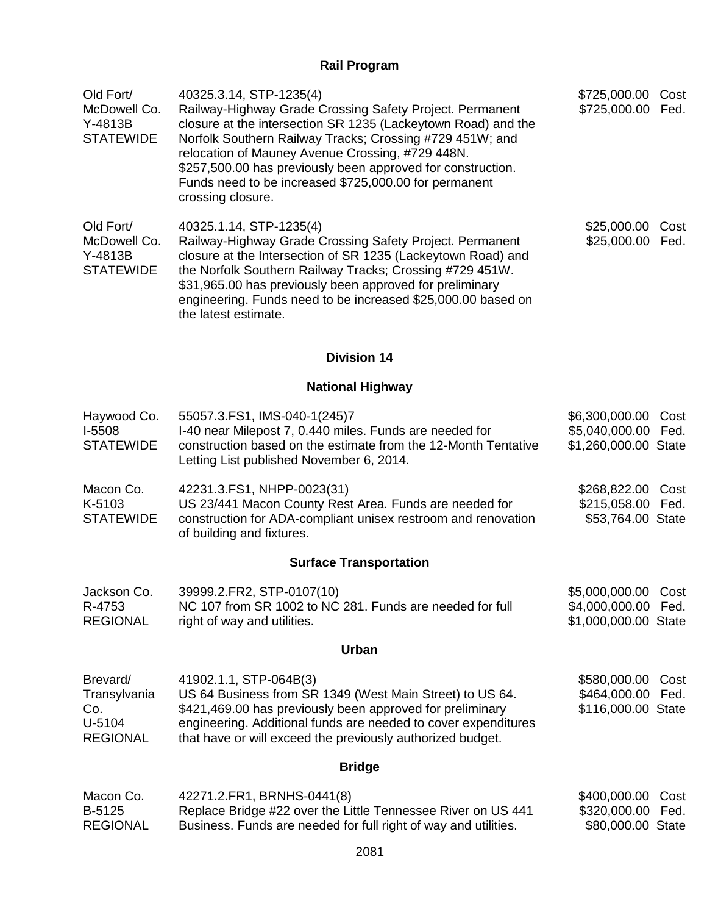## Rail Program

| | | |
|---|---|---|
| Old Fort/ McDowell Co. Y-4813B STATEWIDE | 40325.3.14, STP-1235(4) Railway-Highway Grade Crossing Safety Project. Permanent closure at the intersection SR 1235 (Lackeytown Road) and the Norfolk Southern Railway Tracks; Crossing #729 451W; and relocation of Mauney Avenue Crossing, #729 448N. $257,500.00 has previously been approved for construction. Funds need to be increased $725,000.00 for permanent crossing closure. | $725,000.00 Cost<br>$725,000.00 Fed. |
| Old Fort/ McDowell Co. Y-4813B STATEWIDE | 40325.1.14, STP-1235(4) Railway-Highway Grade Crossing Safety Project. Permanent closure at the Intersection of SR 1235 (Lackeytown Road) and the Norfolk Southern Railway Tracks; Crossing #729 451W. $31,965.00 has previously been approved for preliminary engineering. Funds need to be increased $25,000.00 based on the latest estimate. | $25,000.00 Cost<br>$25,000.00 Fed. |

## Division 14

### National Highway

| | | |
|---|---|---|
| Haywood Co. I-5508 STATEWIDE | 55057.3.FS1, IMS-040-1(245)7 I-40 near Milepost 7, 0.440 miles. Funds are needed for construction based on the estimate from the 12-Month Tentative Letting List published November 6, 2014. | $6,300,000.00 Cost<br>$5,040,000.00 Fed.<br>$1,260,000.00 State |
| Macon Co. K-5103 STATEWIDE | 42231.3.FS1, NHPP-0023(31) US 23/441 Macon County Rest Area. Funds are needed for construction for ADA-compliant unisex restroom and renovation of building and fixtures. | $268,822.00 Cost<br>$215,058.00 Fed.<br>$53,764.00 State |

### Surface Transportation

| | | |
|---|---|---|
| Jackson Co. R-4753 REGIONAL | 39999.2.FR2, STP-0107(10) NC 107 from SR 1002 to NC 281. Funds are needed for full right of way and utilities. | $5,000,000.00 Cost<br>$4,000,000.00 Fed.<br>$1,000,000.00 State |

### Urban

| | | |
|---|---|---|
| Brevard/ Transylvania Co. U-5104 REGIONAL | 41902.1.1, STP-064B(3) US 64 Business from SR 1349 (West Main Street) to US 64. $421,469.00 has previously been approved for preliminary engineering. Additional funds are needed to cover expenditures that have or will exceed the previously authorized budget. | $580,000.00 Cost<br>$464,000.00 Fed.<br>$116,000.00 State |

### Bridge

| | | |
|---|---|---|
| Macon Co. B-5125 REGIONAL | 42271.2.FR1, BRNHS-0441(8) Replace Bridge #22 over the Little Tennessee River on US 441 Business. Funds are needed for full right of way and utilities. | $400,000.00 Cost<br>$320,000.00 Fed.<br>$80,000.00 State |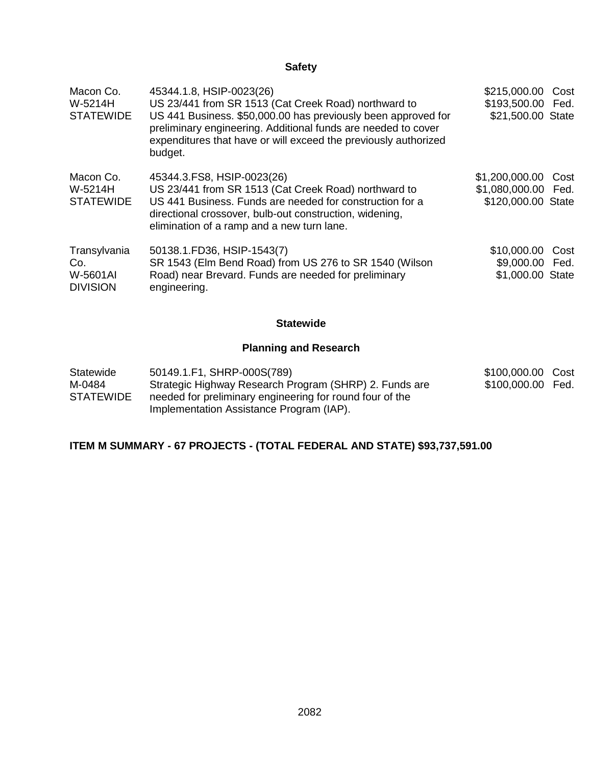### Safety

| | | |
|---|---|---|
| Macon Co.<br>W-5214H<br>STATEWIDE | 45344.1.8, HSIP-0023(26)<br>US 23/441 from SR 1513 (Cat Creek Road) northward to US 441 Business. $50,000.00 has previously been approved for preliminary engineering. Additional funds are needed to cover expenditures that have or will exceed the previously authorized budget. | $215,000.00 Cost<br>$193,500.00 Fed.<br>$21,500.00 State |
| Macon Co.<br>W-5214H<br>STATEWIDE | 45344.3.FS8, HSIP-0023(26)<br>US 23/441 from SR 1513 (Cat Creek Road) northward to US 441 Business. Funds are needed for construction for a directional crossover, bulb-out construction, widening, elimination of a ramp and a new turn lane. | $1,200,000.00 Cost<br>$1,080,000.00 Fed.<br>$120,000.00 State |
| Transylvania Co.<br>W-5601AI<br>DIVISION | 50138.1.FD36, HSIP-1543(7)<br>SR 1543 (Elm Bend Road) from US 276 to SR 1540 (Wilson Road) near Brevard. Funds are needed for preliminary engineering. | $10,000.00 Cost<br>$9,000.00 Fed.<br>$1,000.00 State |

### Statewide

### Planning and Research

| | | |
|---|---|---|
| Statewide<br>M-0484<br>STATEWIDE | 50149.1.F1, SHRP-000S(789)<br>Strategic Highway Research Program (SHRP) 2. Funds are needed for preliminary engineering for round four of the Implementation Assistance Program (IAP). | $100,000.00 Cost<br>$100,000.00 Fed. |

**ITEM M SUMMARY - 67 PROJECTS - (TOTAL FEDERAL AND STATE) $93,737,591.00**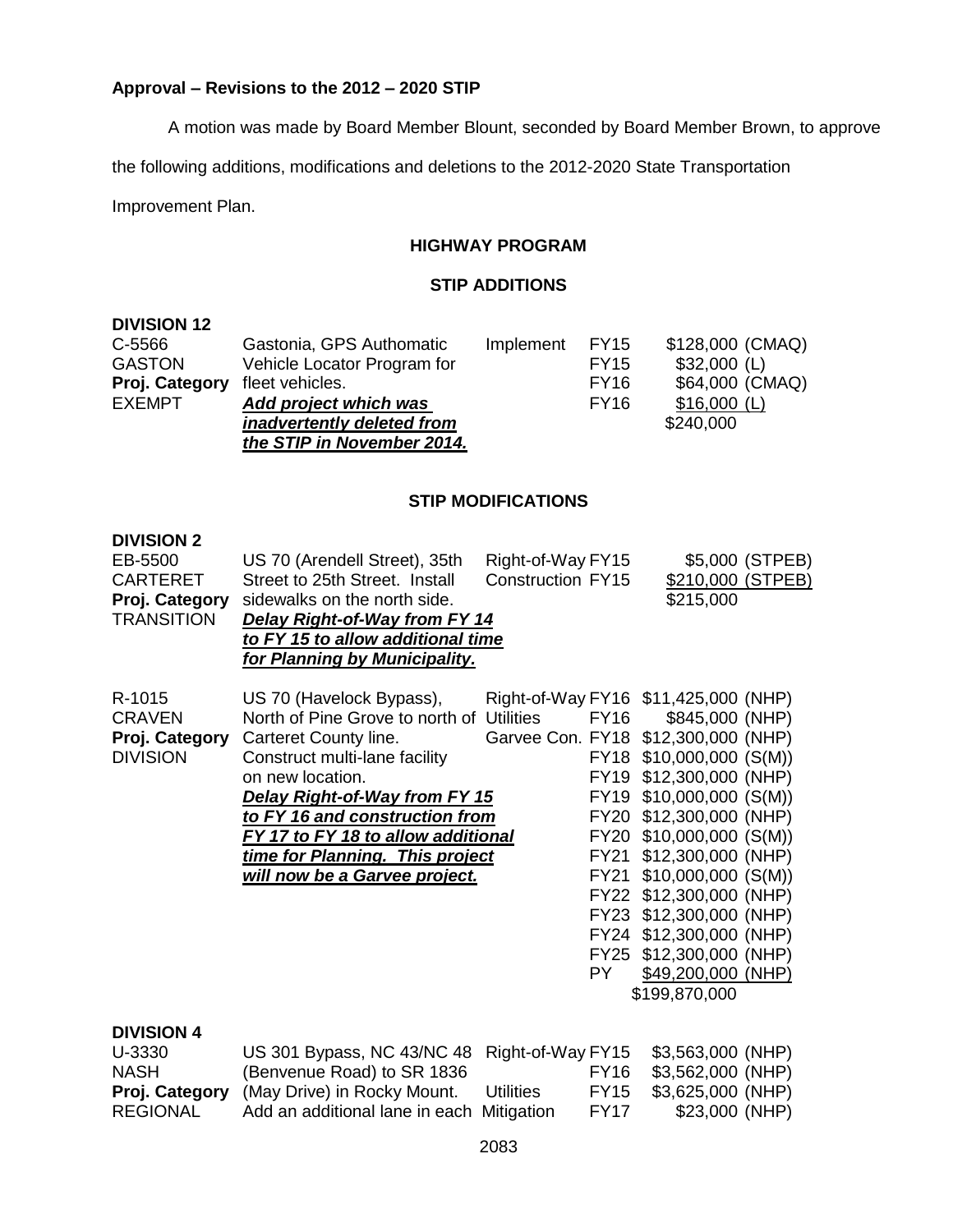**Approval – Revisions to the 2012 – 2020 STIP**

A motion was made by Board Member Blount, seconded by Board Member Brown, to approve the following additions, modifications and deletions to the 2012-2020 State Transportation Improvement Plan.

## HIGHWAY PROGRAM

### STIP ADDITIONS

**DIVISION 12**

| | | | | |
|---|---|---|---|---|
| C-5566 | Gastonia, GPS Authomatic | Implement | FY15 | \$128,000 (CMAQ) |
| GASTON | Vehicle Locator Program for | | FY15 | \$32,000 (L) |
| **Proj. Category** | fleet vehicles. | | FY16 | \$64,000 (CMAQ) |
| EXEMPT | ***Add project which was*** | | FY16 | \$16,000 (L) |
| | ***inadvertently deleted from*** | | | \$240,000 |
| | ***the STIP in November 2014.*** | | | |

### STIP MODIFICATIONS

**DIVISION 2**

| | | | | |
|---|---|---|---|---|
| EB-5500 | US 70 (Arendell Street), 35th | Right-of-Way | FY15 | \$5,000 (STPEB) |
| CARTERET | Street to 25th Street. Install | Construction | FY15 | \$210,000 (STPEB) |
| **Proj. Category** | sidewalks on the north side. | | | \$215,000 |
| TRANSITION | ***Delay Right-of-Way from FY 14*** | | | |
| | ***to FY 15 to allow additional time*** | | | |
| | ***for Planning by Municipality.*** | | | |

| | | | | |
|---|---|---|---|---|
| R-1015 | US 70 (Havelock Bypass), | Right-of-Way | FY16 | \$11,425,000 (NHP) |
| CRAVEN | North of Pine Grove to north of | Utilities | FY16 | \$845,000 (NHP) |
| **Proj. Category** | Carteret County line. | Garvee Con. | FY18 | \$12,300,000 (NHP) |
| DIVISION | Construct multi-lane facility | | FY18 | \$10,000,000 (S(M)) |
| | on new location. | | FY19 | \$12,300,000 (NHP) |
| | ***Delay Right-of-Way from FY 15*** | | FY19 | \$10,000,000 (S(M)) |
| | ***to FY 16 and construction from*** | | FY20 | \$12,300,000 (NHP) |
| | ***FY 17 to FY 18 to allow additional*** | | FY20 | \$10,000,000 (S(M)) |
| | ***time for Planning. This project*** | | FY21 | \$12,300,000 (NHP) |
| | ***will now be a Garvee project.*** | | FY21 | \$10,000,000 (S(M)) |
| | | | FY22 | \$12,300,000 (NHP) |
| | | | FY23 | \$12,300,000 (NHP) |
| | | | FY24 | \$12,300,000 (NHP) |
| | | | FY25 | \$12,300,000 (NHP) |
| | | | PY | \$49,200,000 (NHP) |
| | | | | \$199,870,000 |

**DIVISION 4**

| | | | | |
|---|---|---|---|---|
| U-3330 | US 301 Bypass, NC 43/NC 48 | Right-of-Way | FY15 | \$3,563,000 (NHP) |
| NASH | (Benvenue Road) to SR 1836 | | FY16 | \$3,562,000 (NHP) |
| **Proj. Category** | (May Drive) in Rocky Mount. | Utilities | FY15 | \$3,625,000 (NHP) |
| REGIONAL | Add an additional lane in each | Mitigation | FY17 | \$23,000 (NHP) |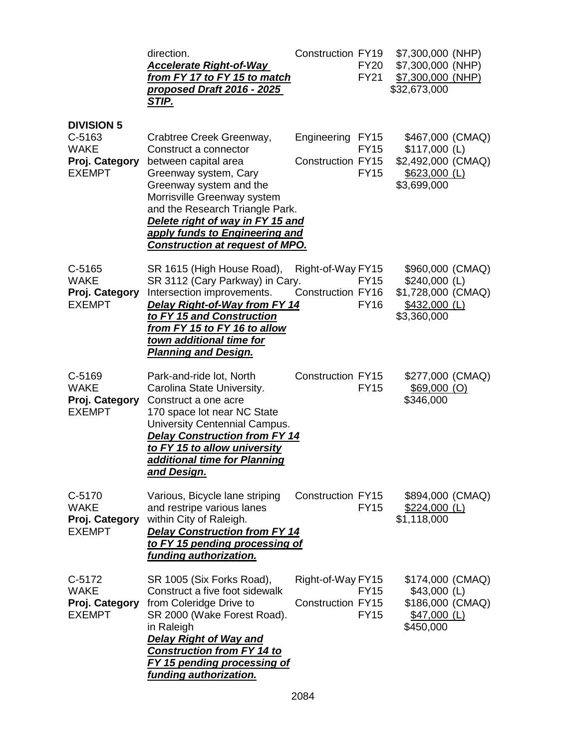| | Description | Phase | FY | Amount |
|---|---|---|---|---|
| | direction. ***Accelerate Right-of-Way from FY 17 to FY 15 to match proposed Draft 2016 - 2025 STIP.*** | Construction | FY19 | $7,300,000 (NHP) |
| | | | FY20 | $7,300,000 (NHP) |
| | | | FY21 | $7,300,000 (NHP) |
| | | | | $32,673,000 |

**DIVISION 5**

| Project | Description | Phase | FY | Amount |
|---|---|---|---|---|
| C-5163 WAKE **Proj. Category** EXEMPT | Crabtree Creek Greenway, Construct a connector between capital area Greenway system, Cary Greenway system and the Morrisville Greenway system and the Research Triangle Park. ***Delete right of way in FY 15 and apply funds to Engineering and Construction at request of MPO.*** | Engineering | FY15 | $467,000 (CMAQ) |
| | | | FY15 | $117,000 (L) |
| | | Construction | FY15 | $2,492,000 (CMAQ) |
| | | | FY15 | $623,000 (L) |
| | | | | $3,699,000 |
| C-5165 WAKE **Proj. Category** EXEMPT | SR 1615 (High House Road), SR 3112 (Cary Parkway) in Cary. Intersection improvements. ***Delay Right-of-Way from FY 14 to FY 15 and Construction from FY 15 to FY 16 to allow town additional time for Planning and Design.*** | Right-of-Way | FY15 | $960,000 (CMAQ) |
| | | | FY15 | $240,000 (L) |
| | | Construction | FY16 | $1,728,000 (CMAQ) |
| | | | FY16 | $432,000 (L) |
| | | | | $3,360,000 |
| C-5169 WAKE **Proj. Category** EXEMPT | Park-and-ride lot, North Carolina State University. Construct a one acre 170 space lot near NC State University Centennial Campus. ***Delay Construction from FY 14 to FY 15 to allow university additional time for Planning and Design.*** | Construction | FY15 | $277,000 (CMAQ) |
| | | | FY15 | $69,000 (O) |
| | | | | $346,000 |
| C-5170 WAKE **Proj. Category** EXEMPT | Various, Bicycle lane striping and restripe various lanes within City of Raleigh. ***Delay Construction from FY 14 to FY 15 pending processing of funding authorization.*** | Construction | FY15 | $894,000 (CMAQ) |
| | | | FY15 | $224,000 (L) |
| | | | | $1,118,000 |
| C-5172 WAKE **Proj. Category** EXEMPT | SR 1005 (Six Forks Road), Construct a five foot sidewalk from Coleridge Drive to SR 2000 (Wake Forest Road). in Raleigh ***Delay Right of Way and Construction from FY 14 to FY 15 pending processing of funding authorization.*** | Right-of-Way | FY15 | $174,000 (CMAQ) |
| | | | FY15 | $43,000 (L) |
| | | Construction | FY15 | $186,000 (CMAQ) |
| | | | FY15 | $47,000 (L) |
| | | | | $450,000 |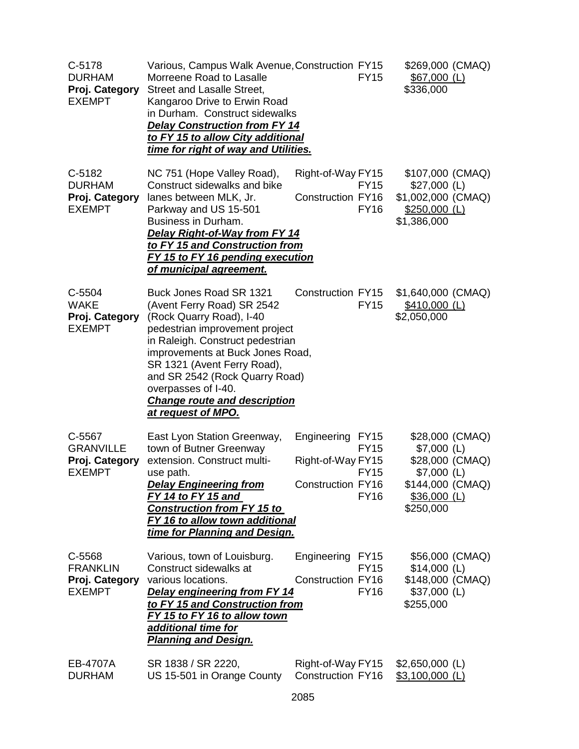| | | | | |
|---|---|---|---|---|
| C-5178<br>DURHAM<br>**Proj. Category**<br>EXEMPT | Various, Campus Walk Avenue, Morreene Road to Lasalle Street and Lasalle Street, Kangaroo Drive to Erwin Road in Durham. Construct sidewalks<br>***Delay Construction from FY 14 to FY 15 to allow City additional time for right of way and Utilities.*** | Construction | FY15<br>FY15 | \$269,000 (CMAQ)<br>\$67,000 (L)<br>\$336,000 |
| C-5182<br>DURHAM<br>**Proj. Category**<br>EXEMPT | NC 751 (Hope Valley Road), Construct sidewalks and bike lanes between MLK, Jr. Parkway and US 15-501 Business in Durham.<br>***Delay Right-of-Way from FY 14 to FY 15 and Construction from FY 15 to FY 16 pending execution of municipal agreement.*** | Right-of-Way<br><br>Construction | FY15<br>FY15<br>FY16<br>FY16 | \$107,000 (CMAQ)<br>\$27,000 (L)<br>\$1,002,000 (CMAQ)<br>\$250,000 (L)<br>\$1,386,000 |
| C-5504<br>WAKE<br>**Proj. Category**<br>EXEMPT | Buck Jones Road SR 1321 (Avent Ferry Road) SR 2542 (Rock Quarry Road), I-40 pedestrian improvement project in Raleigh. Construct pedestrian improvements at Buck Jones Road, SR 1321 (Avent Ferry Road), and SR 2542 (Rock Quarry Road) overpasses of I-40.<br>***Change route and description at request of MPO.*** | Construction | FY15<br>FY15 | \$1,640,000 (CMAQ)<br>\$410,000 (L)<br>\$2,050,000 |
| C-5567<br>GRANVILLE<br>**Proj. Category**<br>EXEMPT | East Lyon Station Greenway, town of Butner Greenway extension. Construct multi-use path.<br>***Delay Engineering from FY 14 to FY 15 and Construction from FY 15 to FY 16 to allow town additional time for Planning and Design.*** | Engineering<br><br>Right-of-Way<br><br>Construction | FY15<br>FY15<br>FY15<br>FY15<br>FY16<br>FY16 | \$28,000 (CMAQ)<br>\$7,000 (L)<br>\$28,000 (CMAQ)<br>\$7,000 (L)<br>\$144,000 (CMAQ)<br>\$36,000 (L)<br>\$250,000 |
| C-5568<br>FRANKLIN<br>**Proj. Category**<br>EXEMPT | Various, town of Louisburg. Construct sidewalks at various locations.<br>***Delay engineering from FY 14 to FY 15 and Construction from FY 15 to FY 16 to allow town additional time for Planning and Design.*** | Engineering<br><br>Construction | FY15<br>FY15<br>FY16<br>FY16 | \$56,000 (CMAQ)<br>\$14,000 (L)<br>\$148,000 (CMAQ)<br>\$37,000 (L)<br>\$255,000 |
| EB-4707A<br>DURHAM | SR 1838 / SR 2220, US 15-501 in Orange County | Right-of-Way<br>Construction | FY15<br>FY16 | \$2,650,000 (L)<br>\$3,100,000 (L) |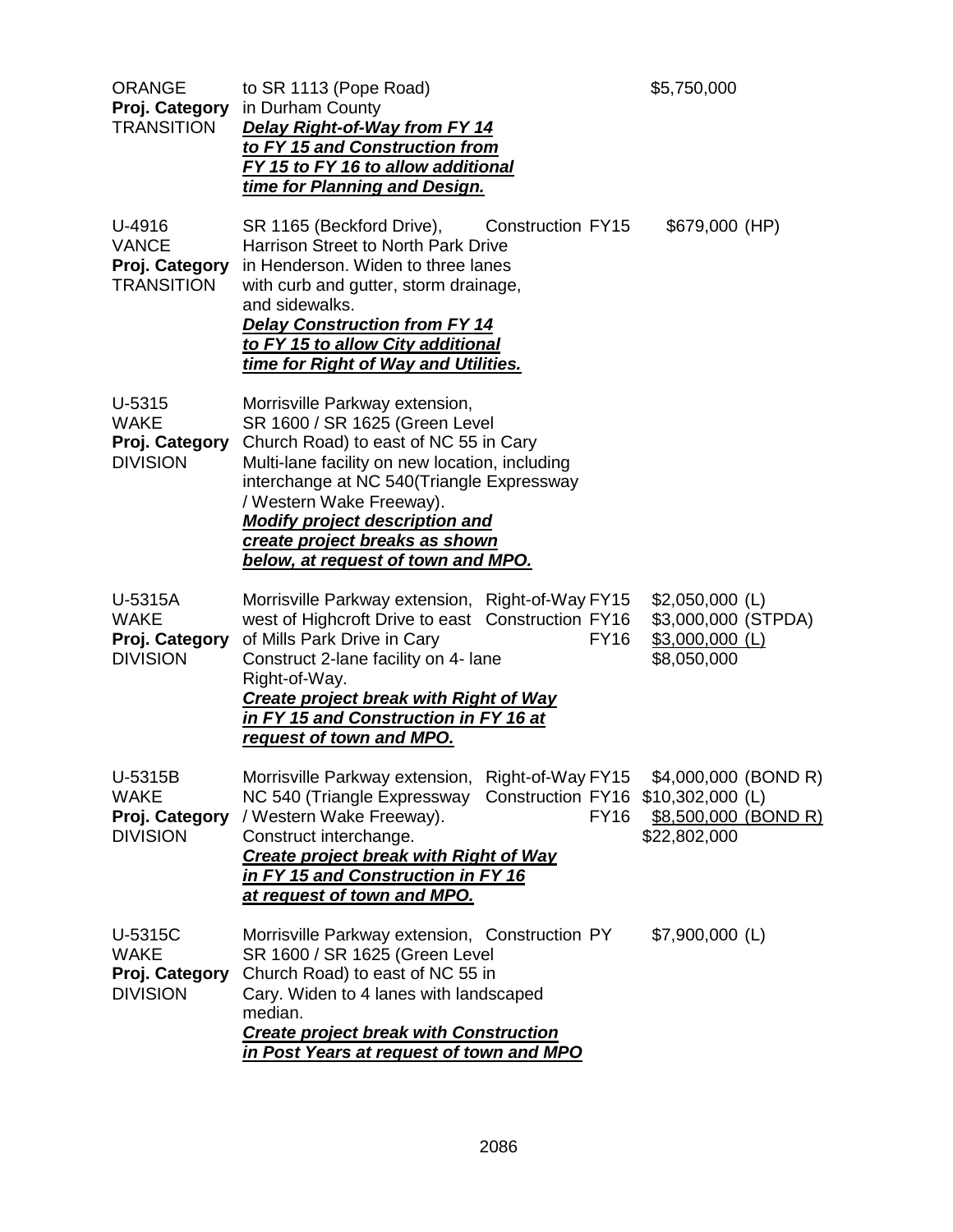| | | | |
|---|---|---|---|
| ORANGE<br>**Proj. Category**<br>TRANSITION | to SR 1113 (Pope Road)<br>in Durham County<br>***Delay Right-of-Way from FY 14 to FY 15 and Construction from FY 15 to FY 16 to allow additional time for Planning and Design.*** | | $5,750,000 |
| U-4916<br>VANCE<br>**Proj. Category**<br>TRANSITION | SR 1165 (Beckford Drive), Harrison Street to North Park Drive in Henderson. Widen to three lanes with curb and gutter, storm drainage, and sidewalks.<br>***Delay Construction from FY 14 to FY 15 to allow City additional time for Right of Way and Utilities.*** | Construction FY15 | $679,000 (HP) |
| U-5315<br>WAKE<br>**Proj. Category**<br>DIVISION | Morrisville Parkway extension, SR 1600 / SR 1625 (Green Level Church Road) to east of NC 55 in Cary Multi-lane facility on new location, including interchange at NC 540(Triangle Expressway / Western Wake Freeway).<br>***Modify project description and create project breaks as shown below, at request of town and MPO.*** | | |
| U-5315A<br>WAKE<br>**Proj. Category**<br>DIVISION | Morrisville Parkway extension, west of Highcroft Drive to east of Mills Park Drive in Cary Construct 2-lane facility on 4- lane Right-of-Way.<br>***Create project break with Right of Way in FY 15 and Construction in FY 16 at request of town and MPO.*** | Right-of-Way FY15<br>Construction FY16<br>FY16 | $2,050,000 (L)<br>$3,000,000 (STPDA)<br><u>$3,000,000 (L)</u><br>$8,050,000 |
| U-5315B<br>WAKE<br>**Proj. Category**<br>DIVISION | Morrisville Parkway extension, NC 540 (Triangle Expressway / Western Wake Freeway). Construct interchange.<br>***Create project break with Right of Way in FY 15 and Construction in FY 16 at request of town and MPO.*** | Right-of-Way FY15<br>Construction FY16<br>FY16 | $4,000,000 (BOND R)<br>$10,302,000 (L)<br><u>$8,500,000 (BOND R)</u><br>$22,802,000 |
| U-5315C<br>WAKE<br>**Proj. Category**<br>DIVISION | Morrisville Parkway extension, SR 1600 / SR 1625 (Green Level Church Road) to east of NC 55 in Cary. Widen to 4 lanes with landscaped median.<br>***Create project break with Construction in Post Years at request of town and MPO*** | Construction PY | $7,900,000 (L) |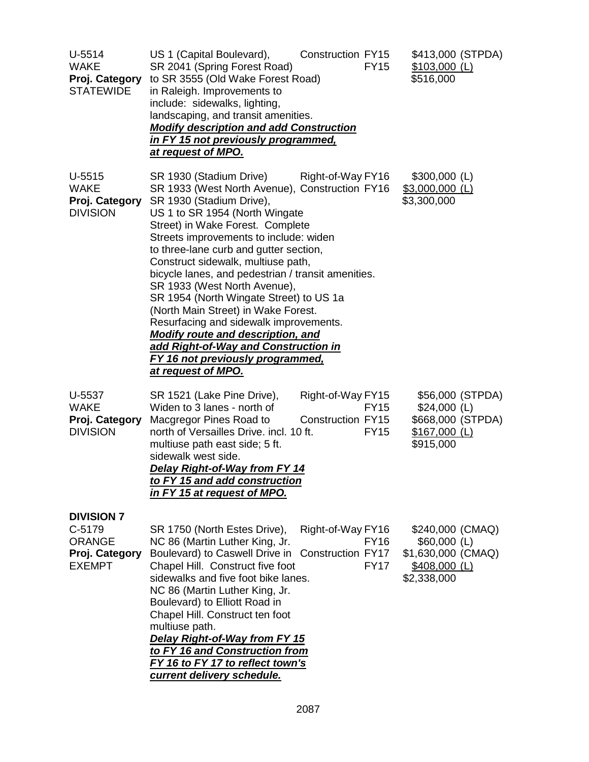| | | | | |
|---|---|---|---|---|
| U-5514<br>WAKE<br>**Proj. Category**<br>STATEWIDE | US 1 (Capital Boulevard), SR 2041 (Spring Forest Road) to SR 3555 (Old Wake Forest Road) in Raleigh. Improvements to include: sidewalks, lighting, landscaping, and transit amenities.<br>***Modify description and add Construction in FY 15 not previously programmed, at request of MPO.*** | Construction | FY15<br>FY15 | \$413,000 (STPDA)<br>\$103,000 (L)<br>\$516,000 |
| U-5515<br>WAKE<br>**Proj. Category**<br>DIVISION | SR 1930 (Stadium Drive) SR 1933 (West North Avenue), SR 1930 (Stadium Drive), US 1 to SR 1954 (North Wingate Street) in Wake Forest. Complete Streets improvements to include: widen to three-lane curb and gutter section, Construct sidewalk, multiuse path, bicycle lanes, and pedestrian / transit amenities. SR 1933 (West North Avenue), SR 1954 (North Wingate Street) to US 1a (North Main Street) in Wake Forest. Resurfacing and sidewalk improvements.<br>***Modify route and description, and add Right-of-Way and Construction in FY 16 not previously programmed, at request of MPO.*** | Right-of-Way<br>Construction | FY16<br>FY16 | \$300,000 (L)<br>\$3,000,000 (L)<br>\$3,300,000 |
| U-5537<br>WAKE<br>**Proj. Category**<br>DIVISION | SR 1521 (Lake Pine Drive), Widen to 3 lanes - north of Macgregor Pines Road to north of Versailles Drive. incl. 10 ft. multiuse path east side; 5 ft. sidewalk west side.<br>***Delay Right-of-Way from FY 14 to FY 15 and add construction in FY 15 at request of MPO.*** | Right-of-Way<br><br>Construction | FY15<br>FY15<br>FY15<br>FY15 | \$56,000 (STPDA)<br>\$24,000 (L)<br>\$668,000 (STPDA)<br>\$167,000 (L)<br>\$915,000 |
| **DIVISION 7**<br>C-5179<br>ORANGE<br>**Proj. Category**<br>EXEMPT | SR 1750 (North Estes Drive), NC 86 (Martin Luther King, Jr. Boulevard) to Caswell Drive in Chapel Hill. Construct five foot sidewalks and five foot bike lanes. NC 86 (Martin Luther King, Jr. Boulevard) to Elliott Road in Chapel Hill. Construct ten foot multiuse path.<br>***Delay Right-of-Way from FY 15 to FY 16 and Construction from FY 16 to FY 17 to reflect town's current delivery schedule.*** | Right-of-Way<br><br>Construction | FY16<br>FY16<br>FY17<br>FY17 | \$240,000 (CMAQ)<br>\$60,000 (L)<br>\$1,630,000 (CMAQ)<br>\$408,000 (L)<br>\$2,338,000 |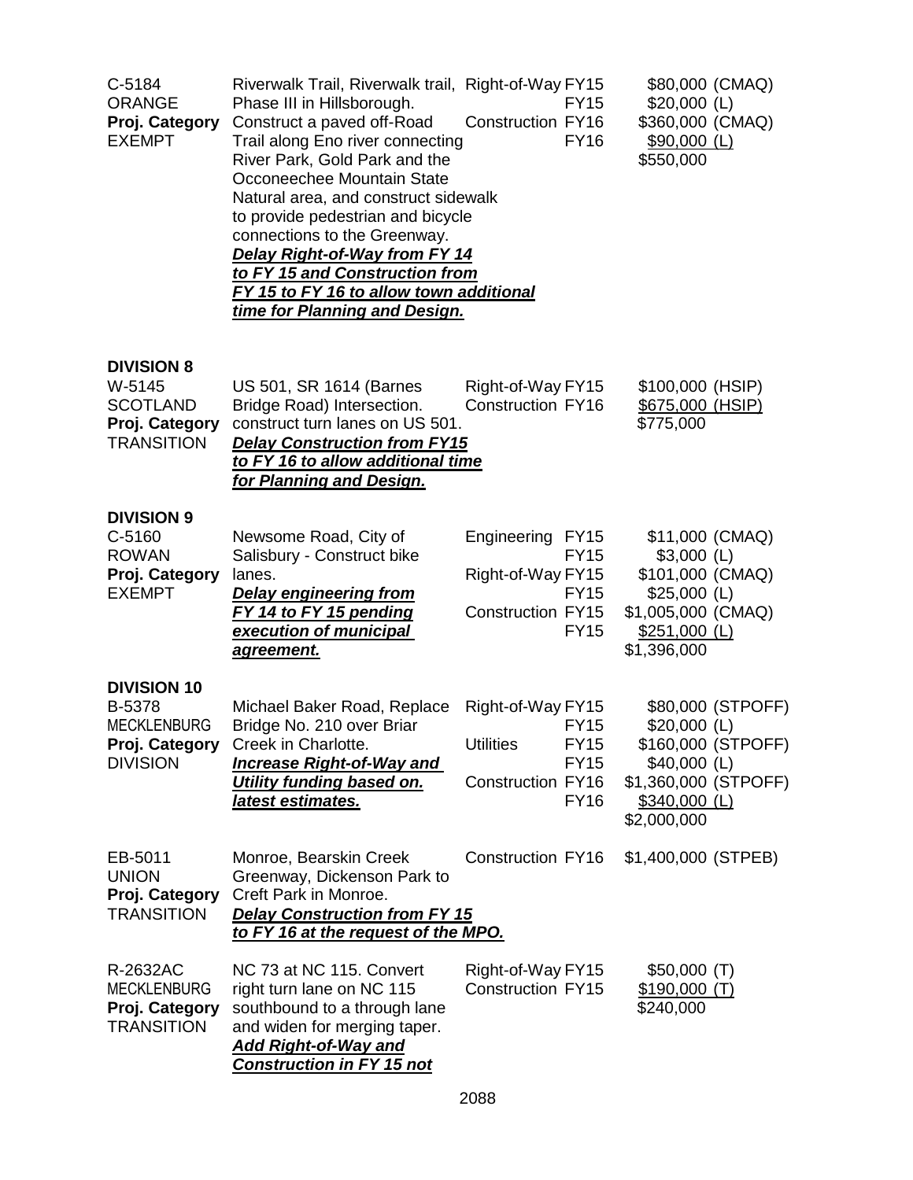| | | | | |
|---|---|---|---|---|
| C-5184<br>ORANGE<br>**Proj. Category**<br>EXEMPT | Riverwalk Trail, Riverwalk trail, Phase III in Hillsborough. Construct a paved off-Road Trail along Eno river connecting River Park, Gold Park and the Occoneechee Mountain State Natural area, and construct sidewalk to provide pedestrian and bicycle connections to the Greenway. ***Delay Right-of-Way from FY 14 to FY 15 and Construction from FY 15 to FY 16 to allow town additional time for Planning and Design.*** | Right-of-Way<br><br>Construction | FY15<br>FY15<br>FY16<br>FY16 | \$80,000 (CMAQ)<br>\$20,000 (L)<br>\$360,000 (CMAQ)<br>\$90,000 (L)<br>\$550,000 |

**DIVISION 8**

| | | | | |
|---|---|---|---|---|
| W-5145<br>SCOTLAND<br>**Proj. Category**<br>TRANSITION | US 501, SR 1614 (Barnes Bridge Road) Intersection. construct turn lanes on US 501. ***Delay Construction from FY15 to FY 16 to allow additional time for Planning and Design.*** | Right-of-Way<br>Construction | FY15<br>FY16 | \$100,000 (HSIP)<br>\$675,000 (HSIP)<br>\$775,000 |

**DIVISION 9**

| | | | | |
|---|---|---|---|---|
| C-5160<br>ROWAN<br>**Proj. Category**<br>EXEMPT | Newsome Road, City of Salisbury - Construct bike lanes. ***Delay engineering from FY 14 to FY 15 pending execution of municipal agreement.*** | Engineering<br><br>Right-of-Way<br><br>Construction | FY15<br>FY15<br>FY15<br>FY15<br>FY15<br>FY15 | \$11,000 (CMAQ)<br>\$3,000 (L)<br>\$101,000 (CMAQ)<br>\$25,000 (L)<br>\$1,005,000 (CMAQ)<br>\$251,000 (L)<br>\$1,396,000 |

**DIVISION 10**

| | | | | |
|---|---|---|---|---|
| B-5378<br>MECKLENBURG<br>**Proj. Category**<br>DIVISION | Michael Baker Road, Replace Bridge No. 210 over Briar Creek in Charlotte. ***Increase Right-of-Way and Utility funding based on. latest estimates.*** | Right-of-Way<br><br>Utilities<br><br>Construction | FY15<br>FY15<br>FY15<br>FY15<br>FY16<br>FY16 | \$80,000 (STPOFF)<br>\$20,000 (L)<br>\$160,000 (STPOFF)<br>\$40,000 (L)<br>\$1,360,000 (STPOFF)<br>\$340,000 (L)<br>\$2,000,000 |
| EB-5011<br>UNION<br>**Proj. Category**<br>TRANSITION | Monroe, Bearskin Creek Greenway, Dickenson Park to Creft Park in Monroe. ***Delay Construction from FY 15 to FY 16 at the request of the MPO.*** | Construction | FY16 | \$1,400,000 (STPEB) |
| R-2632AC<br>MECKLENBURG<br>**Proj. Category**<br>TRANSITION | NC 73 at NC 115. Convert right turn lane on NC 115 southbound to a through lane and widen for merging taper. ***Add Right-of-Way and Construction in FY 15 not*** | Right-of-Way<br>Construction | FY15<br>FY15 | \$50,000 (T)<br>\$190,000 (T)<br>\$240,000 |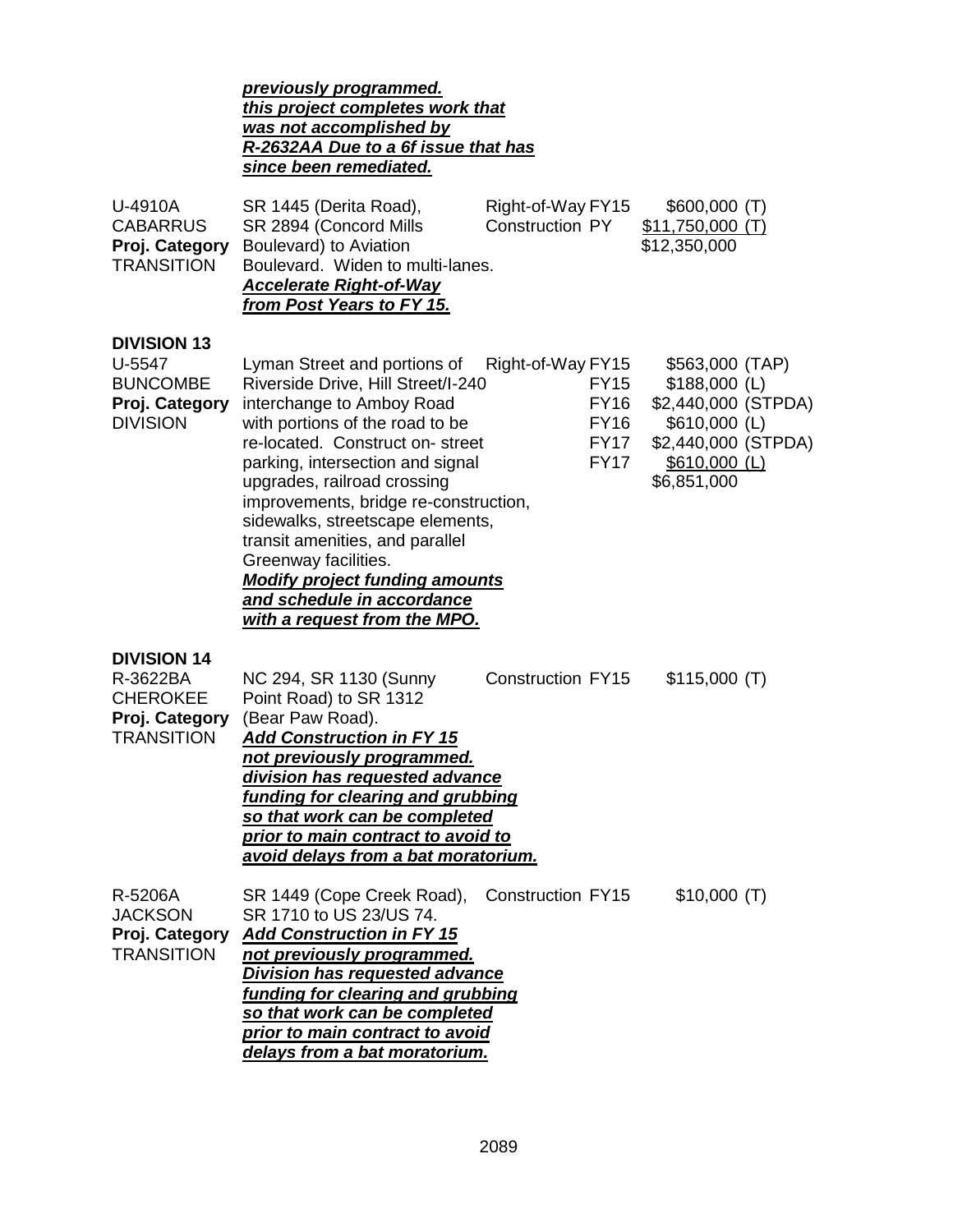| | | | |
|---|---|---|---|
| | ***previously programmed. this project completes work that was not accomplished by R-2632AA Due to a 6f issue that has since been remediated.*** | | |
| U-4910A<br>CABARRUS<br>**Proj. Category**<br>TRANSITION | SR 1445 (Derita Road), SR 2894 (Concord Mills Boulevard) to Aviation Boulevard. Widen to multi-lanes.<br>***Accelerate Right-of-Way from Post Years to FY 15.*** | Right-of-Way FY15<br>Construction PY | $600,000 (T)<br>$11,750,000 (T)<br>$12,350,000 |
| **DIVISION 13** | | | |
| U-5547<br>BUNCOMBE<br>**Proj. Category**<br>DIVISION | Lyman Street and portions of Riverside Drive, Hill Street/I-240 interchange to Amboy Road with portions of the road to be re-located. Construct on- street parking, intersection and signal upgrades, railroad crossing improvements, bridge re-construction, sidewalks, streetscape elements, transit amenities, and parallel Greenway facilities.<br>***Modify project funding amounts and schedule in accordance with a request from the MPO.*** | Right-of-Way FY15<br>FY15<br>FY16<br>FY16<br>FY17<br>FY17 | $563,000 (TAP)<br>$188,000 (L)<br>$2,440,000 (STPDA)<br>$610,000 (L)<br>$2,440,000 (STPDA)<br>$610,000 (L)<br>$6,851,000 |
| **DIVISION 14** | | | |
| R-3622BA<br>CHEROKEE<br>**Proj. Category**<br>TRANSITION | NC 294, SR 1130 (Sunny Point Road) to SR 1312 (Bear Paw Road).<br>***Add Construction in FY 15 not previously programmed. division has requested advance funding for clearing and grubbing so that work can be completed prior to main contract to avoid to avoid delays from a bat moratorium.*** | Construction FY15 | $115,000 (T) |
| R-5206A<br>JACKSON<br>**Proj. Category**<br>TRANSITION | SR 1449 (Cope Creek Road), SR 1710 to US 23/US 74.<br>***Add Construction in FY 15 not previously programmed. Division has requested advance funding for clearing and grubbing so that work can be completed prior to main contract to avoid delays from a bat moratorium.*** | Construction FY15 | $10,000 (T) |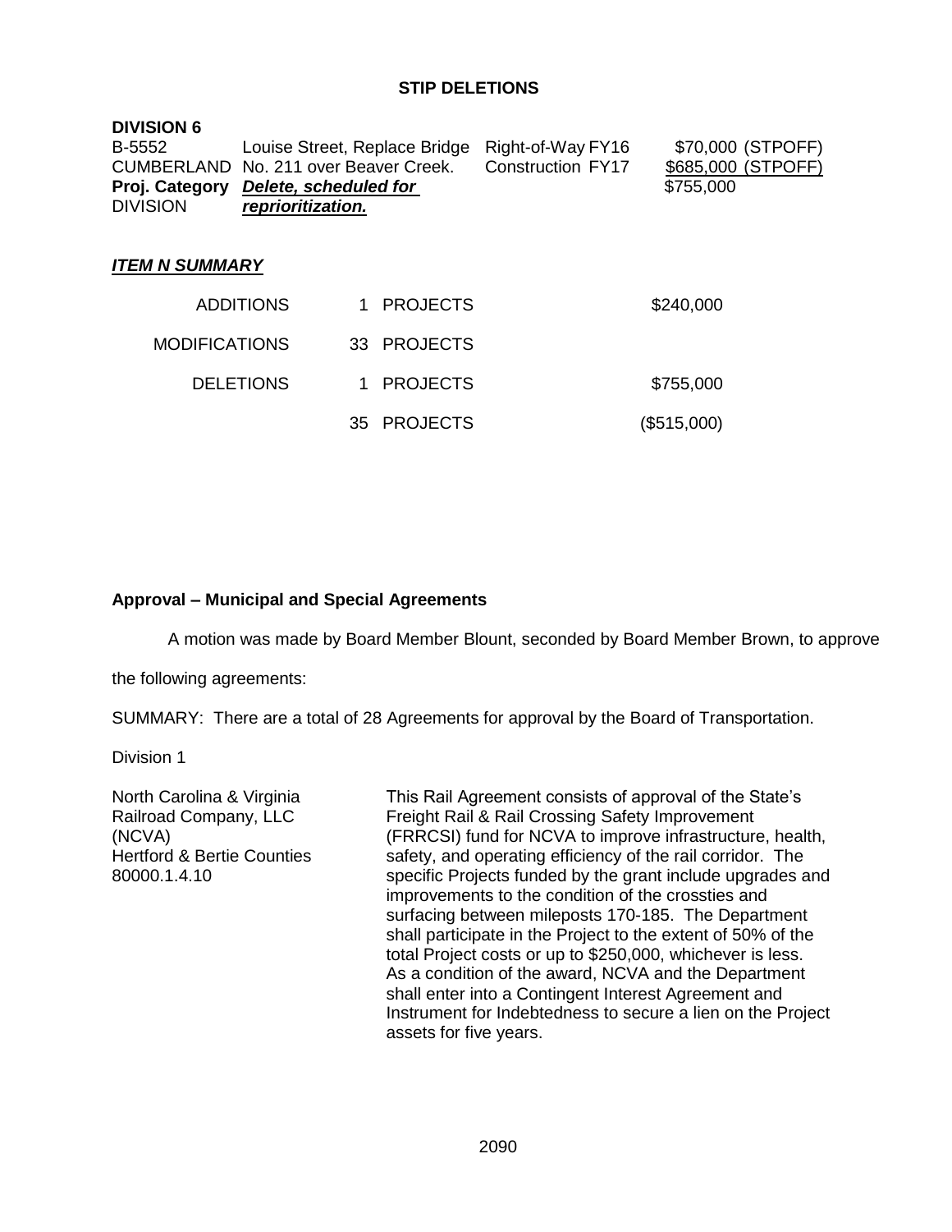## STIP DELETIONS

**DIVISION 6**

| | | | |
|---|---|---|---|
| B-5552 | Louise Street, Replace Bridge | Right-of-Way FY16 | \$70,000 (STPOFF) |
| CUMBERLAND | No. 211 over Beaver Creek. | Construction FY17 | \$685,000 (STPOFF) |
| **Proj. Category** | ***Delete, scheduled for*** | | \$755,000 |
| DIVISION | ***reprioritization.*** | | |

### *ITEM N SUMMARY*

| | | | |
|---|---|---|---|
| ADDITIONS | 1 | PROJECTS | \$240,000 |
| MODIFICATIONS | 33 | PROJECTS | |
| DELETIONS | 1 | PROJECTS | \$755,000 |
| | 35 | PROJECTS | (\$515,000) |

### Approval – Municipal and Special Agreements

A motion was made by Board Member Blount, seconded by Board Member Brown, to approve the following agreements:

SUMMARY: There are a total of 28 Agreements for approval by the Board of Transportation.

Division 1

North Carolina & Virginia Railroad Company, LLC (NCVA)
Hertford & Bertie Counties
80000.1.4.10

This Rail Agreement consists of approval of the State's Freight Rail & Rail Crossing Safety Improvement (FRRCSI) fund for NCVA to improve infrastructure, health, safety, and operating efficiency of the rail corridor. The specific Projects funded by the grant include upgrades and improvements to the condition of the crossties and surfacing between mileposts 170-185. The Department shall participate in the Project to the extent of 50% of the total Project costs or up to \$250,000, whichever is less. As a condition of the award, NCVA and the Department shall enter into a Contingent Interest Agreement and Instrument for Indebtedness to secure a lien on the Project assets for five years.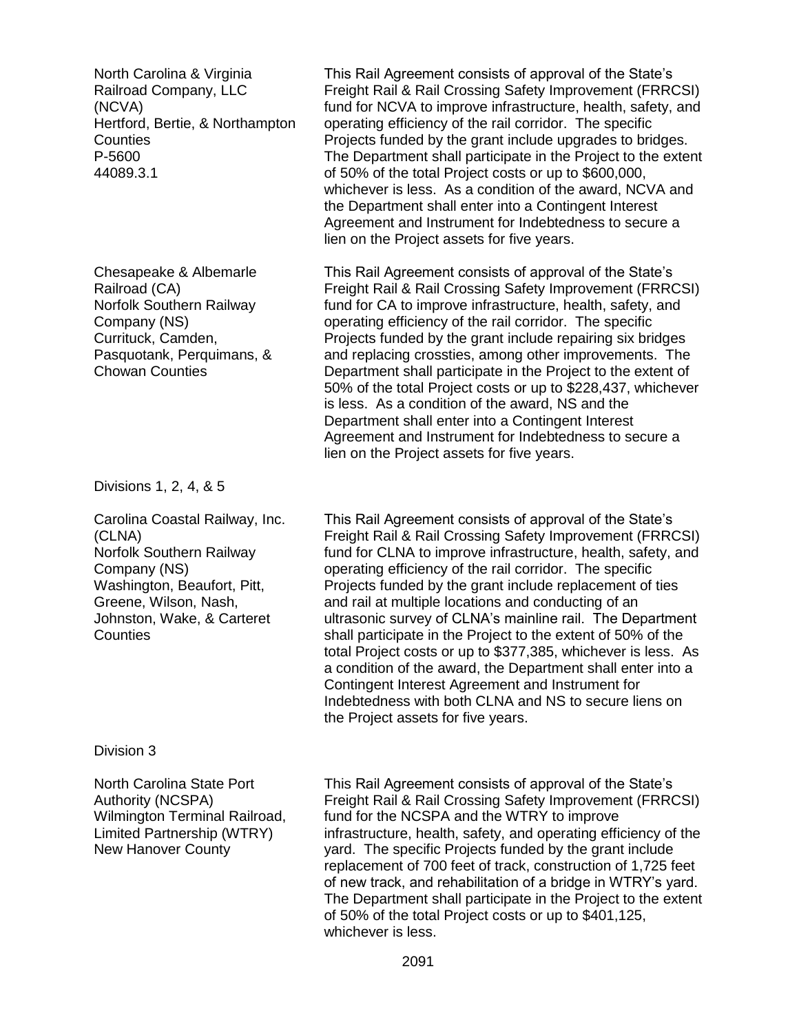| | |
|---|---|
| North Carolina & Virginia Railroad Company, LLC (NCVA)<br>Hertford, Bertie, & Northampton Counties<br>P-5600<br>44089.3.1 | This Rail Agreement consists of approval of the State's Freight Rail & Rail Crossing Safety Improvement (FRRCSI) fund for NCVA to improve infrastructure, health, safety, and operating efficiency of the rail corridor. The specific Projects funded by the grant include upgrades to bridges. The Department shall participate in the Project to the extent of 50% of the total Project costs or up to $600,000, whichever is less. As a condition of the award, NCVA and the Department shall enter into a Contingent Interest Agreement and Instrument for Indebtedness to secure a lien on the Project assets for five years. |
| Chesapeake & Albemarle Railroad (CA)<br>Norfolk Southern Railway Company (NS)<br>Currituck, Camden, Pasquotank, Perquimans, & Chowan Counties | This Rail Agreement consists of approval of the State's Freight Rail & Rail Crossing Safety Improvement (FRRCSI) fund for CA to improve infrastructure, health, safety, and operating efficiency of the rail corridor. The specific Projects funded by the grant include repairing six bridges and replacing crossties, among other improvements. The Department shall participate in the Project to the extent of 50% of the total Project costs or up to $228,437, whichever is less. As a condition of the award, NS and the Department shall enter into a Contingent Interest Agreement and Instrument for Indebtedness to secure a lien on the Project assets for five years. |
| Divisions 1, 2, 4, & 5 | |
| Carolina Coastal Railway, Inc. (CLNA)<br>Norfolk Southern Railway Company (NS)<br>Washington, Beaufort, Pitt, Greene, Wilson, Nash, Johnston, Wake, & Carteret Counties | This Rail Agreement consists of approval of the State's Freight Rail & Rail Crossing Safety Improvement (FRRCSI) fund for CLNA to improve infrastructure, health, safety, and operating efficiency of the rail corridor. The specific Projects funded by the grant include replacement of ties and rail at multiple locations and conducting of an ultrasonic survey of CLNA's mainline rail. The Department shall participate in the Project to the extent of 50% of the total Project costs or up to $377,385, whichever is less. As a condition of the award, the Department shall enter into a Contingent Interest Agreement and Instrument for Indebtedness with both CLNA and NS to secure liens on the Project assets for five years. |
| Division 3 | |
| North Carolina State Port Authority (NCSPA)<br>Wilmington Terminal Railroad, Limited Partnership (WTRY)<br>New Hanover County | This Rail Agreement consists of approval of the State's Freight Rail & Rail Crossing Safety Improvement (FRRCSI) fund for the NCSPA and the WTRY to improve infrastructure, health, safety, and operating efficiency of the yard. The specific Projects funded by the grant include replacement of 700 feet of track, construction of 1,725 feet of new track, and rehabilitation of a bridge in WTRY's yard. The Department shall participate in the Project to the extent of 50% of the total Project costs or up to $401,125, whichever is less. |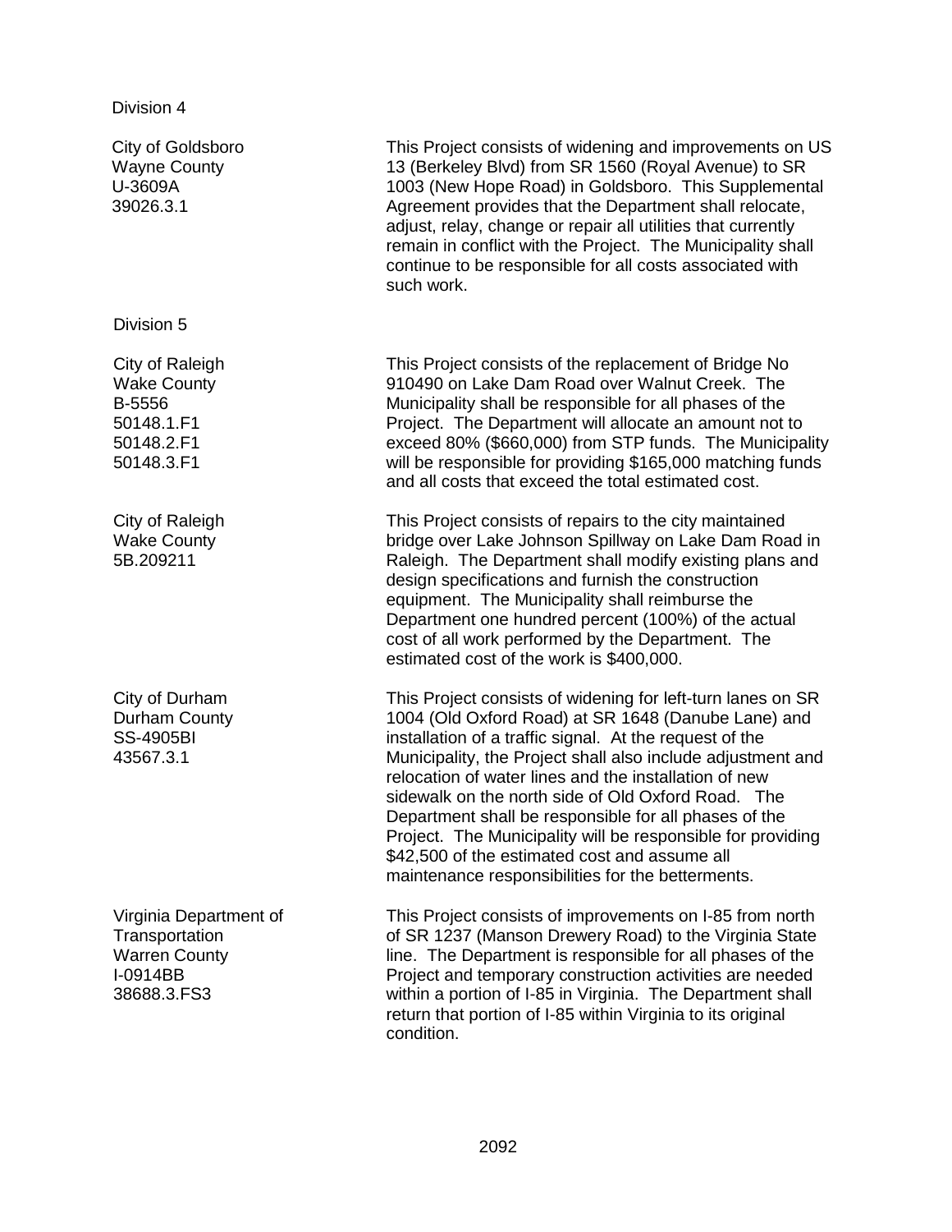Division 4

| | |
|---|---|
| City of Goldsboro<br>Wayne County<br>U-3609A<br>39026.3.1 | This Project consists of widening and improvements on US 13 (Berkeley Blvd) from SR 1560 (Royal Avenue) to SR 1003 (New Hope Road) in Goldsboro. This Supplemental Agreement provides that the Department shall relocate, adjust, relay, change or repair all utilities that currently remain in conflict with the Project. The Municipality shall continue to be responsible for all costs associated with such work. |

Division 5

| | |
|---|---|
| City of Raleigh<br>Wake County<br>B-5556<br>50148.1.F1<br>50148.2.F1<br>50148.3.F1 | This Project consists of the replacement of Bridge No 910490 on Lake Dam Road over Walnut Creek. The Municipality shall be responsible for all phases of the Project. The Department will allocate an amount not to exceed 80% ($660,000) from STP funds. The Municipality will be responsible for providing $165,000 matching funds and all costs that exceed the total estimated cost. |
| City of Raleigh<br>Wake County<br>5B.209211 | This Project consists of repairs to the city maintained bridge over Lake Johnson Spillway on Lake Dam Road in Raleigh. The Department shall modify existing plans and design specifications and furnish the construction equipment. The Municipality shall reimburse the Department one hundred percent (100%) of the actual cost of all work performed by the Department. The estimated cost of the work is $400,000. |
| City of Durham<br>Durham County<br>SS-4905BI<br>43567.3.1 | This Project consists of widening for left-turn lanes on SR 1004 (Old Oxford Road) at SR 1648 (Danube Lane) and installation of a traffic signal. At the request of the Municipality, the Project shall also include adjustment and relocation of water lines and the installation of new sidewalk on the north side of Old Oxford Road. The Department shall be responsible for all phases of the Project. The Municipality will be responsible for providing $42,500 of the estimated cost and assume all maintenance responsibilities for the betterments. |
| Virginia Department of Transportation<br>Warren County<br>I-0914BB<br>38688.3.FS3 | This Project consists of improvements on I-85 from north of SR 1237 (Manson Drewery Road) to the Virginia State line. The Department is responsible for all phases of the Project and temporary construction activities are needed within a portion of I-85 in Virginia. The Department shall return that portion of I-85 within Virginia to its original condition. |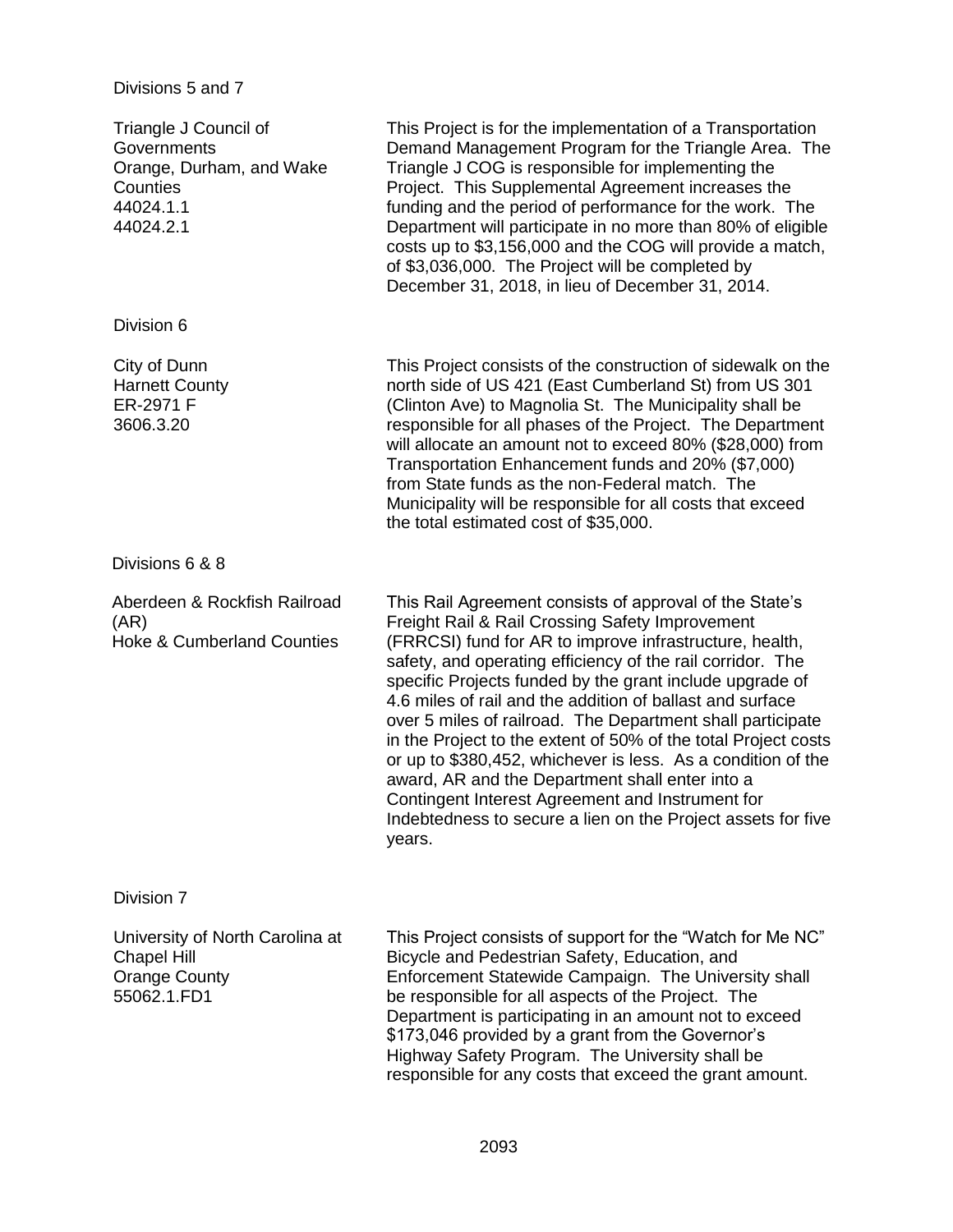Divisions 5 and 7

| | |
|---|---|
| Triangle J Council of Governments<br>Orange, Durham, and Wake Counties<br>44024.1.1<br>44024.2.1 | This Project is for the implementation of a Transportation Demand Management Program for the Triangle Area. The Triangle J COG is responsible for implementing the Project. This Supplemental Agreement increases the funding and the period of performance for the work. The Department will participate in no more than 80% of eligible costs up to $3,156,000 and the COG will provide a match, of $3,036,000. The Project will be completed by December 31, 2018, in lieu of December 31, 2014. |

Division 6

| | |
|---|---|
| City of Dunn<br>Harnett County<br>ER-2971 F<br>3606.3.20 | This Project consists of the construction of sidewalk on the north side of US 421 (East Cumberland St) from US 301 (Clinton Ave) to Magnolia St. The Municipality shall be responsible for all phases of the Project. The Department will allocate an amount not to exceed 80% ($28,000) from Transportation Enhancement funds and 20% ($7,000) from State funds as the non-Federal match. The Municipality will be responsible for all costs that exceed the total estimated cost of $35,000. |

Divisions 6 & 8

| | |
|---|---|
| Aberdeen & Rockfish Railroad (AR)<br>Hoke & Cumberland Counties | This Rail Agreement consists of approval of the State's Freight Rail & Rail Crossing Safety Improvement (FRRCSI) fund for AR to improve infrastructure, health, safety, and operating efficiency of the rail corridor. The specific Projects funded by the grant include upgrade of 4.6 miles of rail and the addition of ballast and surface over 5 miles of railroad. The Department shall participate in the Project to the extent of 50% of the total Project costs or up to $380,452, whichever is less. As a condition of the award, AR and the Department shall enter into a Contingent Interest Agreement and Instrument for Indebtedness to secure a lien on the Project assets for five years. |

Division 7

| | |
|---|---|
| University of North Carolina at Chapel Hill<br>Orange County<br>55062.1.FD1 | This Project consists of support for the "Watch for Me NC" Bicycle and Pedestrian Safety, Education, and Enforcement Statewide Campaign. The University shall be responsible for all aspects of the Project. The Department is participating in an amount not to exceed $173,046 provided by a grant from the Governor's Highway Safety Program. The University shall be responsible for any costs that exceed the grant amount. |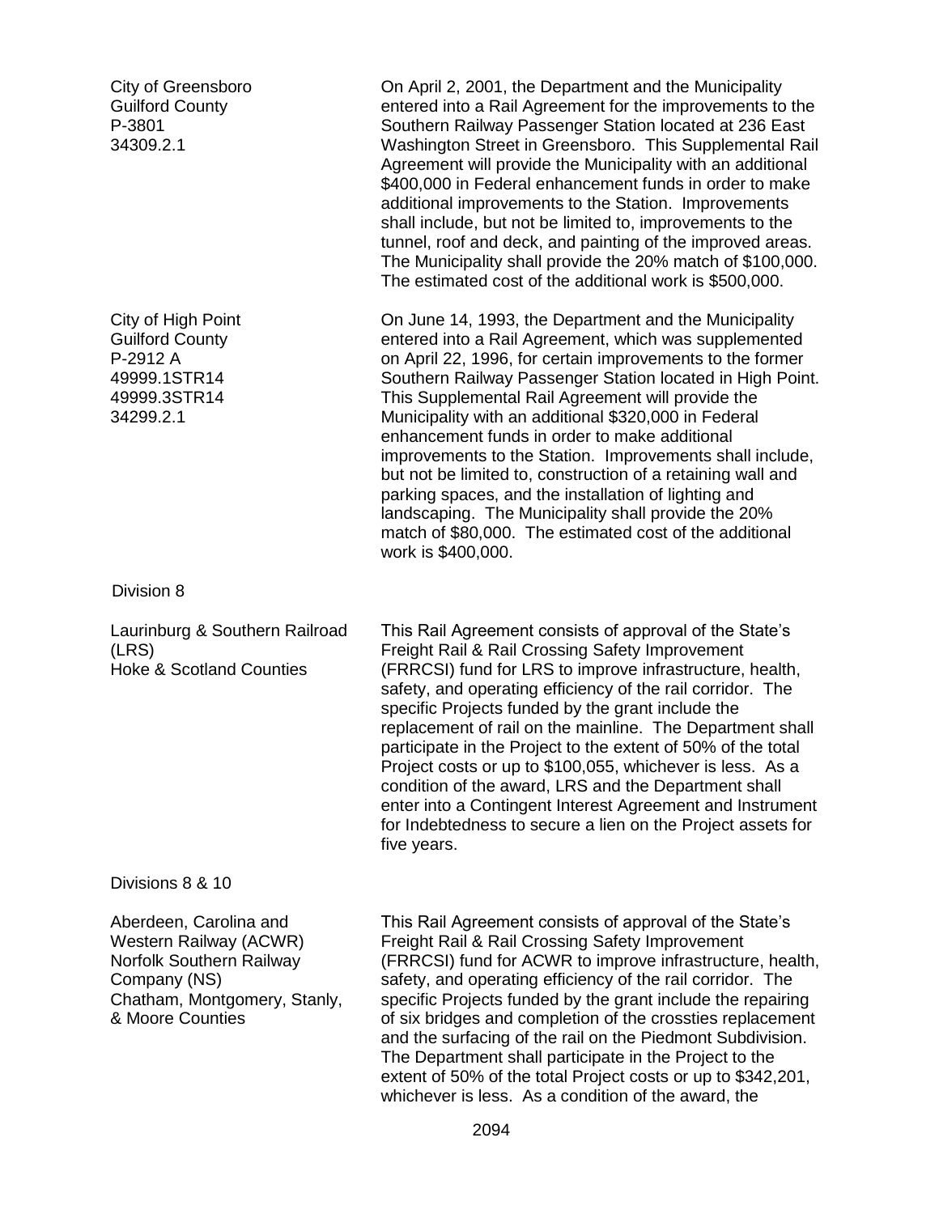City of Greensboro
Guilford County
P-3801
34309.2.1

On April 2, 2001, the Department and the Municipality entered into a Rail Agreement for the improvements to the Southern Railway Passenger Station located at 236 East Washington Street in Greensboro. This Supplemental Rail Agreement will provide the Municipality with an additional $400,000 in Federal enhancement funds in order to make additional improvements to the Station. Improvements shall include, but not be limited to, improvements to the tunnel, roof and deck, and painting of the improved areas. The Municipality shall provide the 20% match of $100,000. The estimated cost of the additional work is $500,000.

City of High Point
Guilford County
P-2912 A
49999.1STR14
49999.3STR14
34299.2.1

On June 14, 1993, the Department and the Municipality entered into a Rail Agreement, which was supplemented on April 22, 1996, for certain improvements to the former Southern Railway Passenger Station located in High Point. This Supplemental Rail Agreement will provide the Municipality with an additional $320,000 in Federal enhancement funds in order to make additional improvements to the Station. Improvements shall include, but not be limited to, construction of a retaining wall and parking spaces, and the installation of lighting and landscaping. The Municipality shall provide the 20% match of $80,000. The estimated cost of the additional work is $400,000.

Division 8

Laurinburg & Southern Railroad (LRS)
Hoke & Scotland Counties

This Rail Agreement consists of approval of the State's Freight Rail & Rail Crossing Safety Improvement (FRRCSI) fund for LRS to improve infrastructure, health, safety, and operating efficiency of the rail corridor. The specific Projects funded by the grant include the replacement of rail on the mainline. The Department shall participate in the Project to the extent of 50% of the total Project costs or up to $100,055, whichever is less. As a condition of the award, LRS and the Department shall enter into a Contingent Interest Agreement and Instrument for Indebtedness to secure a lien on the Project assets for five years.

Divisions 8 & 10

Aberdeen, Carolina and Western Railway (ACWR)
Norfolk Southern Railway Company (NS)
Chatham, Montgomery, Stanly, & Moore Counties

This Rail Agreement consists of approval of the State's Freight Rail & Rail Crossing Safety Improvement (FRRCSI) fund for ACWR to improve infrastructure, health, safety, and operating efficiency of the rail corridor. The specific Projects funded by the grant include the repairing of six bridges and completion of the crossties replacement and the surfacing of the rail on the Piedmont Subdivision. The Department shall participate in the Project to the extent of 50% of the total Project costs or up to $342,201, whichever is less. As a condition of the award, the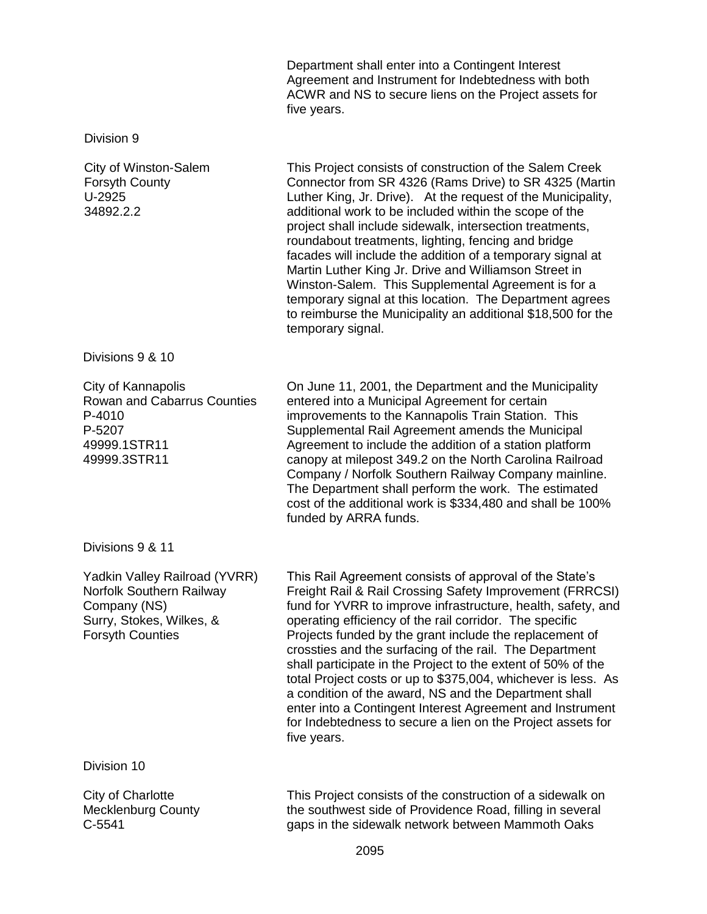Department shall enter into a Contingent Interest Agreement and Instrument for Indebtedness with both ACWR and NS to secure liens on the Project assets for five years.

Division 9

| | |
|---|---|
| City of Winston-Salem<br>Forsyth County<br>U-2925<br>34892.2.2 | This Project consists of construction of the Salem Creek Connector from SR 4326 (Rams Drive) to SR 4325 (Martin Luther King, Jr. Drive). At the request of the Municipality, additional work to be included within the scope of the project shall include sidewalk, intersection treatments, roundabout treatments, lighting, fencing and bridge facades will include the addition of a temporary signal at Martin Luther King Jr. Drive and Williamson Street in Winston-Salem. This Supplemental Agreement is for a temporary signal at this location. The Department agrees to reimburse the Municipality an additional $18,500 for the temporary signal. |

Divisions 9 & 10

| | |
|---|---|
| City of Kannapolis<br>Rowan and Cabarrus Counties<br>P-4010<br>P-5207<br>49999.1STR11<br>49999.3STR11 | On June 11, 2001, the Department and the Municipality entered into a Municipal Agreement for certain improvements to the Kannapolis Train Station. This Supplemental Rail Agreement amends the Municipal Agreement to include the addition of a station platform canopy at milepost 349.2 on the North Carolina Railroad Company / Norfolk Southern Railway Company mainline. The Department shall perform the work. The estimated cost of the additional work is $334,480 and shall be 100% funded by ARRA funds. |

Divisions 9 & 11

| | |
|---|---|
| Yadkin Valley Railroad (YVRR)<br>Norfolk Southern Railway Company (NS)<br>Surry, Stokes, Wilkes, & Forsyth Counties | This Rail Agreement consists of approval of the State's Freight Rail & Rail Crossing Safety Improvement (FRRCSI) fund for YVRR to improve infrastructure, health, safety, and operating efficiency of the rail corridor. The specific Projects funded by the grant include the replacement of crossties and the surfacing of the rail. The Department shall participate in the Project to the extent of 50% of the total Project costs or up to $375,004, whichever is less. As a condition of the award, NS and the Department shall enter into a Contingent Interest Agreement and Instrument for Indebtedness to secure a lien on the Project assets for five years. |

Division 10

| | |
|---|---|
| City of Charlotte<br>Mecklenburg County<br>C-5541 | This Project consists of the construction of a sidewalk on the southwest side of Providence Road, filling in several gaps in the sidewalk network between Mammoth Oaks |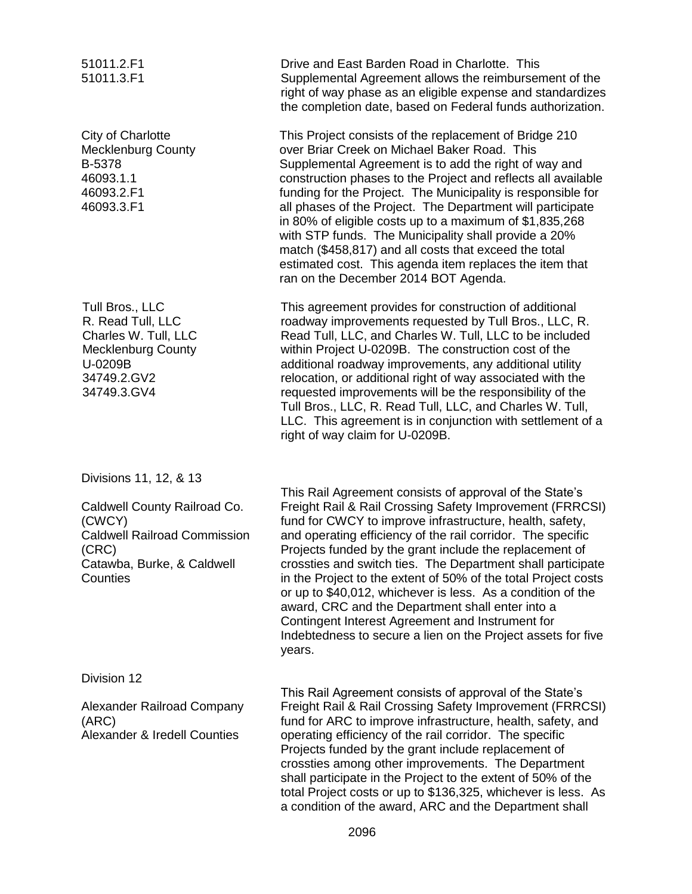| | |
|---|---|
| 51011.2.F1<br>51011.3.F1 | Drive and East Barden Road in Charlotte. This Supplemental Agreement allows the reimbursement of the right of way phase as an eligible expense and standardizes the completion date, based on Federal funds authorization. |
| City of Charlotte<br>Mecklenburg County<br>B-5378<br>46093.1.1<br>46093.2.F1<br>46093.3.F1 | This Project consists of the replacement of Bridge 210 over Briar Creek on Michael Baker Road. This Supplemental Agreement is to add the right of way and construction phases to the Project and reflects all available funding for the Project. The Municipality is responsible for all phases of the Project. The Department will participate in 80% of eligible costs up to a maximum of $1,835,268 with STP funds. The Municipality shall provide a 20% match ($458,817) and all costs that exceed the total estimated cost. This agenda item replaces the item that ran on the December 2014 BOT Agenda. |
| Tull Bros., LLC<br>R. Read Tull, LLC<br>Charles W. Tull, LLC<br>Mecklenburg County<br>U-0209B<br>34749.2.GV2<br>34749.3.GV4 | This agreement provides for construction of additional roadway improvements requested by Tull Bros., LLC, R. Read Tull, LLC, and Charles W. Tull, LLC to be included within Project U-0209B. The construction cost of the additional roadway improvements, any additional utility relocation, or additional right of way associated with the requested improvements will be the responsibility of the Tull Bros., LLC, R. Read Tull, LLC, and Charles W. Tull, LLC. This agreement is in conjunction with settlement of a right of way claim for U-0209B. |

Divisions 11, 12, & 13

| | |
|---|---|
| Caldwell County Railroad Co. (CWCY)<br>Caldwell Railroad Commission (CRC)<br>Catawba, Burke, & Caldwell Counties | This Rail Agreement consists of approval of the State's Freight Rail & Rail Crossing Safety Improvement (FRRCSI) fund for CWCY to improve infrastructure, health, safety, and operating efficiency of the rail corridor. The specific Projects funded by the grant include the replacement of crossties and switch ties. The Department shall participate in the Project to the extent of 50% of the total Project costs or up to $40,012, whichever is less. As a condition of the award, CRC and the Department shall enter into a Contingent Interest Agreement and Instrument for Indebtedness to secure a lien on the Project assets for five years. |

Division 12

| | |
|---|---|
| Alexander Railroad Company (ARC)<br>Alexander & Iredell Counties | This Rail Agreement consists of approval of the State's Freight Rail & Rail Crossing Safety Improvement (FRRCSI) fund for ARC to improve infrastructure, health, safety, and operating efficiency of the rail corridor. The specific Projects funded by the grant include replacement of crossties among other improvements. The Department shall participate in the Project to the extent of 50% of the total Project costs or up to $136,325, whichever is less. As a condition of the award, ARC and the Department shall |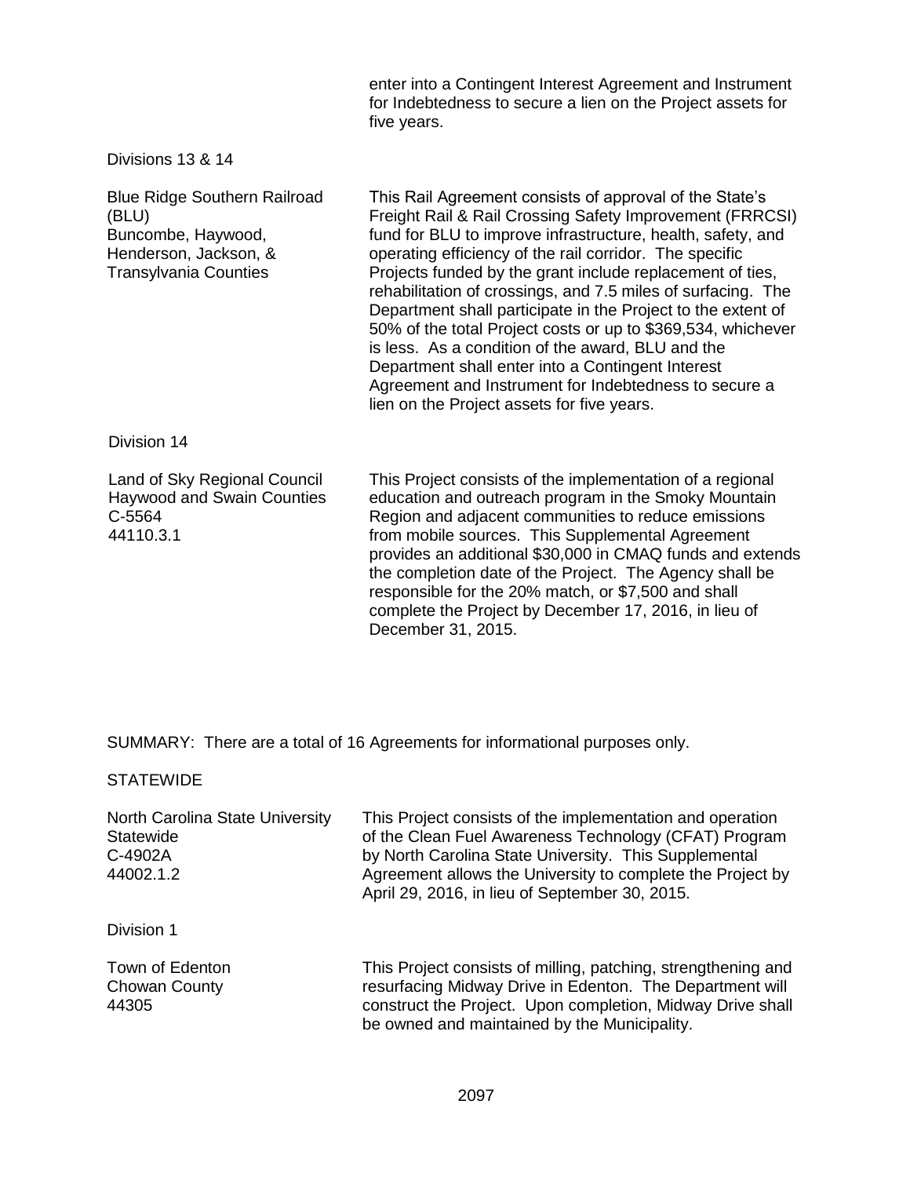enter into a Contingent Interest Agreement and Instrument for Indebtedness to secure a lien on the Project assets for five years.

Divisions 13 & 14

| | |
|---|---|
| Blue Ridge Southern Railroad (BLU)<br>Buncombe, Haywood, Henderson, Jackson, & Transylvania Counties | This Rail Agreement consists of approval of the State's Freight Rail & Rail Crossing Safety Improvement (FRRCSI) fund for BLU to improve infrastructure, health, safety, and operating efficiency of the rail corridor. The specific Projects funded by the grant include replacement of ties, rehabilitation of crossings, and 7.5 miles of surfacing. The Department shall participate in the Project to the extent of 50% of the total Project costs or up to $369,534, whichever is less. As a condition of the award, BLU and the Department shall enter into a Contingent Interest Agreement and Instrument for Indebtedness to secure a lien on the Project assets for five years. |

Division 14

| | |
|---|---|
| Land of Sky Regional Council<br>Haywood and Swain Counties<br>C-5564<br>44110.3.1 | This Project consists of the implementation of a regional education and outreach program in the Smoky Mountain Region and adjacent communities to reduce emissions from mobile sources. This Supplemental Agreement provides an additional $30,000 in CMAQ funds and extends the completion date of the Project. The Agency shall be responsible for the 20% match, or $7,500 and shall complete the Project by December 17, 2016, in lieu of December 31, 2015. |

SUMMARY: There are a total of 16 Agreements for informational purposes only.

STATEWIDE

| | |
|---|---|
| North Carolina State University<br>Statewide<br>C-4902A<br>44002.1.2 | This Project consists of the implementation and operation of the Clean Fuel Awareness Technology (CFAT) Program by North Carolina State University. This Supplemental Agreement allows the University to complete the Project by April 29, 2016, in lieu of September 30, 2015. |

Division 1

| | |
|---|---|
| Town of Edenton<br>Chowan County<br>44305 | This Project consists of milling, patching, strengthening and resurfacing Midway Drive in Edenton. The Department will construct the Project. Upon completion, Midway Drive shall be owned and maintained by the Municipality. |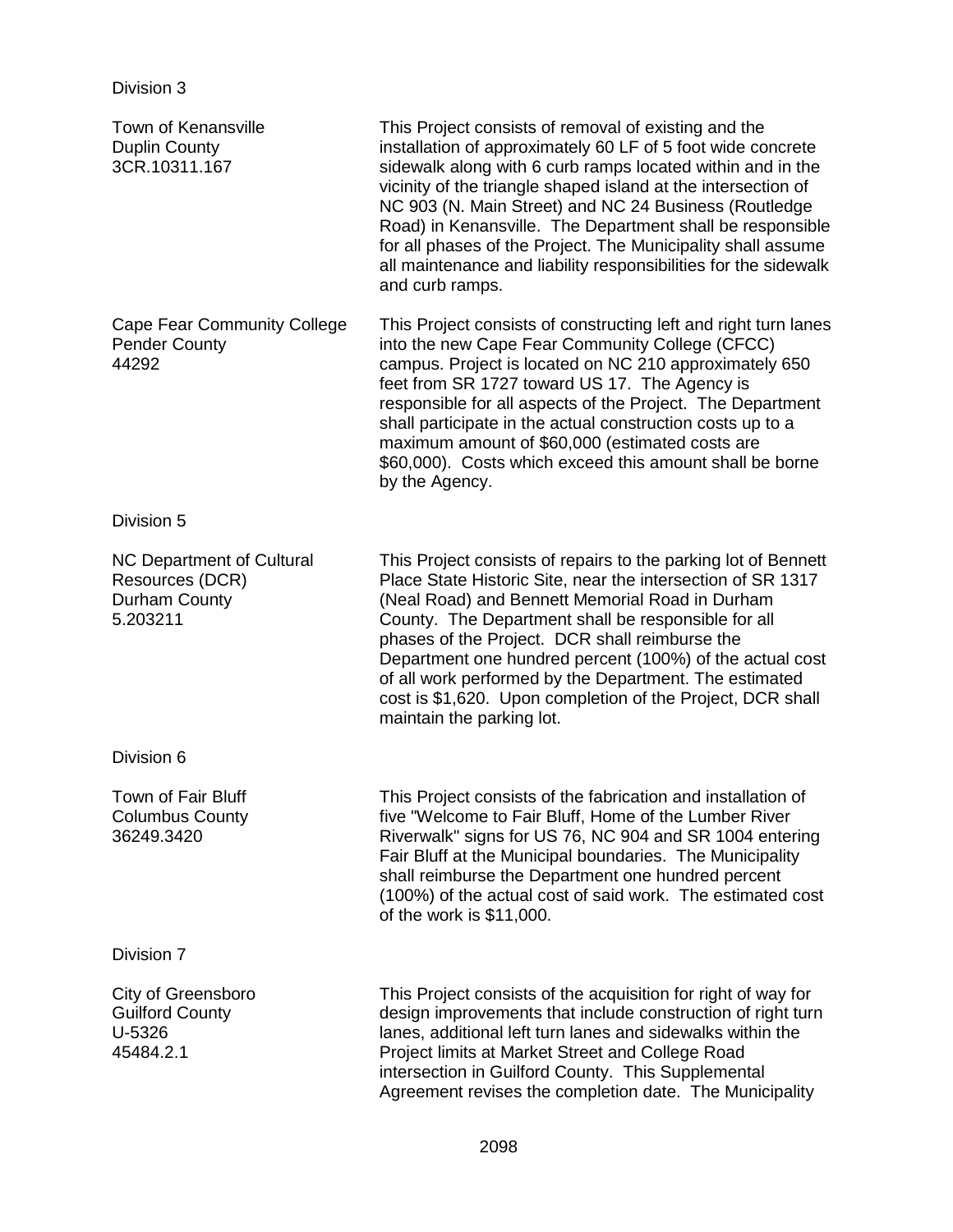Division 3

| | |
|---|---|
| Town of Kenansville<br>Duplin County<br>3CR.10311.167 | This Project consists of removal of existing and the installation of approximately 60 LF of 5 foot wide concrete sidewalk along with 6 curb ramps located within and in the vicinity of the triangle shaped island at the intersection of NC 903 (N. Main Street) and NC 24 Business (Routledge Road) in Kenansville. The Department shall be responsible for all phases of the Project. The Municipality shall assume all maintenance and liability responsibilities for the sidewalk and curb ramps. |
| Cape Fear Community College<br>Pender County<br>44292 | This Project consists of constructing left and right turn lanes into the new Cape Fear Community College (CFCC) campus. Project is located on NC 210 approximately 650 feet from SR 1727 toward US 17. The Agency is responsible for all aspects of the Project. The Department shall participate in the actual construction costs up to a maximum amount of $60,000 (estimated costs are $60,000). Costs which exceed this amount shall be borne by the Agency. |

Division 5

| | |
|---|---|
| NC Department of Cultural Resources (DCR)<br>Durham County<br>5.203211 | This Project consists of repairs to the parking lot of Bennett Place State Historic Site, near the intersection of SR 1317 (Neal Road) and Bennett Memorial Road in Durham County. The Department shall be responsible for all phases of the Project. DCR shall reimburse the Department one hundred percent (100%) of the actual cost of all work performed by the Department. The estimated cost is $1,620. Upon completion of the Project, DCR shall maintain the parking lot. |

Division 6

| | |
|---|---|
| Town of Fair Bluff<br>Columbus County<br>36249.3420 | This Project consists of the fabrication and installation of five "Welcome to Fair Bluff, Home of the Lumber River Riverwalk" signs for US 76, NC 904 and SR 1004 entering Fair Bluff at the Municipal boundaries. The Municipality shall reimburse the Department one hundred percent (100%) of the actual cost of said work. The estimated cost of the work is $11,000. |

Division 7

| | |
|---|---|
| City of Greensboro<br>Guilford County<br>U-5326<br>45484.2.1 | This Project consists of the acquisition for right of way for design improvements that include construction of right turn lanes, additional left turn lanes and sidewalks within the Project limits at Market Street and College Road intersection in Guilford County. This Supplemental Agreement revises the completion date. The Municipality |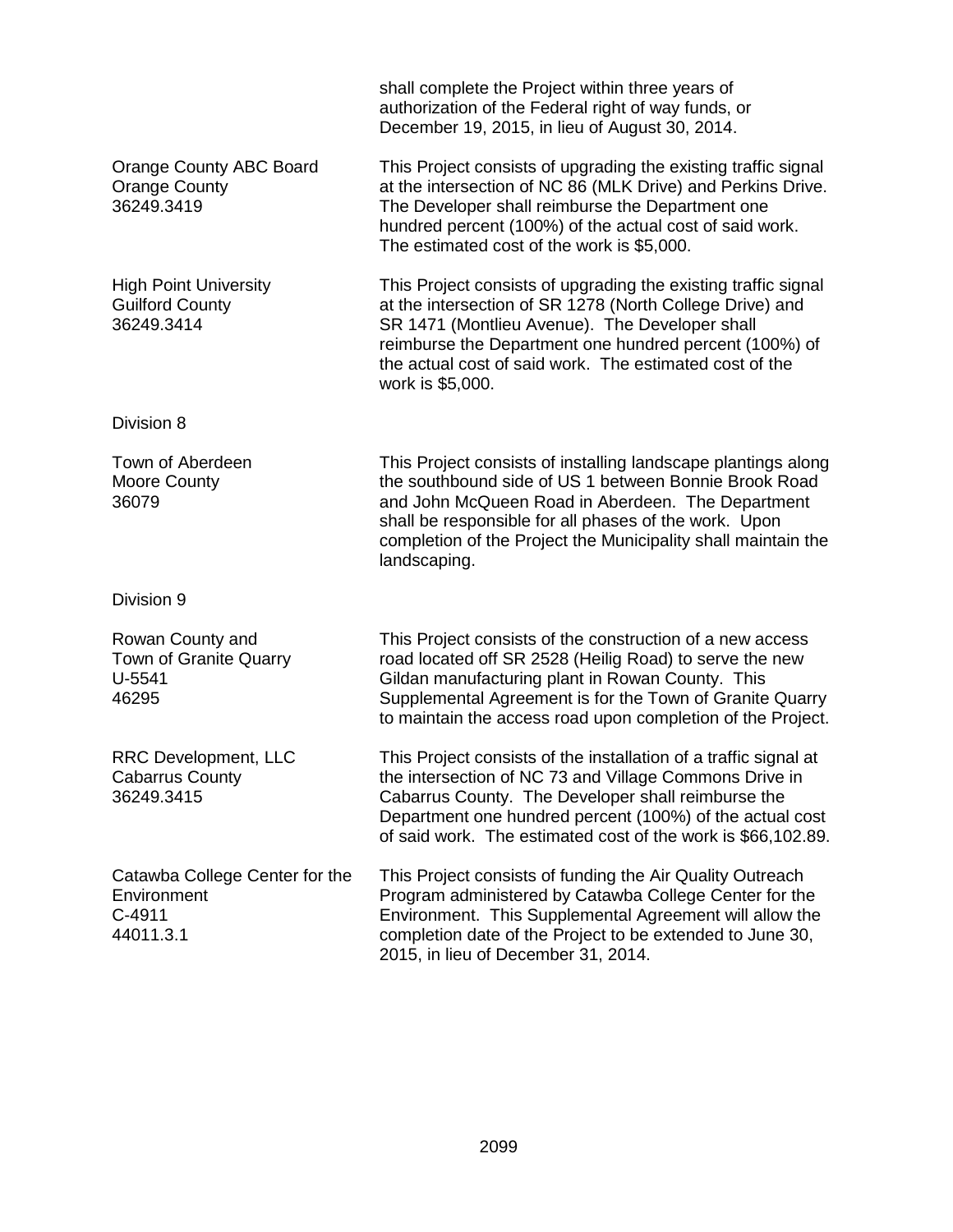shall complete the Project within three years of authorization of the Federal right of way funds, or December 19, 2015, in lieu of August 30, 2014.

| | |
|---|---|
| Orange County ABC Board<br>Orange County<br>36249.3419 | This Project consists of upgrading the existing traffic signal at the intersection of NC 86 (MLK Drive) and Perkins Drive. The Developer shall reimburse the Department one hundred percent (100%) of the actual cost of said work. The estimated cost of the work is $5,000. |
| High Point University<br>Guilford County<br>36249.3414 | This Project consists of upgrading the existing traffic signal at the intersection of SR 1278 (North College Drive) and SR 1471 (Montlieu Avenue). The Developer shall reimburse the Department one hundred percent (100%) of the actual cost of said work. The estimated cost of the work is $5,000. |

Division 8

| | |
|---|---|
| Town of Aberdeen<br>Moore County<br>36079 | This Project consists of installing landscape plantings along the southbound side of US 1 between Bonnie Brook Road and John McQueen Road in Aberdeen. The Department shall be responsible for all phases of the work. Upon completion of the Project the Municipality shall maintain the landscaping. |

Division 9

| | |
|---|---|
| Rowan County and<br>Town of Granite Quarry<br>U-5541<br>46295 | This Project consists of the construction of a new access road located off SR 2528 (Heilig Road) to serve the new Gildan manufacturing plant in Rowan County. This Supplemental Agreement is for the Town of Granite Quarry to maintain the access road upon completion of the Project. |
| RRC Development, LLC<br>Cabarrus County<br>36249.3415 | This Project consists of the installation of a traffic signal at the intersection of NC 73 and Village Commons Drive in Cabarrus County. The Developer shall reimburse the Department one hundred percent (100%) of the actual cost of said work. The estimated cost of the work is $66,102.89. |
| Catawba College Center for the Environment<br>C-4911<br>44011.3.1 | This Project consists of funding the Air Quality Outreach Program administered by Catawba College Center for the Environment. This Supplemental Agreement will allow the completion date of the Project to be extended to June 30, 2015, in lieu of December 31, 2014. |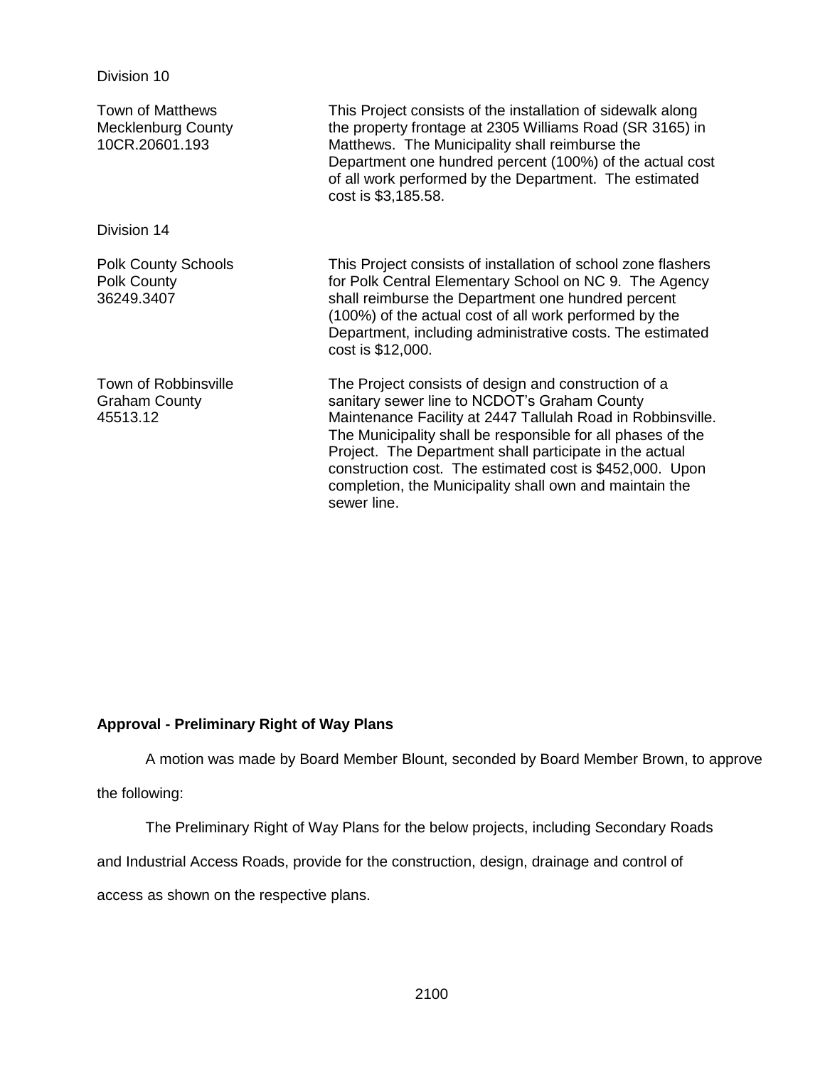Division 10

| | |
|---|---|
| Town of Matthews<br>Mecklenburg County<br>10CR.20601.193 | This Project consists of the installation of sidewalk along the property frontage at 2305 Williams Road (SR 3165) in Matthews. The Municipality shall reimburse the Department one hundred percent (100%) of the actual cost of all work performed by the Department. The estimated cost is $3,185.58. |

Division 14

| | |
|---|---|
| Polk County Schools<br>Polk County<br>36249.3407 | This Project consists of installation of school zone flashers for Polk Central Elementary School on NC 9. The Agency shall reimburse the Department one hundred percent (100%) of the actual cost of all work performed by the Department, including administrative costs. The estimated cost is $12,000. |
| Town of Robbinsville<br>Graham County<br>45513.12 | The Project consists of design and construction of a sanitary sewer line to NCDOT's Graham County Maintenance Facility at 2447 Tallulah Road in Robbinsville. The Municipality shall be responsible for all phases of the Project. The Department shall participate in the actual construction cost. The estimated cost is $452,000. Upon completion, the Municipality shall own and maintain the sewer line. |

**Approval - Preliminary Right of Way Plans**

A motion was made by Board Member Blount, seconded by Board Member Brown, to approve the following:

The Preliminary Right of Way Plans for the below projects, including Secondary Roads and Industrial Access Roads, provide for the construction, design, drainage and control of access as shown on the respective plans.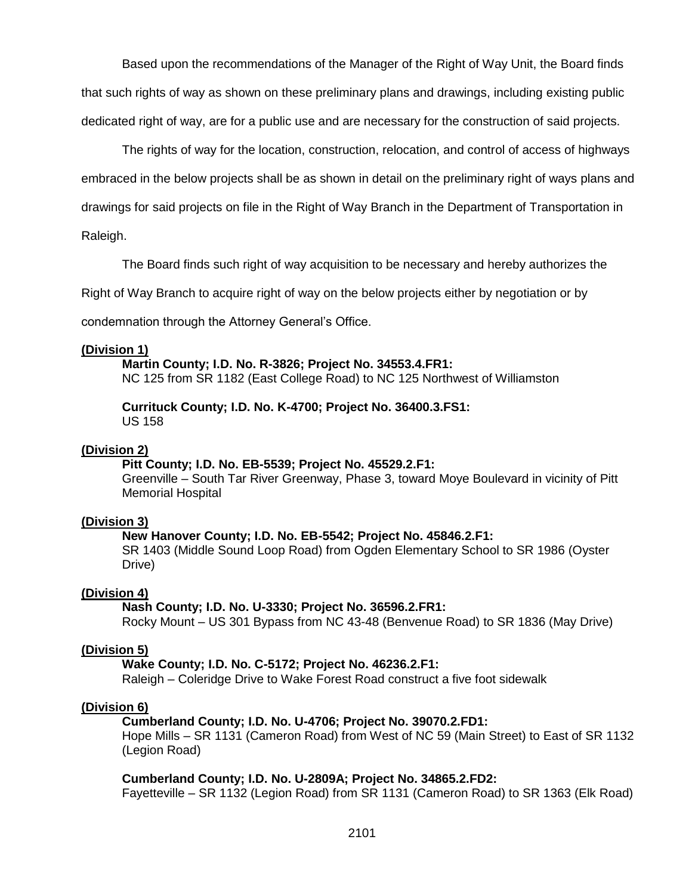Based upon the recommendations of the Manager of the Right of Way Unit, the Board finds that such rights of way as shown on these preliminary plans and drawings, including existing public dedicated right of way, are for a public use and are necessary for the construction of said projects.

The rights of way for the location, construction, relocation, and control of access of highways embraced in the below projects shall be as shown in detail on the preliminary right of ways plans and drawings for said projects on file in the Right of Way Branch in the Department of Transportation in Raleigh.

The Board finds such right of way acquisition to be necessary and hereby authorizes the Right of Way Branch to acquire right of way on the below projects either by negotiation or by condemnation through the Attorney General's Office.

**(Division 1)**

**Martin County; I.D. No. R-3826; Project No. 34553.4.FR1:**
NC 125 from SR 1182 (East College Road) to NC 125 Northwest of Williamston

**Currituck County; I.D. No. K-4700; Project No. 36400.3.FS1:**
US 158

**(Division 2)**

**Pitt County; I.D. No. EB-5539; Project No. 45529.2.F1:**
Greenville – South Tar River Greenway, Phase 3, toward Moye Boulevard in vicinity of Pitt Memorial Hospital

**(Division 3)**

**New Hanover County; I.D. No. EB-5542; Project No. 45846.2.F1:**
SR 1403 (Middle Sound Loop Road) from Ogden Elementary School to SR 1986 (Oyster Drive)

**(Division 4)**

**Nash County; I.D. No. U-3330; Project No. 36596.2.FR1:**
Rocky Mount – US 301 Bypass from NC 43-48 (Benvenue Road) to SR 1836 (May Drive)

**(Division 5)**

**Wake County; I.D. No. C-5172; Project No. 46236.2.F1:**
Raleigh – Coleridge Drive to Wake Forest Road construct a five foot sidewalk

**(Division 6)**

**Cumberland County; I.D. No. U-4706; Project No. 39070.2.FD1:**
Hope Mills – SR 1131 (Cameron Road) from West of NC 59 (Main Street) to East of SR 1132 (Legion Road)

**Cumberland County; I.D. No. U-2809A; Project No. 34865.2.FD2:**
Fayetteville – SR 1132 (Legion Road) from SR 1131 (Cameron Road) to SR 1363 (Elk Road)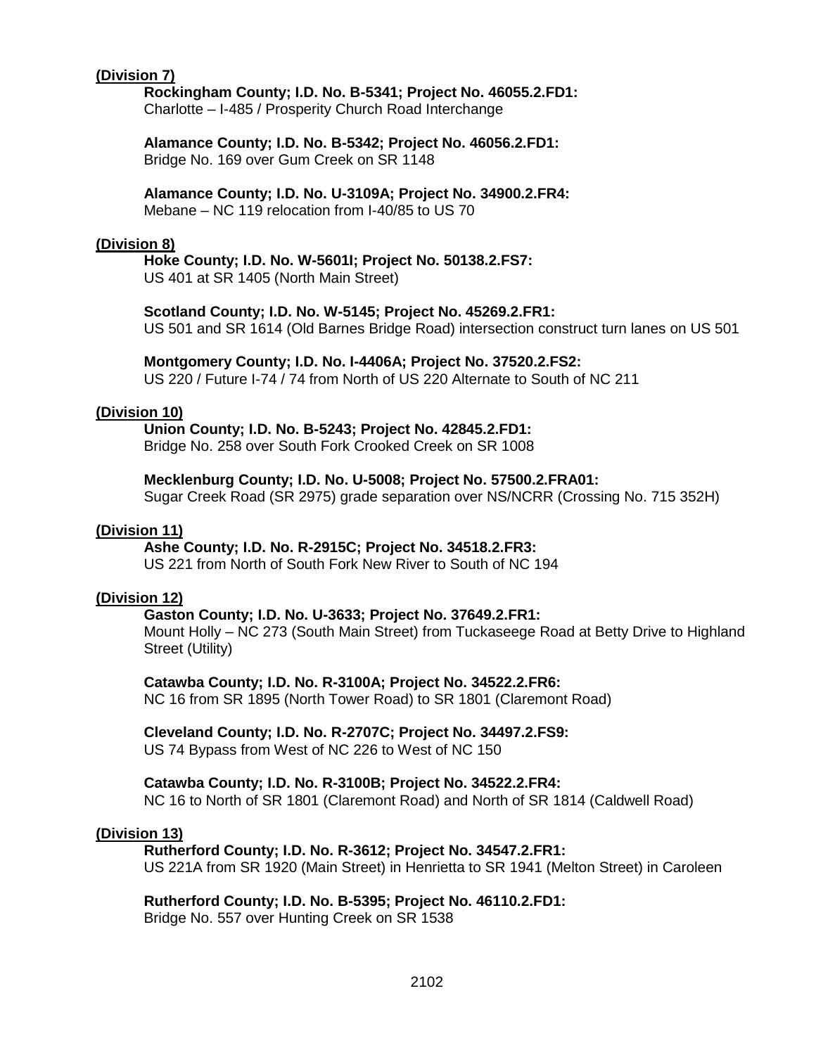**(Division 7)**

**Rockingham County; I.D. No. B-5341; Project No. 46055.2.FD1:**
Charlotte – I-485 / Prosperity Church Road Interchange

**Alamance County; I.D. No. B-5342; Project No. 46056.2.FD1:**
Bridge No. 169 over Gum Creek on SR 1148

**Alamance County; I.D. No. U-3109A; Project No. 34900.2.FR4:**
Mebane – NC 119 relocation from I-40/85 to US 70

**(Division 8)**

**Hoke County; I.D. No. W-5601I; Project No. 50138.2.FS7:**
US 401 at SR 1405 (North Main Street)

**Scotland County; I.D. No. W-5145; Project No. 45269.2.FR1:**
US 501 and SR 1614 (Old Barnes Bridge Road) intersection construct turn lanes on US 501

**Montgomery County; I.D. No. I-4406A; Project No. 37520.2.FS2:**
US 220 / Future I-74 / 74 from North of US 220 Alternate to South of NC 211

**(Division 10)**

**Union County; I.D. No. B-5243; Project No. 42845.2.FD1:**
Bridge No. 258 over South Fork Crooked Creek on SR 1008

**Mecklenburg County; I.D. No. U-5008; Project No. 57500.2.FRA01:**
Sugar Creek Road (SR 2975) grade separation over NS/NCRR (Crossing No. 715 352H)

**(Division 11)**

**Ashe County; I.D. No. R-2915C; Project No. 34518.2.FR3:**
US 221 from North of South Fork New River to South of NC 194

**(Division 12)**

**Gaston County; I.D. No. U-3633; Project No. 37649.2.FR1:**
Mount Holly – NC 273 (South Main Street) from Tuckaseege Road at Betty Drive to Highland Street (Utility)

**Catawba County; I.D. No. R-3100A; Project No. 34522.2.FR6:**
NC 16 from SR 1895 (North Tower Road) to SR 1801 (Claremont Road)

**Cleveland County; I.D. No. R-2707C; Project No. 34497.2.FS9:**
US 74 Bypass from West of NC 226 to West of NC 150

**Catawba County; I.D. No. R-3100B; Project No. 34522.2.FR4:**
NC 16 to North of SR 1801 (Claremont Road) and North of SR 1814 (Caldwell Road)

**(Division 13)**

**Rutherford County; I.D. No. R-3612; Project No. 34547.2.FR1:**
US 221A from SR 1920 (Main Street) in Henrietta to SR 1941 (Melton Street) in Caroleen

**Rutherford County; I.D. No. B-5395; Project No. 46110.2.FD1:**
Bridge No. 557 over Hunting Creek on SR 1538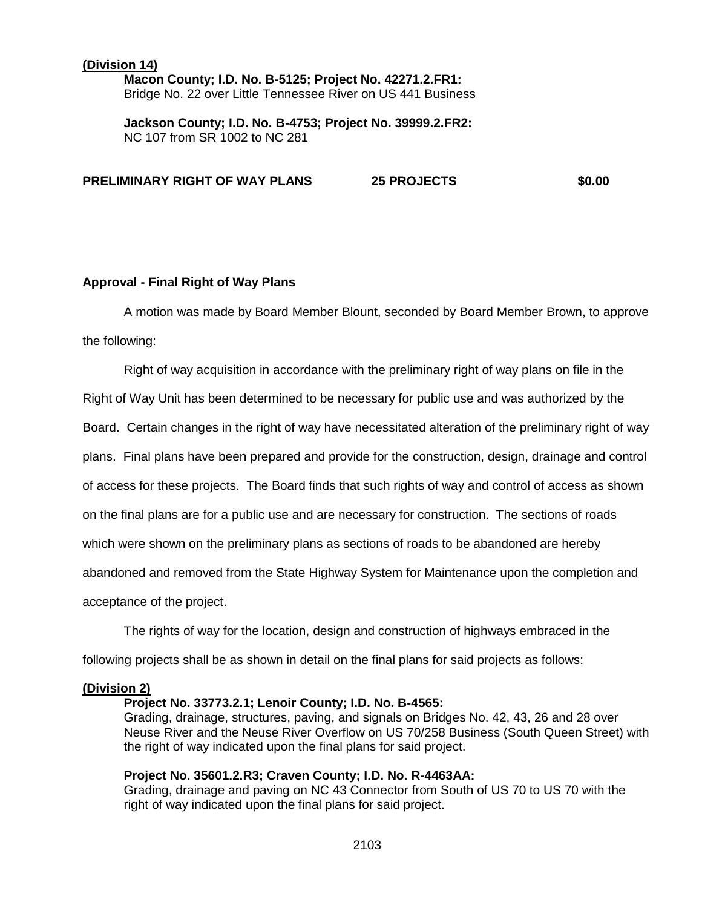**(Division 14)**

**Macon County; I.D. No. B-5125; Project No. 42271.2.FR1:**
Bridge No. 22 over Little Tennessee River on US 441 Business

**Jackson County; I.D. No. B-4753; Project No. 39999.2.FR2:**
NC 107 from SR 1002 to NC 281

**PRELIMINARY RIGHT OF WAY PLANS 25 PROJECTS $0.00**

**Approval - Final Right of Way Plans**

A motion was made by Board Member Blount, seconded by Board Member Brown, to approve the following:

Right of way acquisition in accordance with the preliminary right of way plans on file in the Right of Way Unit has been determined to be necessary for public use and was authorized by the Board. Certain changes in the right of way have necessitated alteration of the preliminary right of way plans. Final plans have been prepared and provide for the construction, design, drainage and control of access for these projects. The Board finds that such rights of way and control of access as shown on the final plans are for a public use and are necessary for construction. The sections of roads which were shown on the preliminary plans as sections of roads to be abandoned are hereby abandoned and removed from the State Highway System for Maintenance upon the completion and acceptance of the project.

The rights of way for the location, design and construction of highways embraced in the following projects shall be as shown in detail on the final plans for said projects as follows:

**(Division 2)**

**Project No. 33773.2.1; Lenoir County; I.D. No. B-4565:**
Grading, drainage, structures, paving, and signals on Bridges No. 42, 43, 26 and 28 over Neuse River and the Neuse River Overflow on US 70/258 Business (South Queen Street) with the right of way indicated upon the final plans for said project.

**Project No. 35601.2.R3; Craven County; I.D. No. R-4463AA:**
Grading, drainage and paving on NC 43 Connector from South of US 70 to US 70 with the right of way indicated upon the final plans for said project.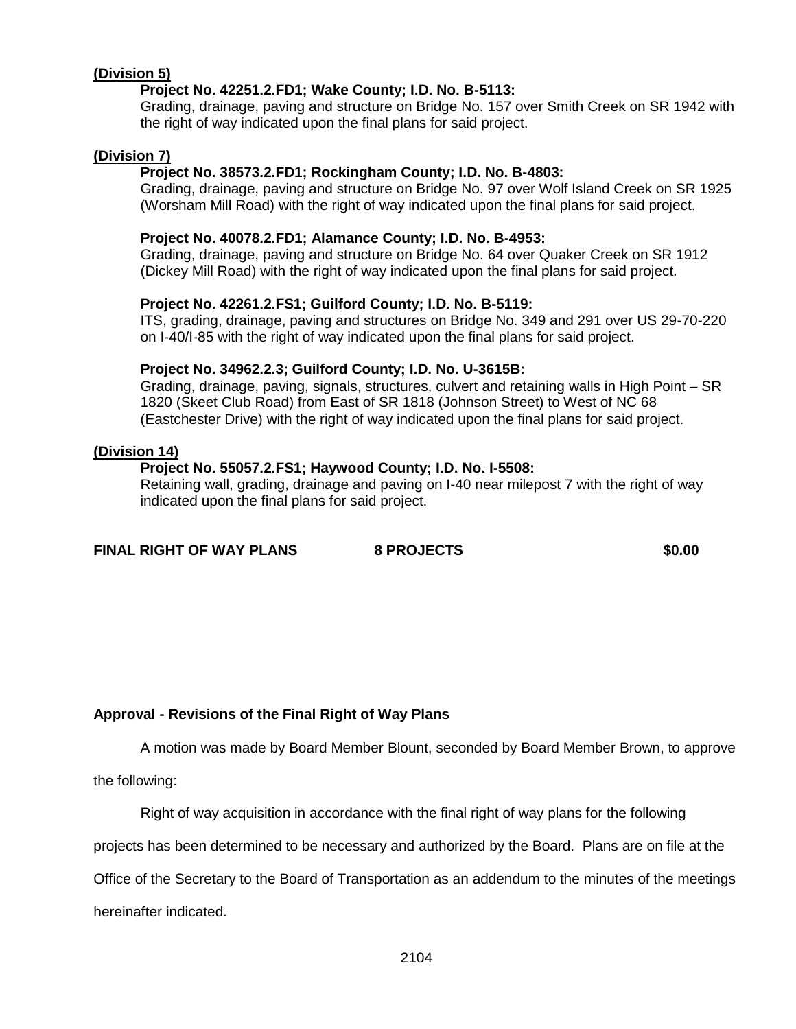**(Division 5)**

**Project No. 42251.2.FD1; Wake County; I.D. No. B-5113:**
Grading, drainage, paving and structure on Bridge No. 157 over Smith Creek on SR 1942 with the right of way indicated upon the final plans for said project.

**(Division 7)**

**Project No. 38573.2.FD1; Rockingham County; I.D. No. B-4803:**
Grading, drainage, paving and structure on Bridge No. 97 over Wolf Island Creek on SR 1925 (Worsham Mill Road) with the right of way indicated upon the final plans for said project.

**Project No. 40078.2.FD1; Alamance County; I.D. No. B-4953:**
Grading, drainage, paving and structure on Bridge No. 64 over Quaker Creek on SR 1912 (Dickey Mill Road) with the right of way indicated upon the final plans for said project.

**Project No. 42261.2.FS1; Guilford County; I.D. No. B-5119:**
ITS, grading, drainage, paving and structures on Bridge No. 349 and 291 over US 29-70-220 on I-40/I-85 with the right of way indicated upon the final plans for said project.

**Project No. 34962.2.3; Guilford County; I.D. No. U-3615B:**
Grading, drainage, paving, signals, structures, culvert and retaining walls in High Point – SR 1820 (Skeet Club Road) from East of SR 1818 (Johnson Street) to West of NC 68 (Eastchester Drive) with the right of way indicated upon the final plans for said project.

**(Division 14)**

**Project No. 55057.2.FS1; Haywood County; I.D. No. I-5508:**
Retaining wall, grading, drainage and paving on I-40 near milepost 7 with the right of way indicated upon the final plans for said project.

**FINAL RIGHT OF WAY PLANS 8 PROJECTS $0.00**

**Approval - Revisions of the Final Right of Way Plans**

A motion was made by Board Member Blount, seconded by Board Member Brown, to approve the following:

Right of way acquisition in accordance with the final right of way plans for the following projects has been determined to be necessary and authorized by the Board. Plans are on file at the Office of the Secretary to the Board of Transportation as an addendum to the minutes of the meetings hereinafter indicated.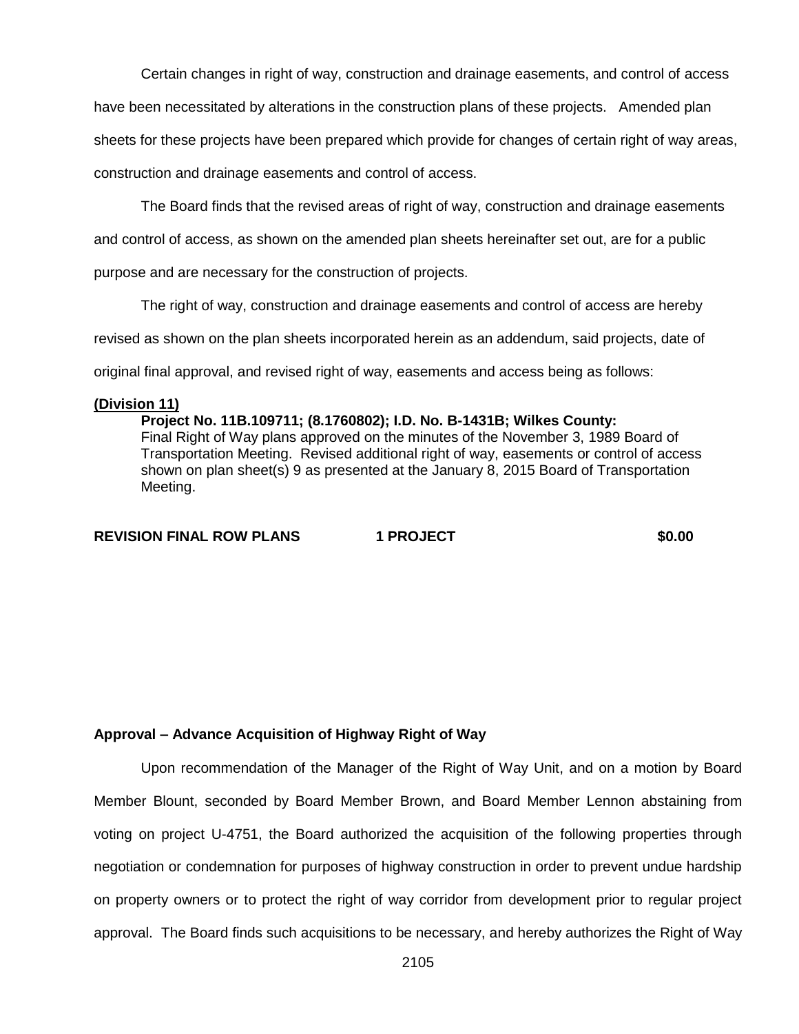Certain changes in right of way, construction and drainage easements, and control of access have been necessitated by alterations in the construction plans of these projects. Amended plan sheets for these projects have been prepared which provide for changes of certain right of way areas, construction and drainage easements and control of access.

The Board finds that the revised areas of right of way, construction and drainage easements and control of access, as shown on the amended plan sheets hereinafter set out, are for a public purpose and are necessary for the construction of projects.

The right of way, construction and drainage easements and control of access are hereby revised as shown on the plan sheets incorporated herein as an addendum, said projects, date of original final approval, and revised right of way, easements and access being as follows:

**(Division 11)**

**Project No. 11B.109711; (8.1760802); I.D. No. B-1431B; Wilkes County:**
Final Right of Way plans approved on the minutes of the November 3, 1989 Board of Transportation Meeting. Revised additional right of way, easements or control of access shown on plan sheet(s) 9 as presented at the January 8, 2015 Board of Transportation Meeting.

**REVISION FINAL ROW PLANS 1 PROJECT $0.00**

**Approval – Advance Acquisition of Highway Right of Way**

Upon recommendation of the Manager of the Right of Way Unit, and on a motion by Board Member Blount, seconded by Board Member Brown, and Board Member Lennon abstaining from voting on project U-4751, the Board authorized the acquisition of the following properties through negotiation or condemnation for purposes of highway construction in order to prevent undue hardship on property owners or to protect the right of way corridor from development prior to regular project approval. The Board finds such acquisitions to be necessary, and hereby authorizes the Right of Way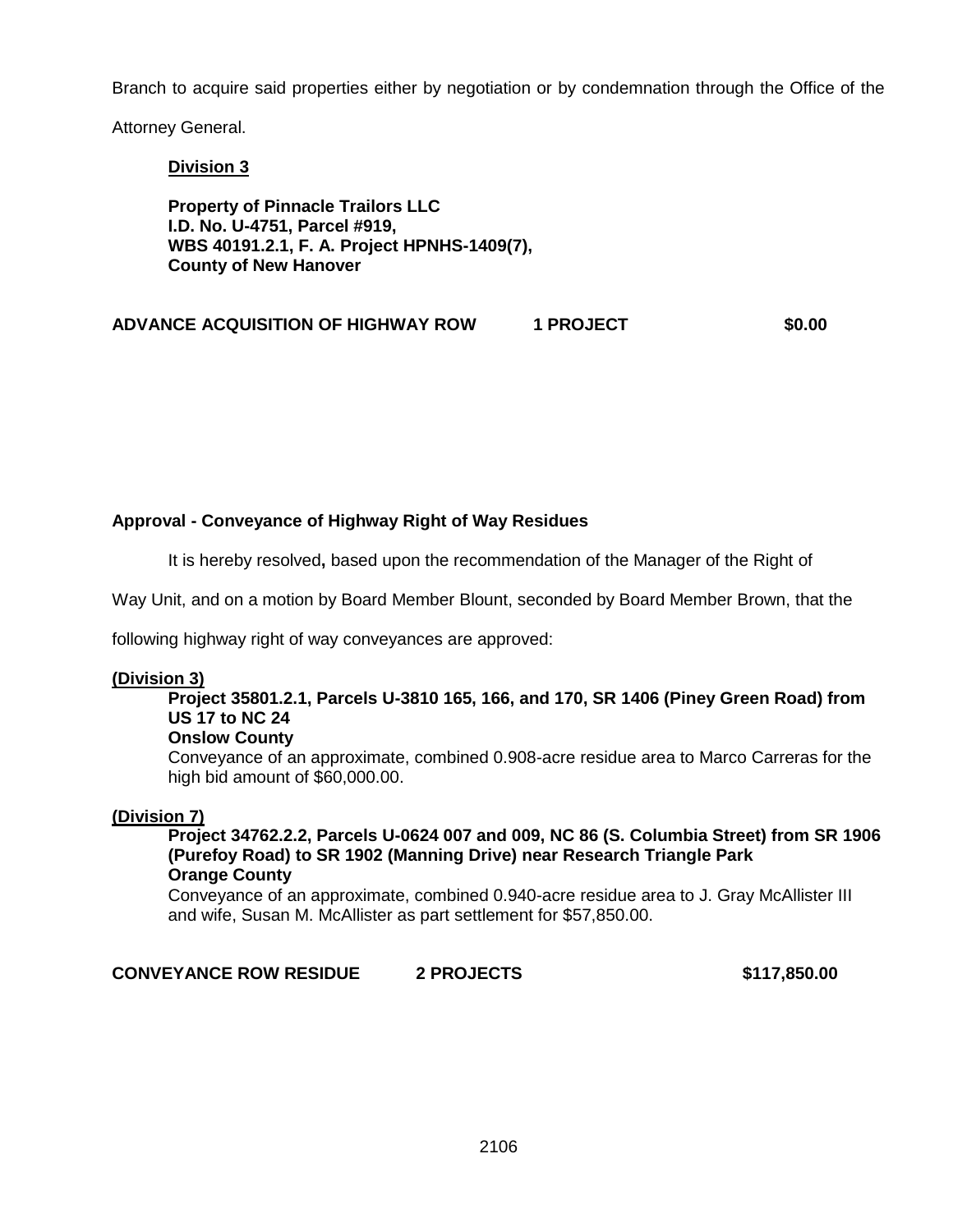Branch to acquire said properties either by negotiation or by condemnation through the Office of the Attorney General.

**Division 3**

**Property of Pinnacle Trailors LLC**
**I.D. No. U-4751, Parcel #919,**
**WBS 40191.2.1, F. A. Project HPNHS-1409(7),**
**County of New Hanover**

**ADVANCE ACQUISITION OF HIGHWAY ROW  1 PROJECT  $0.00**

**Approval - Conveyance of Highway Right of Way Residues**

It is hereby resolved**,** based upon the recommendation of the Manager of the Right of Way Unit, and on a motion by Board Member Blount, seconded by Board Member Brown, that the following highway right of way conveyances are approved:

**(Division 3)**

**Project 35801.2.1, Parcels U-3810 165, 166, and 170, SR 1406 (Piney Green Road) from US 17 to NC 24**
**Onslow County**
Conveyance of an approximate, combined 0.908-acre residue area to Marco Carreras for the high bid amount of $60,000.00.

**(Division 7)**

**Project 34762.2.2, Parcels U-0624 007 and 009, NC 86 (S. Columbia Street) from SR 1906 (Purefoy Road) to SR 1902 (Manning Drive) near Research Triangle Park**
**Orange County**
Conveyance of an approximate, combined 0.940-acre residue area to J. Gray McAllister III and wife, Susan M. McAllister as part settlement for $57,850.00.

**CONVEYANCE ROW RESIDUE  2 PROJECTS  $117,850.00**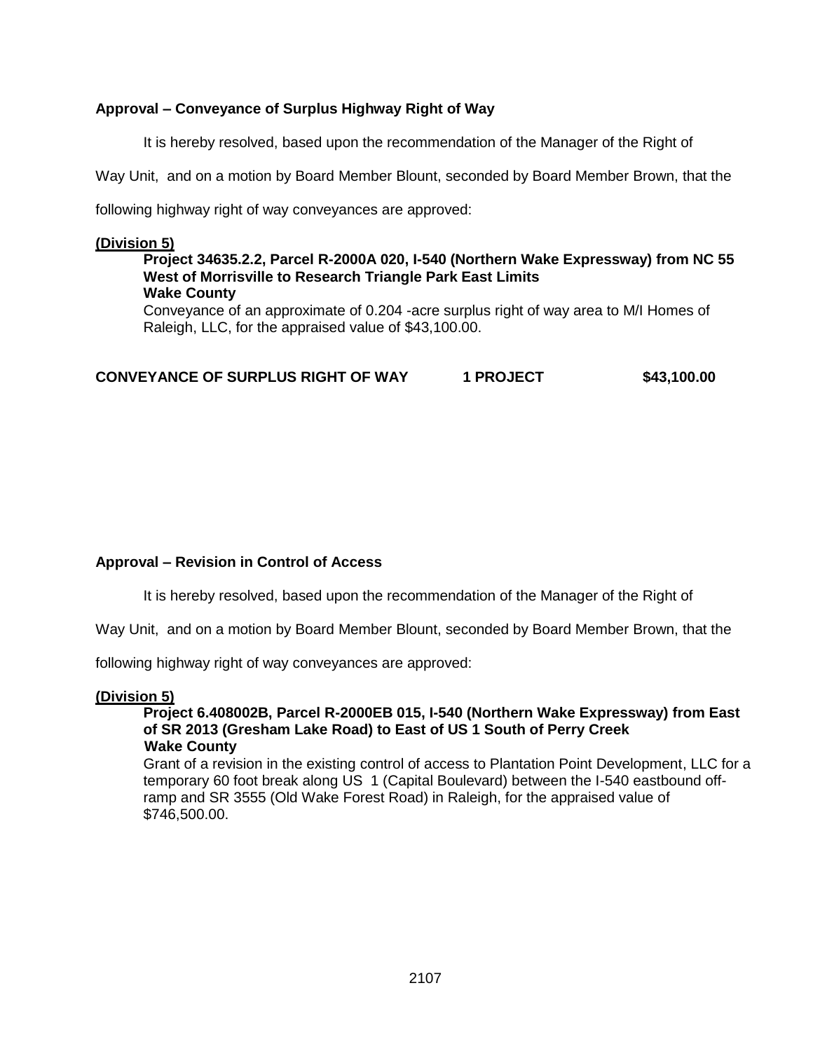**Approval – Conveyance of Surplus Highway Right of Way**

It is hereby resolved, based upon the recommendation of the Manager of the Right of Way Unit, and on a motion by Board Member Blount, seconded by Board Member Brown, that the following highway right of way conveyances are approved:

**(Division 5)**

**Project 34635.2.2, Parcel R-2000A 020, I-540 (Northern Wake Expressway) from NC 55 West of Morrisville to Research Triangle Park East Limits**
**Wake County**
Conveyance of an approximate of 0.204 -acre surplus right of way area to M/I Homes of Raleigh, LLC, for the appraised value of $43,100.00.

| **CONVEYANCE OF SURPLUS RIGHT OF WAY** | **1 PROJECT** | **$43,100.00** |
|---|---|---|

**Approval – Revision in Control of Access**

It is hereby resolved, based upon the recommendation of the Manager of the Right of Way Unit, and on a motion by Board Member Blount, seconded by Board Member Brown, that the following highway right of way conveyances are approved:

**(Division 5)**

**Project 6.408002B, Parcel R-2000EB 015, I-540 (Northern Wake Expressway) from East of SR 2013 (Gresham Lake Road) to East of US 1 South of Perry Creek**
**Wake County**
Grant of a revision in the existing control of access to Plantation Point Development, LLC for a temporary 60 foot break along US 1 (Capital Boulevard) between the I-540 eastbound off-ramp and SR 3555 (Old Wake Forest Road) in Raleigh, for the appraised value of $746,500.00.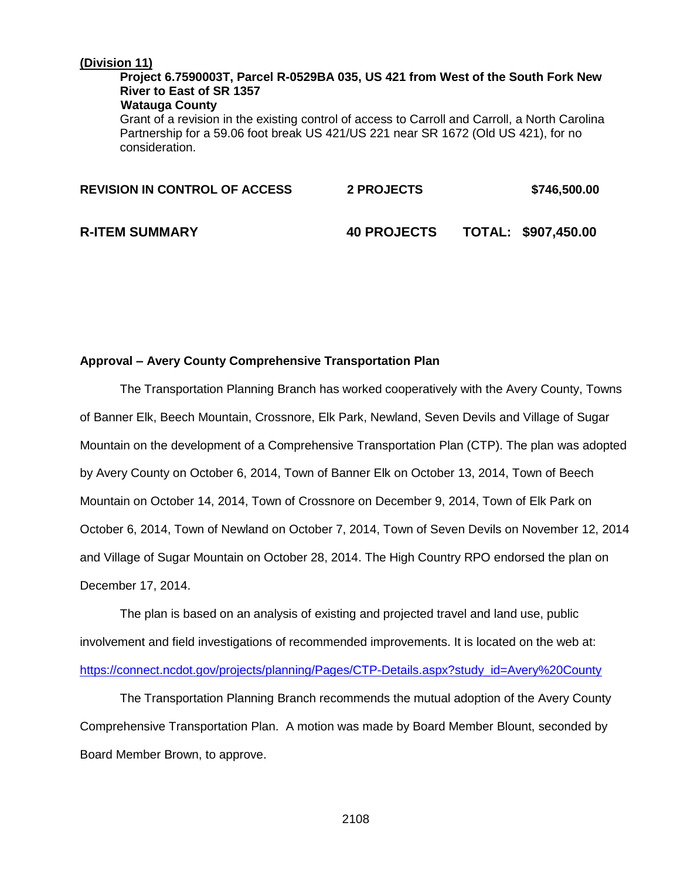**(Division 11)**

**Project 6.7590003T, Parcel R-0529BA 035, US 421 from West of the South Fork New River to East of SR 1357**
**Watauga County**
Grant of a revision in the existing control of access to Carroll and Carroll, a North Carolina Partnership for a 59.06 foot break US 421/US 221 near SR 1672 (Old US 421), for no consideration.

| | | |
|---|---|---|
| **REVISION IN CONTROL OF ACCESS** | **2 PROJECTS** | **$746,500.00** |
| **R-ITEM SUMMARY** | **40 PROJECTS** | **TOTAL: $907,450.00** |

**Approval – Avery County Comprehensive Transportation Plan**

The Transportation Planning Branch has worked cooperatively with the Avery County, Towns of Banner Elk, Beech Mountain, Crossnore, Elk Park, Newland, Seven Devils and Village of Sugar Mountain on the development of a Comprehensive Transportation Plan (CTP). The plan was adopted by Avery County on October 6, 2014, Town of Banner Elk on October 13, 2014, Town of Beech Mountain on October 14, 2014, Town of Crossnore on December 9, 2014, Town of Elk Park on October 6, 2014, Town of Newland on October 7, 2014, Town of Seven Devils on November 12, 2014 and Village of Sugar Mountain on October 28, 2014. The High Country RPO endorsed the plan on December 17, 2014.

The plan is based on an analysis of existing and projected travel and land use, public involvement and field investigations of recommended improvements. It is located on the web at: https://connect.ncdot.gov/projects/planning/Pages/CTP-Details.aspx?study_id=Avery%20County

The Transportation Planning Branch recommends the mutual adoption of the Avery County Comprehensive Transportation Plan. A motion was made by Board Member Blount, seconded by Board Member Brown, to approve.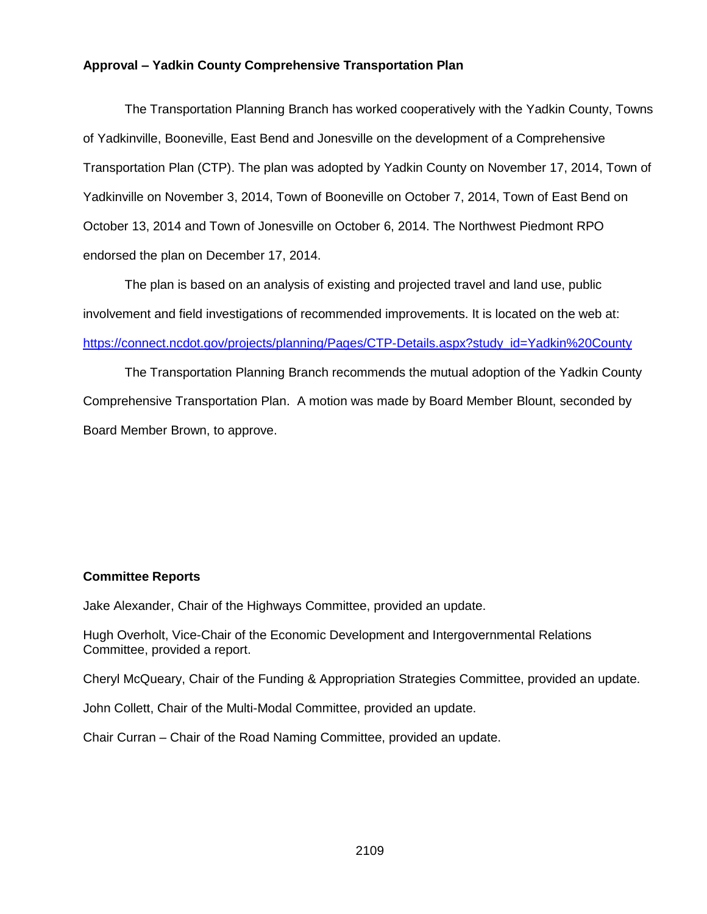**Approval – Yadkin County Comprehensive Transportation Plan**

The Transportation Planning Branch has worked cooperatively with the Yadkin County, Towns of Yadkinville, Booneville, East Bend and Jonesville on the development of a Comprehensive Transportation Plan (CTP). The plan was adopted by Yadkin County on November 17, 2014, Town of Yadkinville on November 3, 2014, Town of Booneville on October 7, 2014, Town of East Bend on October 13, 2014 and Town of Jonesville on October 6, 2014. The Northwest Piedmont RPO endorsed the plan on December 17, 2014.

The plan is based on an analysis of existing and projected travel and land use, public involvement and field investigations of recommended improvements. It is located on the web at: https://connect.ncdot.gov/projects/planning/Pages/CTP-Details.aspx?study_id=Yadkin%20County

The Transportation Planning Branch recommends the mutual adoption of the Yadkin County Comprehensive Transportation Plan. A motion was made by Board Member Blount, seconded by Board Member Brown, to approve.

**Committee Reports**

Jake Alexander, Chair of the Highways Committee, provided an update.

Hugh Overholt, Vice-Chair of the Economic Development and Intergovernmental Relations Committee, provided a report.

Cheryl McQueary, Chair of the Funding & Appropriation Strategies Committee, provided an update.

John Collett, Chair of the Multi-Modal Committee, provided an update.

Chair Curran – Chair of the Road Naming Committee, provided an update.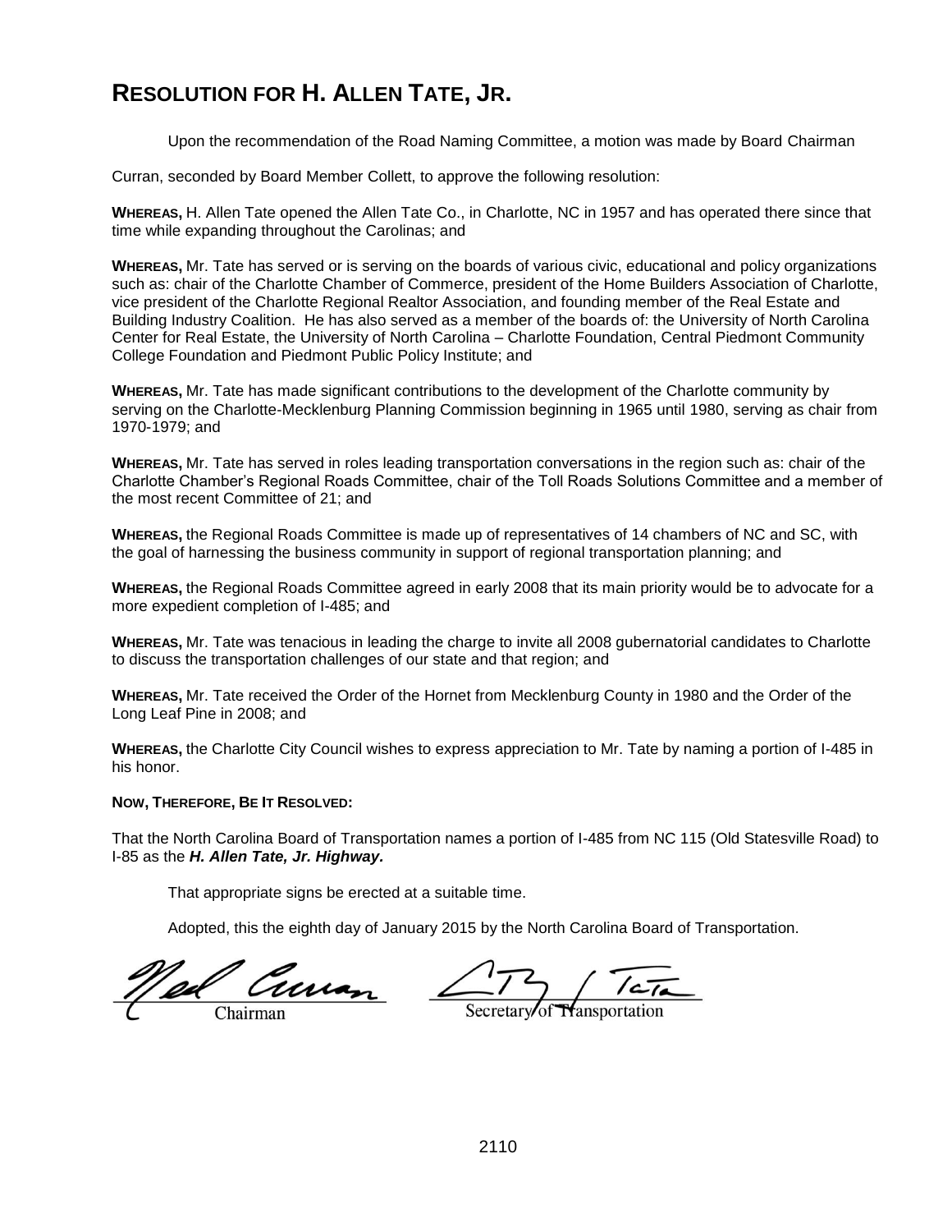# RESOLUTION FOR H. ALLEN TATE, JR.

Upon the recommendation of the Road Naming Committee, a motion was made by Board Chairman Curran, seconded by Board Member Collett, to approve the following resolution:

**WHEREAS,** H. Allen Tate opened the Allen Tate Co., in Charlotte, NC in 1957 and has operated there since that time while expanding throughout the Carolinas; and

**WHEREAS,** Mr. Tate has served or is serving on the boards of various civic, educational and policy organizations such as: chair of the Charlotte Chamber of Commerce, president of the Home Builders Association of Charlotte, vice president of the Charlotte Regional Realtor Association, and founding member of the Real Estate and Building Industry Coalition. He has also served as a member of the boards of: the University of North Carolina Center for Real Estate, the University of North Carolina – Charlotte Foundation, Central Piedmont Community College Foundation and Piedmont Public Policy Institute; and

**WHEREAS,** Mr. Tate has made significant contributions to the development of the Charlotte community by serving on the Charlotte-Mecklenburg Planning Commission beginning in 1965 until 1980, serving as chair from 1970-1979; and

**WHEREAS,** Mr. Tate has served in roles leading transportation conversations in the region such as: chair of the Charlotte Chamber's Regional Roads Committee, chair of the Toll Roads Solutions Committee and a member of the most recent Committee of 21; and

**WHEREAS,** the Regional Roads Committee is made up of representatives of 14 chambers of NC and SC, with the goal of harnessing the business community in support of regional transportation planning; and

**WHEREAS,** the Regional Roads Committee agreed in early 2008 that its main priority would be to advocate for a more expedient completion of I-485; and

**WHEREAS,** Mr. Tate was tenacious in leading the charge to invite all 2008 gubernatorial candidates to Charlotte to discuss the transportation challenges of our state and that region; and

**WHEREAS,** Mr. Tate received the Order of the Hornet from Mecklenburg County in 1980 and the Order of the Long Leaf Pine in 2008; and

**WHEREAS,** the Charlotte City Council wishes to express appreciation to Mr. Tate by naming a portion of I-485 in his honor.

**NOW, THEREFORE, BE IT RESOLVED:**

That the North Carolina Board of Transportation names a portion of I-485 from NC 115 (Old Statesville Road) to I-85 as the ***H. Allen Tate, Jr. Highway.***

That appropriate signs be erected at a suitable time.

Adopted, this the eighth day of January 2015 by the North Carolina Board of Transportation.

Chairman

Secretary of Transportation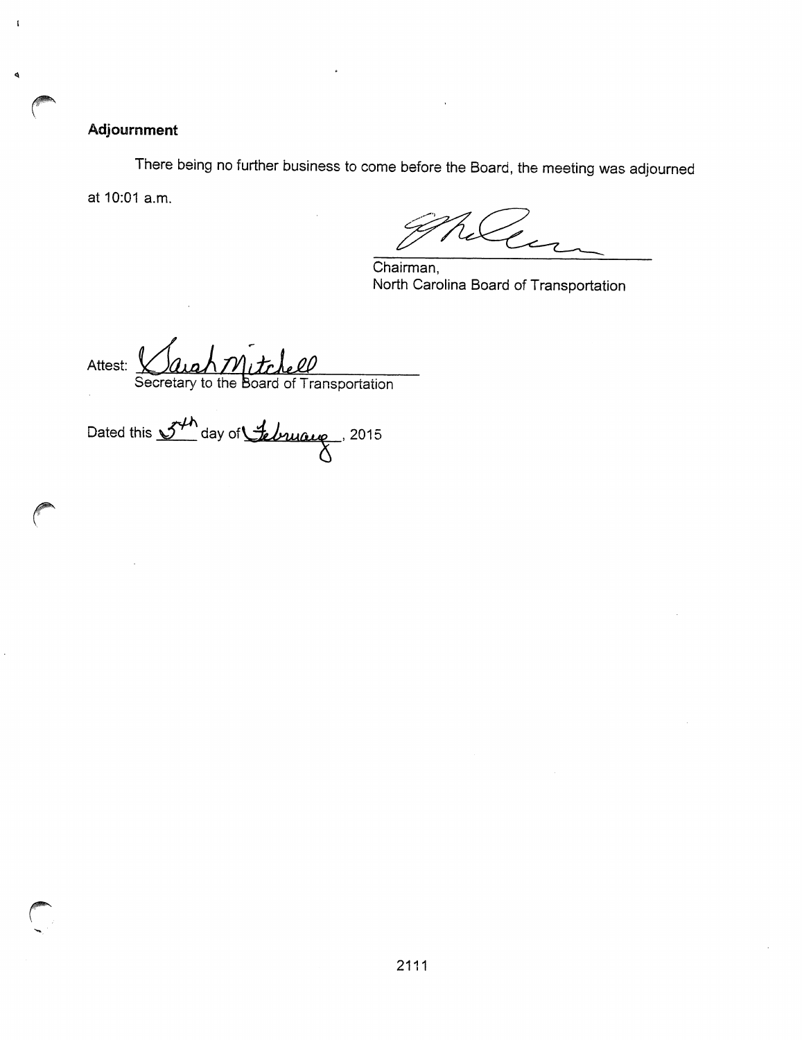**Adjournment**

There being no further business to come before the Board, the meeting was adjourned at 10:01 a.m.

Chairman,
North Carolina Board of Transportation

Attest: Sarah Mitchell
Secretary to the Board of Transportation

Dated this 5th day of February, 2015